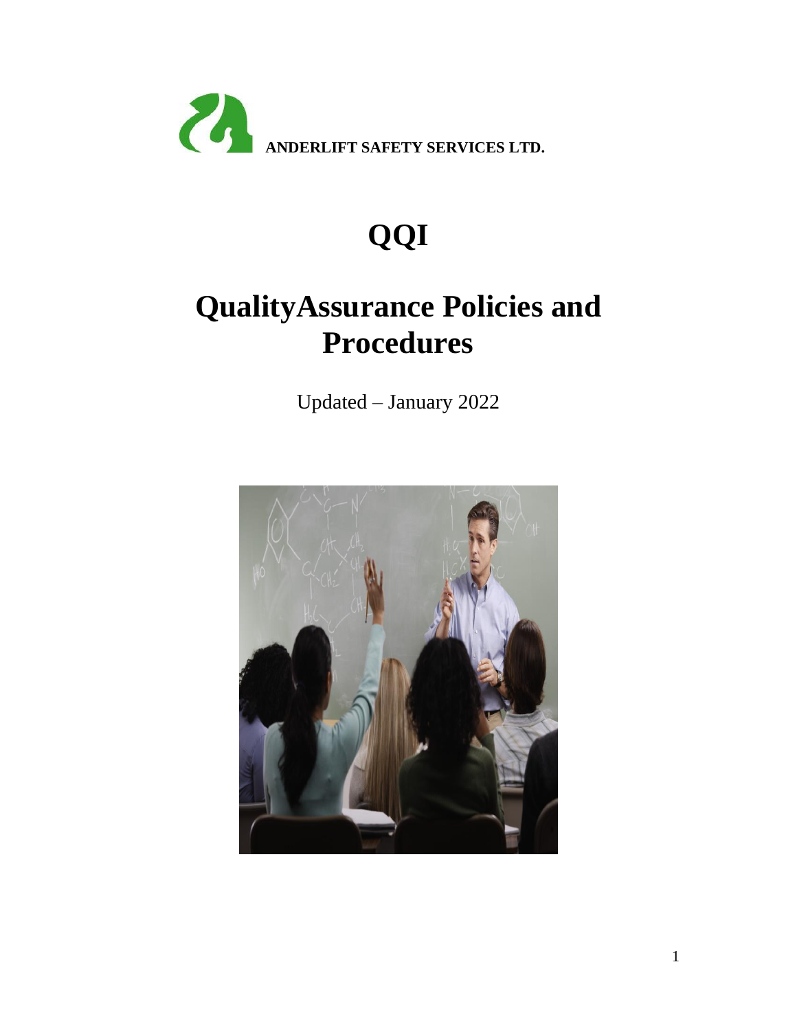**ANDERLIFT SAFETY SERVICES LTD.**

# QQI

# QualityAssurance Policies and Procedures

Updated – January 2022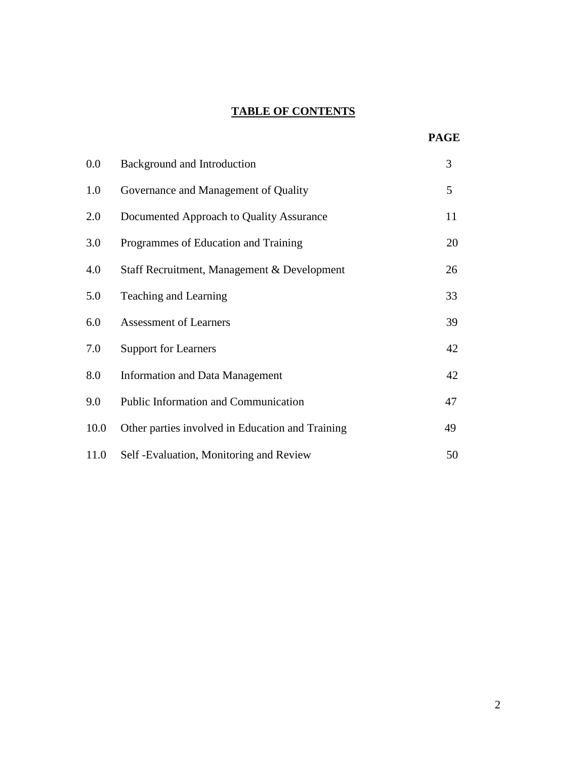# TABLE OF CONTENTS

| | | PAGE |
|---|---|---|
| 0.0 | Background and Introduction | 3 |
| 1.0 | Governance and Management of Quality | 5 |
| 2.0 | Documented Approach to Quality Assurance | 11 |
| 3.0 | Programmes of Education and Training | 20 |
| 4.0 | Staff Recruitment, Management & Development | 26 |
| 5.0 | Teaching and Learning | 33 |
| 6.0 | Assessment of Learners | 39 |
| 7.0 | Support for Learners | 42 |
| 8.0 | Information and Data Management | 42 |
| 9.0 | Public Information and Communication | 47 |
| 10.0 | Other parties involved in Education and Training | 49 |
| 11.0 | Self -Evaluation, Monitoring and Review | 50 |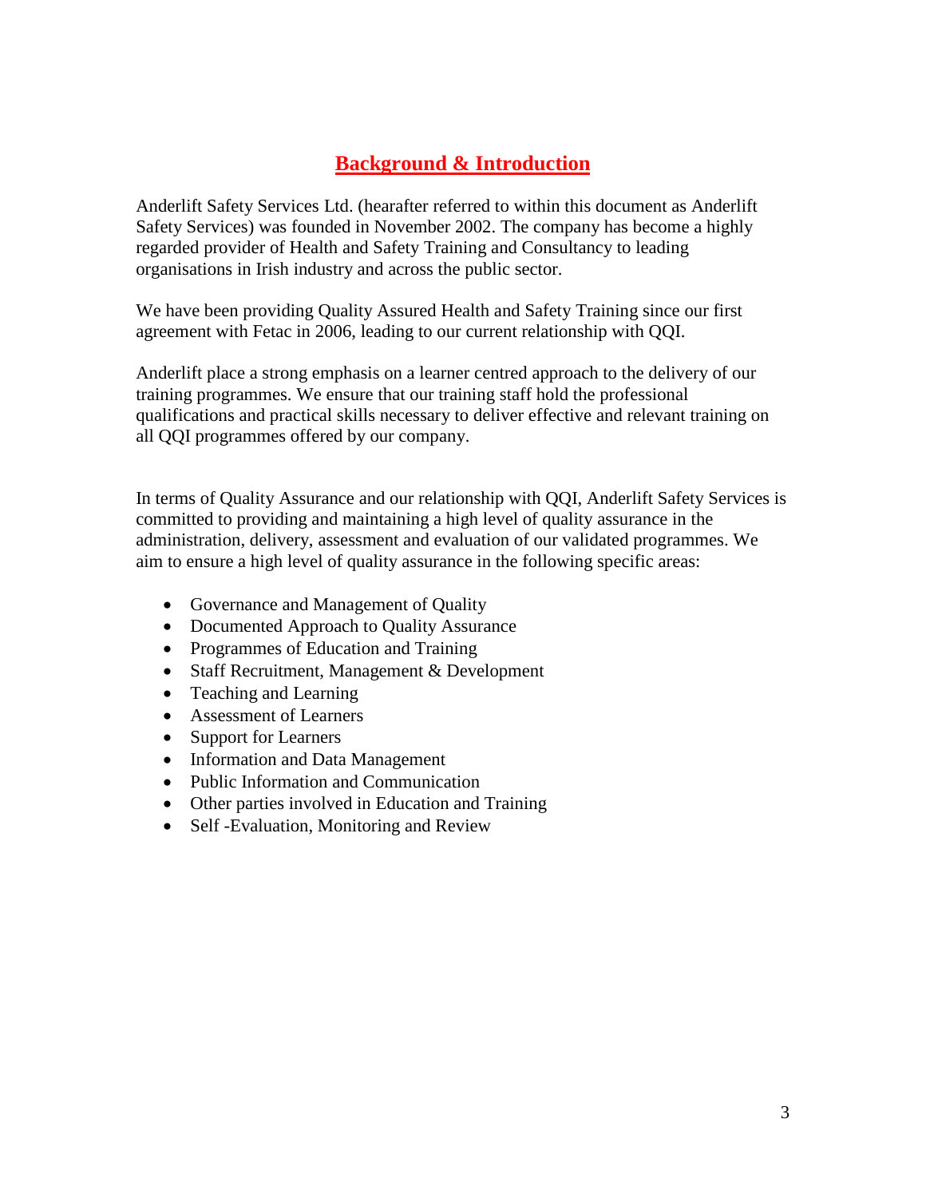# Background & Introduction

Anderlift Safety Services Ltd. (hearafter referred to within this document as Anderlift Safety Services) was founded in November 2002. The company has become a highly regarded provider of Health and Safety Training and Consultancy to leading organisations in Irish industry and across the public sector.

We have been providing Quality Assured Health and Safety Training since our first agreement with Fetac in 2006, leading to our current relationship with QQI.

Anderlift place a strong emphasis on a learner centred approach to the delivery of our training programmes. We ensure that our training staff hold the professional qualifications and practical skills necessary to deliver effective and relevant training on all QQI programmes offered by our company.

In terms of Quality Assurance and our relationship with QQI, Anderlift Safety Services is committed to providing and maintaining a high level of quality assurance in the administration, delivery, assessment and evaluation of our validated programmes. We aim to ensure a high level of quality assurance in the following specific areas:

- Governance and Management of Quality
- Documented Approach to Quality Assurance
- Programmes of Education and Training
- Staff Recruitment, Management & Development
- Teaching and Learning
- Assessment of Learners
- Support for Learners
- Information and Data Management
- Public Information and Communication
- Other parties involved in Education and Training
- Self -Evaluation, Monitoring and Review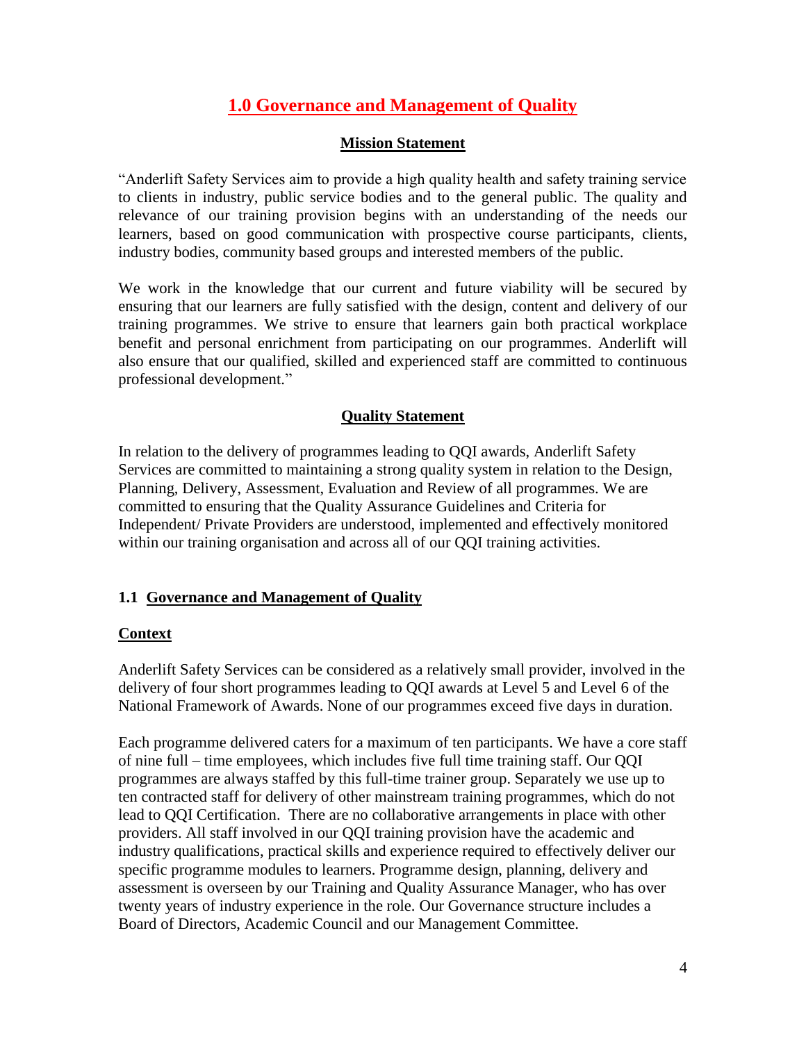# 1.0 Governance and Management of Quality

## Mission Statement

"Anderlift Safety Services aim to provide a high quality health and safety training service to clients in industry, public service bodies and to the general public. The quality and relevance of our training provision begins with an understanding of the needs our learners, based on good communication with prospective course participants, clients, industry bodies, community based groups and interested members of the public.

We work in the knowledge that our current and future viability will be secured by ensuring that our learners are fully satisfied with the design, content and delivery of our training programmes. We strive to ensure that learners gain both practical workplace benefit and personal enrichment from participating on our programmes. Anderlift will also ensure that our qualified, skilled and experienced staff are committed to continuous professional development."

## Quality Statement

In relation to the delivery of programmes leading to QQI awards, Anderlift Safety Services are committed to maintaining a strong quality system in relation to the Design, Planning, Delivery, Assessment, Evaluation and Review of all programmes. We are committed to ensuring that the Quality Assurance Guidelines and Criteria for Independent/ Private Providers are understood, implemented and effectively monitored within our training organisation and across all of our QQI training activities.

### 1.1 Governance and Management of Quality

**Context**

Anderlift Safety Services can be considered as a relatively small provider, involved in the delivery of four short programmes leading to QQI awards at Level 5 and Level 6 of the National Framework of Awards. None of our programmes exceed five days in duration.

Each programme delivered caters for a maximum of ten participants. We have a core staff of nine full – time employees, which includes five full time training staff. Our QQI programmes are always staffed by this full-time trainer group. Separately we use up to ten contracted staff for delivery of other mainstream training programmes, which do not lead to QQI Certification. There are no collaborative arrangements in place with other providers. All staff involved in our QQI training provision have the academic and industry qualifications, practical skills and experience required to effectively deliver our specific programme modules to learners. Programme design, planning, delivery and assessment is overseen by our Training and Quality Assurance Manager, who has over twenty years of industry experience in the role. Our Governance structure includes a Board of Directors, Academic Council and our Management Committee.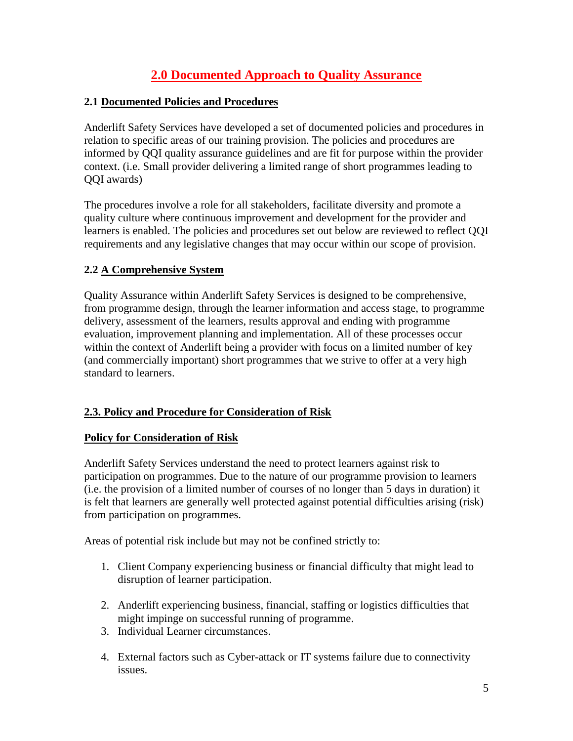# 2.0 Documented Approach to Quality Assurance

## 2.1 Documented Policies and Procedures

Anderlift Safety Services have developed a set of documented policies and procedures in relation to specific areas of our training provision. The policies and procedures are informed by QQI quality assurance guidelines and are fit for purpose within the provider context. (i.e. Small provider delivering a limited range of short programmes leading to QQI awards)

The procedures involve a role for all stakeholders, facilitate diversity and promote a quality culture where continuous improvement and development for the provider and learners is enabled. The policies and procedures set out below are reviewed to reflect QQI requirements and any legislative changes that may occur within our scope of provision.

## 2.2 A Comprehensive System

Quality Assurance within Anderlift Safety Services is designed to be comprehensive, from programme design, through the learner information and access stage, to programme delivery, assessment of the learners, results approval and ending with programme evaluation, improvement planning and implementation. All of these processes occur within the context of Anderlift being a provider with focus on a limited number of key (and commercially important) short programmes that we strive to offer at a very high standard to learners.

## 2.3. Policy and Procedure for Consideration of Risk

### Policy for Consideration of Risk

Anderlift Safety Services understand the need to protect learners against risk to participation on programmes. Due to the nature of our programme provision to learners (i.e. the provision of a limited number of courses of no longer than 5 days in duration) it is felt that learners are generally well protected against potential difficulties arising (risk) from participation on programmes.

Areas of potential risk include but may not be confined strictly to:

1. Client Company experiencing business or financial difficulty that might lead to disruption of learner participation.
2. Anderlift experiencing business, financial, staffing or logistics difficulties that might impinge on successful running of programme.
3. Individual Learner circumstances.
4. External factors such as Cyber-attack or IT systems failure due to connectivity issues.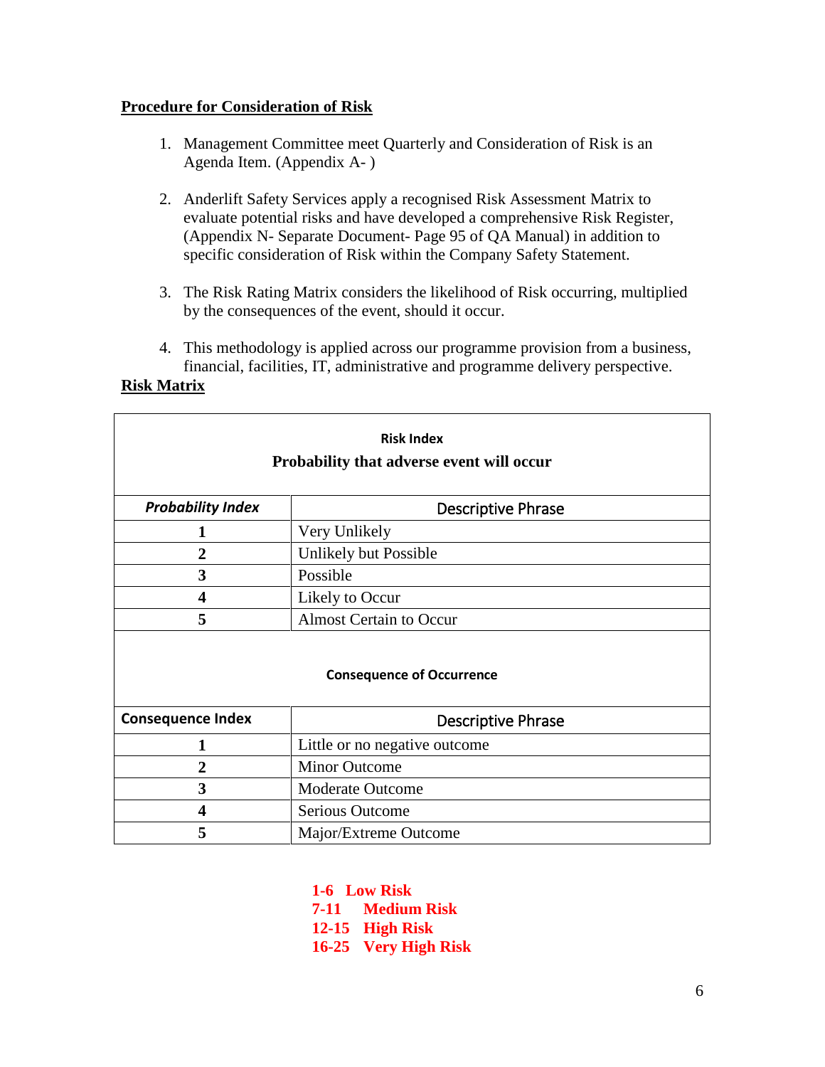**Procedure for Consideration of Risk**

1. Management Committee meet Quarterly and Consideration of Risk is an Agenda Item. (Appendix A- )

2. Anderlift Safety Services apply a recognised Risk Assessment Matrix to evaluate potential risks and have developed a comprehensive Risk Register, (Appendix N- Separate Document- Page 95 of QA Manual) in addition to specific consideration of Risk within the Company Safety Statement.

3. The Risk Rating Matrix considers the likelihood of Risk occurring, multiplied by the consequences of the event, should it occur.

4. This methodology is applied across our programme provision from a business, financial, facilities, IT, administrative and programme delivery perspective.

**Risk Matrix**

| **Risk Index**<br>**Probability that adverse event will occur** | |
|---|---|
| ***Probability Index*** | Descriptive Phrase |
| **1** | Very Unlikely |
| **2** | Unlikely but Possible |
| **3** | Possible |
| **4** | Likely to Occur |
| **5** | Almost Certain to Occur |
| **Consequence of Occurrence** | |
| **Consequence Index** | Descriptive Phrase |
| **1** | Little or no negative outcome |
| **2** | Minor Outcome |
| **3** | Moderate Outcome |
| **4** | Serious Outcome |
| **5** | Major/Extreme Outcome |

**1-6 Low Risk**
**7-11 Medium Risk**
**12-15 High Risk**
**16-25 Very High Risk**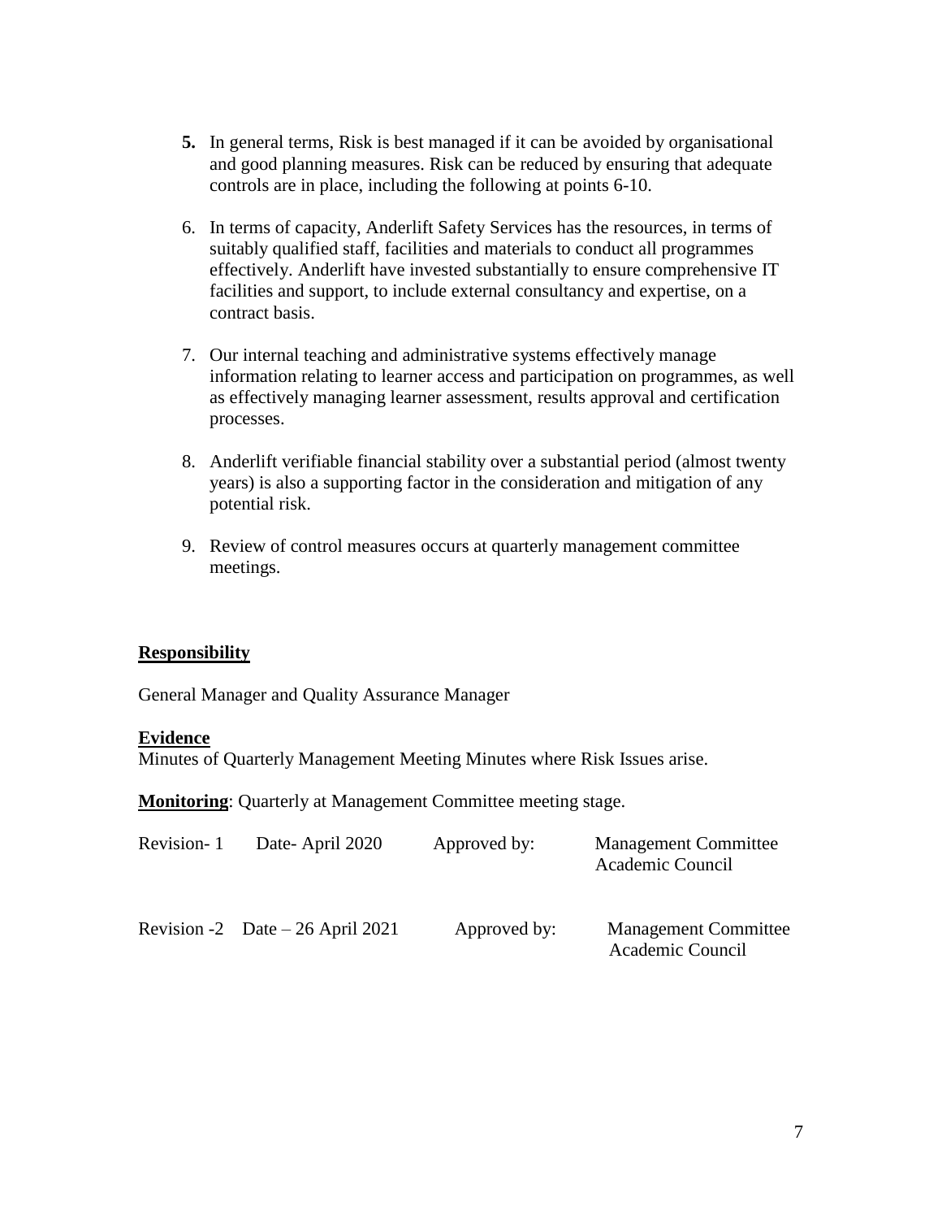5. In general terms, Risk is best managed if it can be avoided by organisational and good planning measures. Risk can be reduced by ensuring that adequate controls are in place, including the following at points 6-10.

6. In terms of capacity, Anderlift Safety Services has the resources, in terms of suitably qualified staff, facilities and materials to conduct all programmes effectively. Anderlift have invested substantially to ensure comprehensive IT facilities and support, to include external consultancy and expertise, on a contract basis.

7. Our internal teaching and administrative systems effectively manage information relating to learner access and participation on programmes, as well as effectively managing learner assessment, results approval and certification processes.

8. Anderlift verifiable financial stability over a substantial period (almost twenty years) is also a supporting factor in the consideration and mitigation of any potential risk.

9. Review of control measures occurs at quarterly management committee meetings.

**Responsibility**

General Manager and Quality Assurance Manager

**Evidence**

Minutes of Quarterly Management Meeting Minutes where Risk Issues arise.

**Monitoring**: Quarterly at Management Committee meeting stage.

| | | | |
|---|---|---|---|
| Revision- 1 | Date- April 2020 | Approved by: | Management Committee<br>Academic Council |
| Revision -2 | Date – 26 April 2021 | Approved by: | Management Committee<br>Academic Council |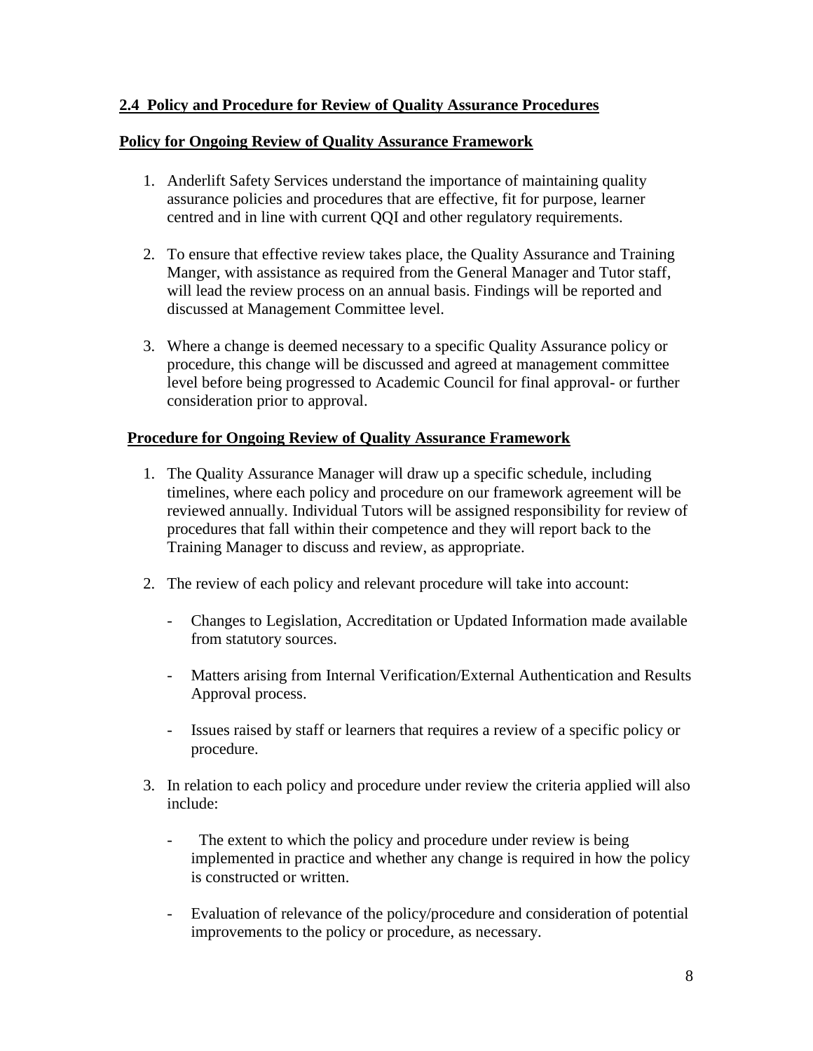## 2.4 Policy and Procedure for Review of Quality Assurance Procedures

### Policy for Ongoing Review of Quality Assurance Framework

1. Anderlift Safety Services understand the importance of maintaining quality assurance policies and procedures that are effective, fit for purpose, learner centred and in line with current QQI and other regulatory requirements.

2. To ensure that effective review takes place, the Quality Assurance and Training Manger, with assistance as required from the General Manager and Tutor staff, will lead the review process on an annual basis. Findings will be reported and discussed at Management Committee level.

3. Where a change is deemed necessary to a specific Quality Assurance policy or procedure, this change will be discussed and agreed at management committee level before being progressed to Academic Council for final approval- or further consideration prior to approval.

### Procedure for Ongoing Review of Quality Assurance Framework

1. The Quality Assurance Manager will draw up a specific schedule, including timelines, where each policy and procedure on our framework agreement will be reviewed annually. Individual Tutors will be assigned responsibility for review of procedures that fall within their competence and they will report back to the Training Manager to discuss and review, as appropriate.

2. The review of each policy and relevant procedure will take into account:

   - Changes to Legislation, Accreditation or Updated Information made available from statutory sources.

   - Matters arising from Internal Verification/External Authentication and Results Approval process.

   - Issues raised by staff or learners that requires a review of a specific policy or procedure.

3. In relation to each policy and procedure under review the criteria applied will also include:

   - The extent to which the policy and procedure under review is being implemented in practice and whether any change is required in how the policy is constructed or written.

   - Evaluation of relevance of the policy/procedure and consideration of potential improvements to the policy or procedure, as necessary.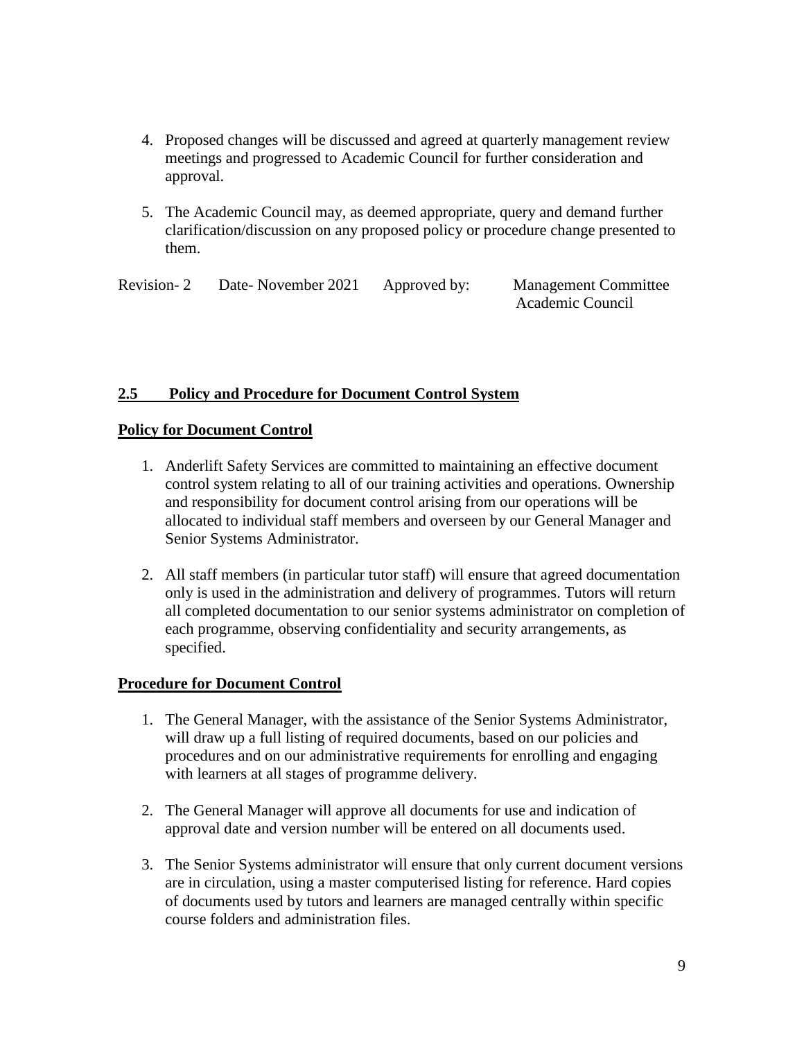4. Proposed changes will be discussed and agreed at quarterly management review meetings and progressed to Academic Council for further consideration and approval.

5. The Academic Council may, as deemed appropriate, query and demand further clarification/discussion on any proposed policy or procedure change presented to them.

Revision- 2 Date- November 2021 Approved by: Management Committee
Academic Council

## **2.5 Policy and Procedure for Document Control System**

**Policy for Document Control**

1. Anderlift Safety Services are committed to maintaining an effective document control system relating to all of our training activities and operations. Ownership and responsibility for document control arising from our operations will be allocated to individual staff members and overseen by our General Manager and Senior Systems Administrator.

2. All staff members (in particular tutor staff) will ensure that agreed documentation only is used in the administration and delivery of programmes. Tutors will return all completed documentation to our senior systems administrator on completion of each programme, observing confidentiality and security arrangements, as specified.

**Procedure for Document Control**

1. The General Manager, with the assistance of the Senior Systems Administrator, will draw up a full listing of required documents, based on our policies and procedures and on our administrative requirements for enrolling and engaging with learners at all stages of programme delivery.

2. The General Manager will approve all documents for use and indication of approval date and version number will be entered on all documents used.

3. The Senior Systems administrator will ensure that only current document versions are in circulation, using a master computerised listing for reference. Hard copies of documents used by tutors and learners are managed centrally within specific course folders and administration files.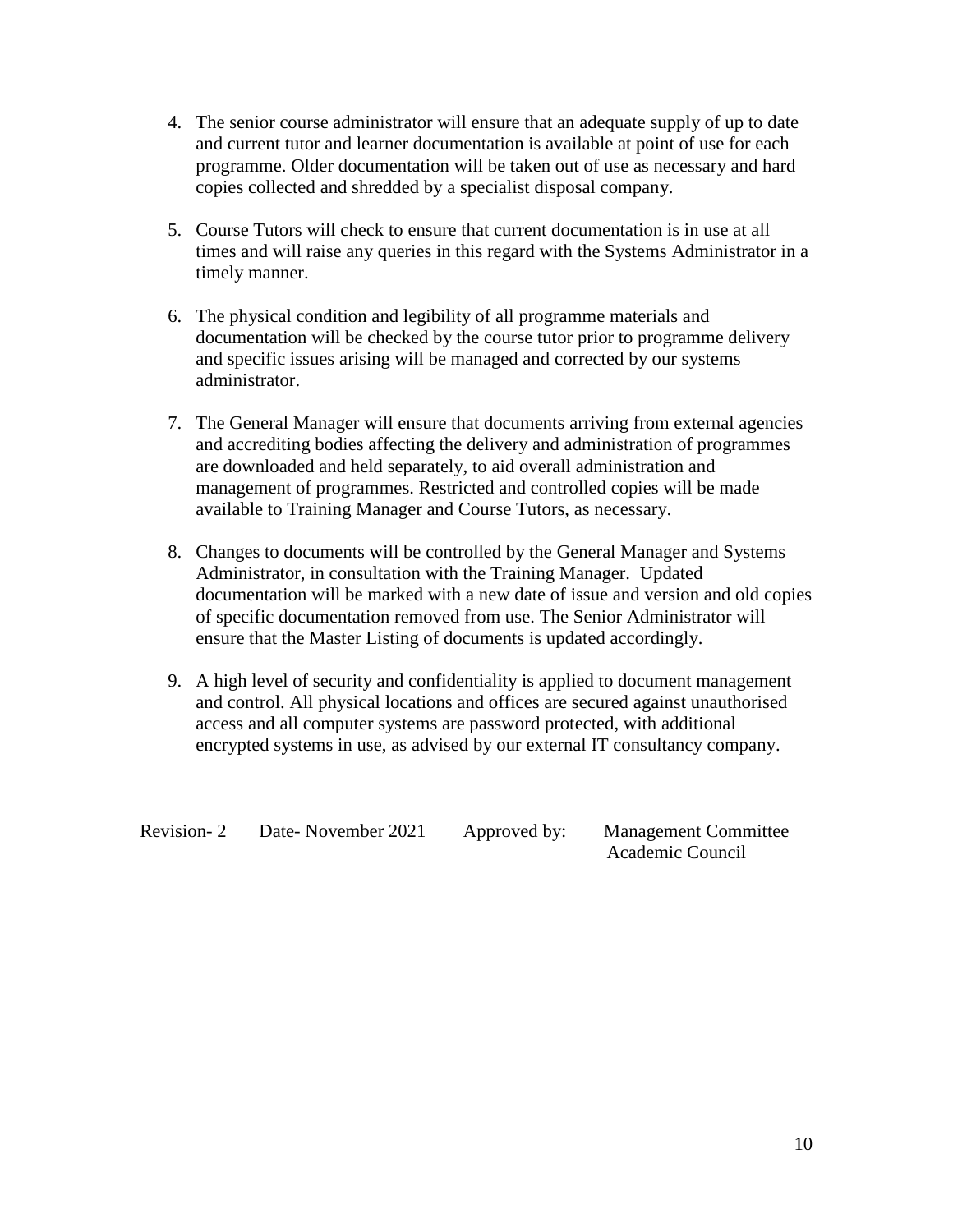4. The senior course administrator will ensure that an adequate supply of up to date and current tutor and learner documentation is available at point of use for each programme. Older documentation will be taken out of use as necessary and hard copies collected and shredded by a specialist disposal company.

5. Course Tutors will check to ensure that current documentation is in use at all times and will raise any queries in this regard with the Systems Administrator in a timely manner.

6. The physical condition and legibility of all programme materials and documentation will be checked by the course tutor prior to programme delivery and specific issues arising will be managed and corrected by our systems administrator.

7. The General Manager will ensure that documents arriving from external agencies and accrediting bodies affecting the delivery and administration of programmes are downloaded and held separately, to aid overall administration and management of programmes. Restricted and controlled copies will be made available to Training Manager and Course Tutors, as necessary.

8. Changes to documents will be controlled by the General Manager and Systems Administrator, in consultation with the Training Manager. Updated documentation will be marked with a new date of issue and version and old copies of specific documentation removed from use. The Senior Administrator will ensure that the Master Listing of documents is updated accordingly.

9. A high level of security and confidentiality is applied to document management and control. All physical locations and offices are secured against unauthorised access and all computer systems are password protected, with additional encrypted systems in use, as advised by our external IT consultancy company.

Revision- 2 Date- November 2021 Approved by: Management Committee
Academic Council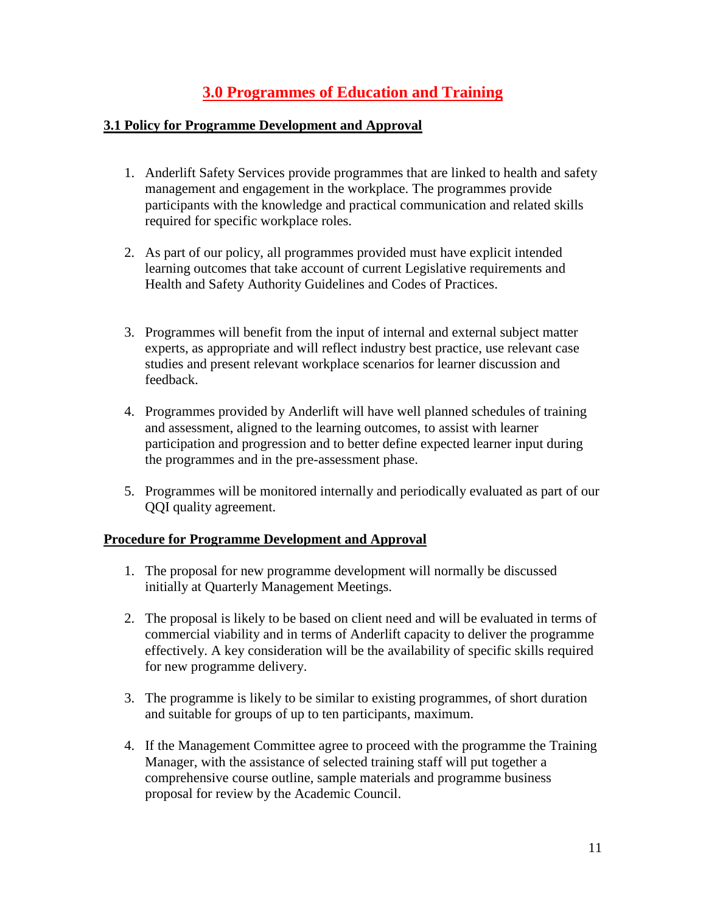# 3.0 Programmes of Education and Training

## 3.1 Policy for Programme Development and Approval

1. Anderlift Safety Services provide programmes that are linked to health and safety management and engagement in the workplace. The programmes provide participants with the knowledge and practical communication and related skills required for specific workplace roles.

2. As part of our policy, all programmes provided must have explicit intended learning outcomes that take account of current Legislative requirements and Health and Safety Authority Guidelines and Codes of Practices.

3. Programmes will benefit from the input of internal and external subject matter experts, as appropriate and will reflect industry best practice, use relevant case studies and present relevant workplace scenarios for learner discussion and feedback.

4. Programmes provided by Anderlift will have well planned schedules of training and assessment, aligned to the learning outcomes, to assist with learner participation and progression and to better define expected learner input during the programmes and in the pre-assessment phase.

5. Programmes will be monitored internally and periodically evaluated as part of our QQI quality agreement.

## Procedure for Programme Development and Approval

1. The proposal for new programme development will normally be discussed initially at Quarterly Management Meetings.

2. The proposal is likely to be based on client need and will be evaluated in terms of commercial viability and in terms of Anderlift capacity to deliver the programme effectively. A key consideration will be the availability of specific skills required for new programme delivery.

3. The programme is likely to be similar to existing programmes, of short duration and suitable for groups of up to ten participants, maximum.

4. If the Management Committee agree to proceed with the programme the Training Manager, with the assistance of selected training staff will put together a comprehensive course outline, sample materials and programme business proposal for review by the Academic Council.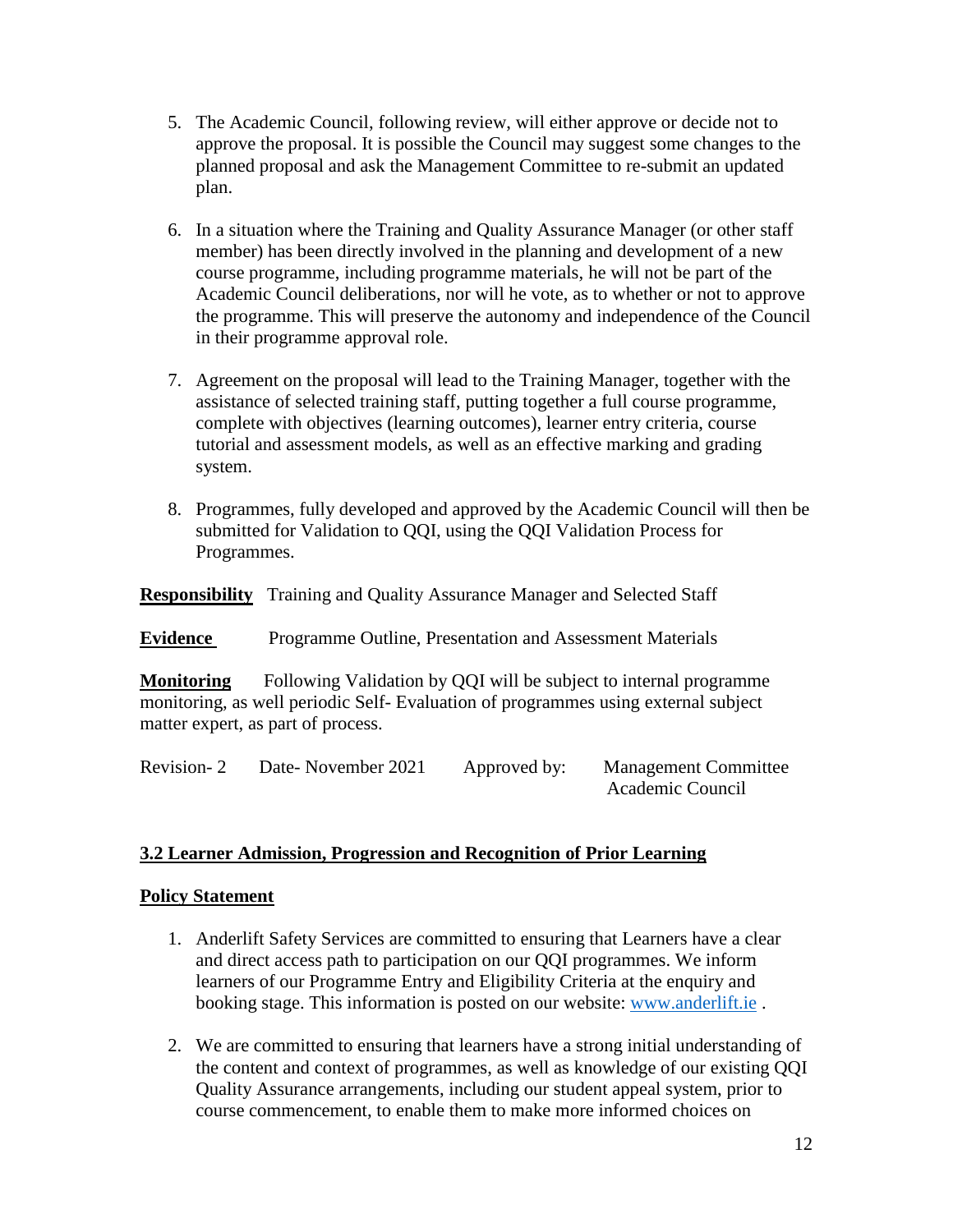5. The Academic Council, following review, will either approve or decide not to approve the proposal. It is possible the Council may suggest some changes to the planned proposal and ask the Management Committee to re-submit an updated plan.

6. In a situation where the Training and Quality Assurance Manager (or other staff member) has been directly involved in the planning and development of a new course programme, including programme materials, he will not be part of the Academic Council deliberations, nor will he vote, as to whether or not to approve the programme. This will preserve the autonomy and independence of the Council in their programme approval role.

7. Agreement on the proposal will lead to the Training Manager, together with the assistance of selected training staff, putting together a full course programme, complete with objectives (learning outcomes), learner entry criteria, course tutorial and assessment models, as well as an effective marking and grading system.

8. Programmes, fully developed and approved by the Academic Council will then be submitted for Validation to QQI, using the QQI Validation Process for Programmes.

**Responsibility** Training and Quality Assurance Manager and Selected Staff

**Evidence** Programme Outline, Presentation and Assessment Materials

**Monitoring** Following Validation by QQI will be subject to internal programme monitoring, as well periodic Self- Evaluation of programmes using external subject matter expert, as part of process.

Revision- 2 Date- November 2021 Approved by: Management Committee
Academic Council

## 3.2 Learner Admission, Progression and Recognition of Prior Learning

### Policy Statement

1. Anderlift Safety Services are committed to ensuring that Learners have a clear and direct access path to participation on our QQI programmes. We inform learners of our Programme Entry and Eligibility Criteria at the enquiry and booking stage. This information is posted on our website: [www.anderlift.ie](www.anderlift.ie) .

2. We are committed to ensuring that learners have a strong initial understanding of the content and context of programmes, as well as knowledge of our existing QQI Quality Assurance arrangements, including our student appeal system, prior to course commencement, to enable them to make more informed choices on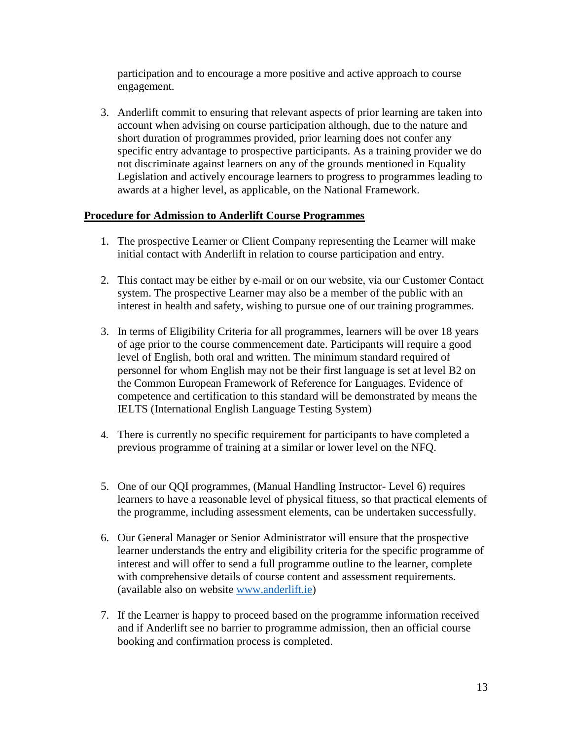participation and to encourage a more positive and active approach to course engagement.

3. Anderlift commit to ensuring that relevant aspects of prior learning are taken into account when advising on course participation although, due to the nature and short duration of programmes provided, prior learning does not confer any specific entry advantage to prospective participants. As a training provider we do not discriminate against learners on any of the grounds mentioned in Equality Legislation and actively encourage learners to progress to programmes leading to awards at a higher level, as applicable, on the National Framework.

**Procedure for Admission to Anderlift Course Programmes**

1. The prospective Learner or Client Company representing the Learner will make initial contact with Anderlift in relation to course participation and entry.

2. This contact may be either by e-mail or on our website, via our Customer Contact system. The prospective Learner may also be a member of the public with an interest in health and safety, wishing to pursue one of our training programmes.

3. In terms of Eligibility Criteria for all programmes, learners will be over 18 years of age prior to the course commencement date. Participants will require a good level of English, both oral and written. The minimum standard required of personnel for whom English may not be their first language is set at level B2 on the Common European Framework of Reference for Languages. Evidence of competence and certification to this standard will be demonstrated by means the IELTS (International English Language Testing System)

4. There is currently no specific requirement for participants to have completed a previous programme of training at a similar or lower level on the NFQ.

5. One of our QQI programmes, (Manual Handling Instructor- Level 6) requires learners to have a reasonable level of physical fitness, so that practical elements of the programme, including assessment elements, can be undertaken successfully.

6. Our General Manager or Senior Administrator will ensure that the prospective learner understands the entry and eligibility criteria for the specific programme of interest and will offer to send a full programme outline to the learner, complete with comprehensive details of course content and assessment requirements. (available also on website [www.anderlift.ie](http://www.anderlift.ie))

7. If the Learner is happy to proceed based on the programme information received and if Anderlift see no barrier to programme admission, then an official course booking and confirmation process is completed.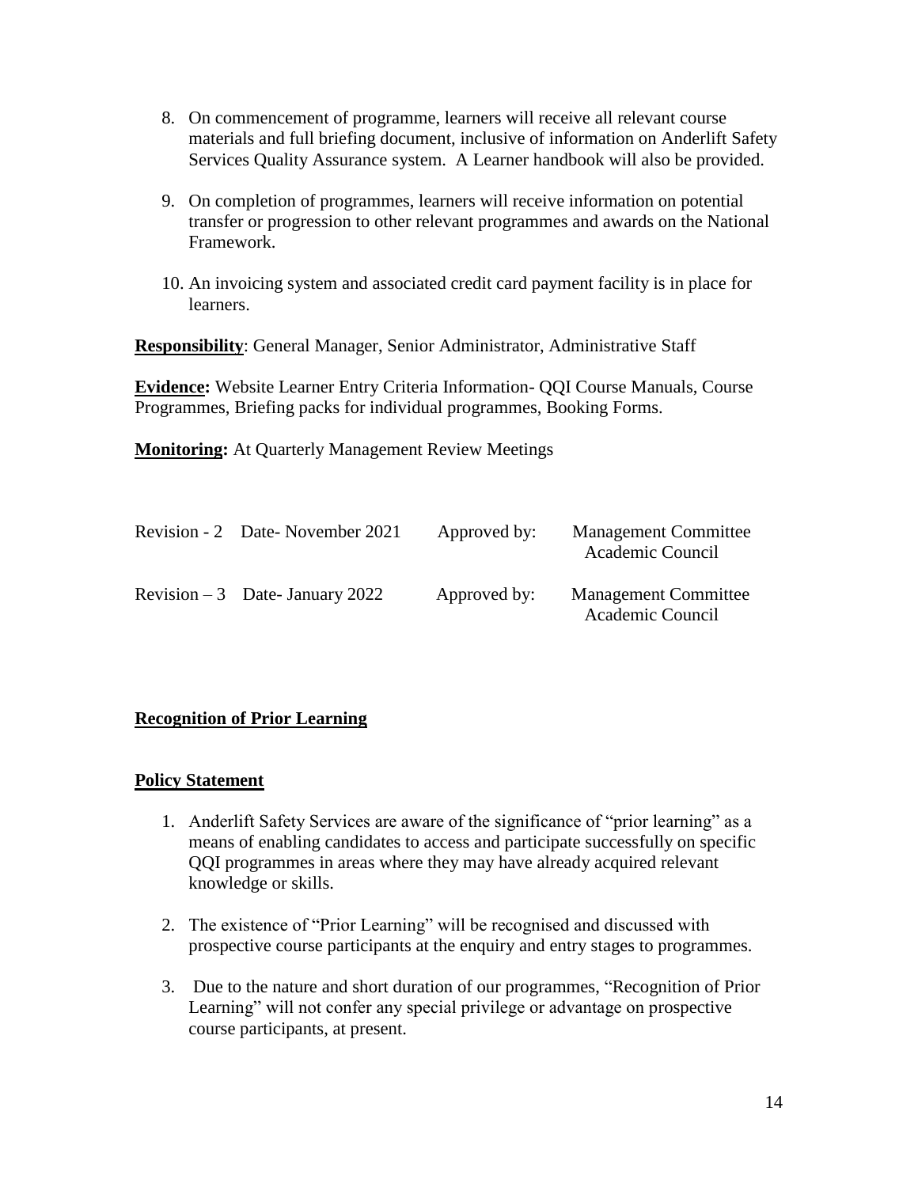8. On commencement of programme, learners will receive all relevant course materials and full briefing document, inclusive of information on Anderlift Safety Services Quality Assurance system. A Learner handbook will also be provided.

9. On completion of programmes, learners will receive information on potential transfer or progression to other relevant programmes and awards on the National Framework.

10. An invoicing system and associated credit card payment facility is in place for learners.

**Responsibility**: General Manager, Senior Administrator, Administrative Staff

**Evidence:** Website Learner Entry Criteria Information- QQI Course Manuals, Course Programmes, Briefing packs for individual programmes, Booking Forms.

**Monitoring:** At Quarterly Management Review Meetings

| | | | |
|---|---|---|---|
| Revision - 2 | Date- November 2021 | Approved by: | Management Committee Academic Council |
| Revision – 3 | Date- January 2022 | Approved by: | Management Committee Academic Council |

**Recognition of Prior Learning**

**Policy Statement**

1. Anderlift Safety Services are aware of the significance of "prior learning" as a means of enabling candidates to access and participate successfully on specific QQI programmes in areas where they may have already acquired relevant knowledge or skills.

2. The existence of "Prior Learning" will be recognised and discussed with prospective course participants at the enquiry and entry stages to programmes.

3. Due to the nature and short duration of our programmes, "Recognition of Prior Learning" will not confer any special privilege or advantage on prospective course participants, at present.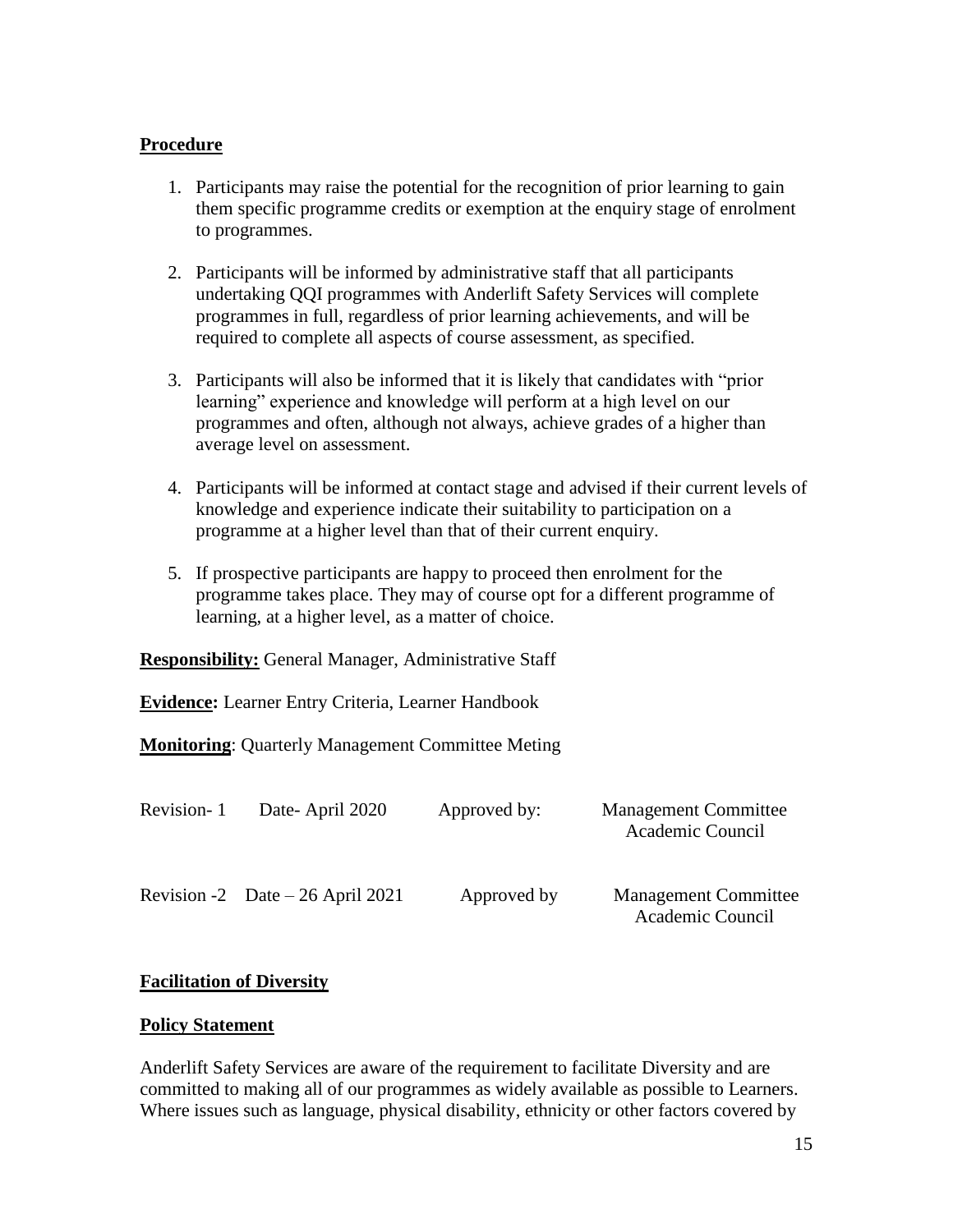**Procedure**

1. Participants may raise the potential for the recognition of prior learning to gain them specific programme credits or exemption at the enquiry stage of enrolment to programmes.

2. Participants will be informed by administrative staff that all participants undertaking QQI programmes with Anderlift Safety Services will complete programmes in full, regardless of prior learning achievements, and will be required to complete all aspects of course assessment, as specified.

3. Participants will also be informed that it is likely that candidates with "prior learning" experience and knowledge will perform at a high level on our programmes and often, although not always, achieve grades of a higher than average level on assessment.

4. Participants will be informed at contact stage and advised if their current levels of knowledge and experience indicate their suitability to participation on a programme at a higher level than that of their current enquiry.

5. If prospective participants are happy to proceed then enrolment for the programme takes place. They may of course opt for a different programme of learning, at a higher level, as a matter of choice.

**Responsibility:** General Manager, Administrative Staff

**Evidence:** Learner Entry Criteria, Learner Handbook

**Monitoring**: Quarterly Management Committee Meting

| | | | |
|---|---|---|---|
| Revision- 1 | Date- April 2020 | Approved by: | Management Committee Academic Council |
| Revision -2 | Date – 26 April 2021 | Approved by | Management Committee Academic Council |

**Facilitation of Diversity**

**Policy Statement**

Anderlift Safety Services are aware of the requirement to facilitate Diversity and are committed to making all of our programmes as widely available as possible to Learners. Where issues such as language, physical disability, ethnicity or other factors covered by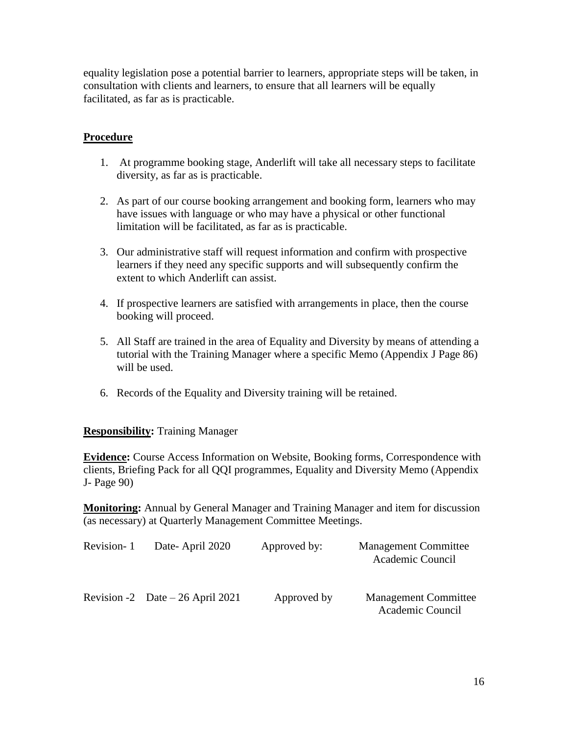equality legislation pose a potential barrier to learners, appropriate steps will be taken, in consultation with clients and learners, to ensure that all learners will be equally facilitated, as far as is practicable.

**Procedure**

1. At programme booking stage, Anderlift will take all necessary steps to facilitate diversity, as far as is practicable.

2. As part of our course booking arrangement and booking form, learners who may have issues with language or who may have a physical or other functional limitation will be facilitated, as far as is practicable.

3. Our administrative staff will request information and confirm with prospective learners if they need any specific supports and will subsequently confirm the extent to which Anderlift can assist.

4. If prospective learners are satisfied with arrangements in place, then the course booking will proceed.

5. All Staff are trained in the area of Equality and Diversity by means of attending a tutorial with the Training Manager where a specific Memo (Appendix J Page 86) will be used.

6. Records of the Equality and Diversity training will be retained.

**Responsibility:** Training Manager

**Evidence:** Course Access Information on Website, Booking forms, Correspondence with clients, Briefing Pack for all QQI programmes, Equality and Diversity Memo (Appendix J- Page 90)

**Monitoring:** Annual by General Manager and Training Manager and item for discussion (as necessary) at Quarterly Management Committee Meetings.

| Revision- 1 | Date- April 2020 | Approved by: | Management Committee<br>Academic Council |
|---|---|---|---|
| Revision -2 | Date – 26 April 2021 | Approved by | Management Committee<br>Academic Council |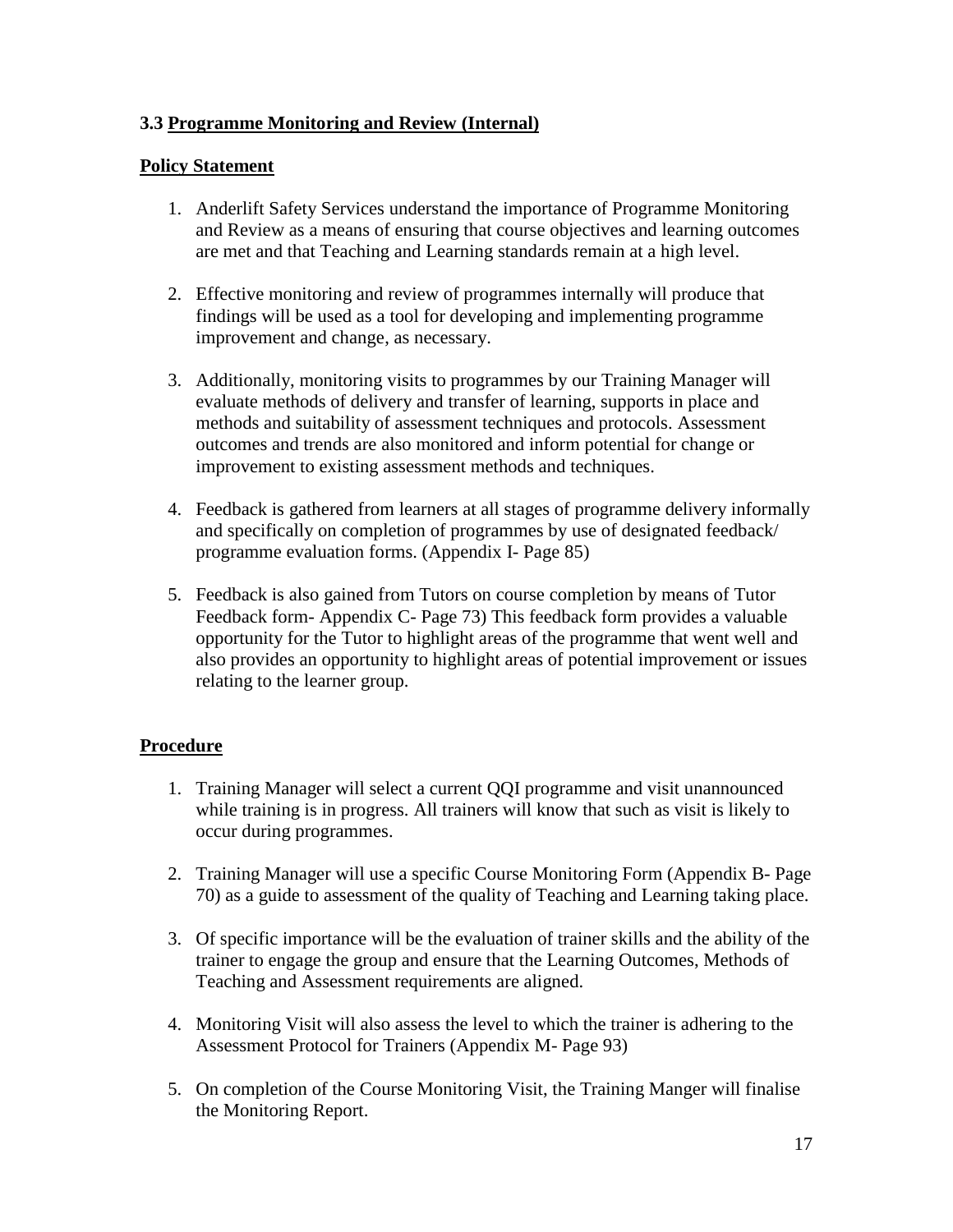### 3.3 <u>Programme Monitoring and Review (Internal)</u>

**<u>Policy Statement</u>**

1. Anderlift Safety Services understand the importance of Programme Monitoring and Review as a means of ensuring that course objectives and learning outcomes are met and that Teaching and Learning standards remain at a high level.

2. Effective monitoring and review of programmes internally will produce that findings will be used as a tool for developing and implementing programme improvement and change, as necessary.

3. Additionally, monitoring visits to programmes by our Training Manager will evaluate methods of delivery and transfer of learning, supports in place and methods and suitability of assessment techniques and protocols. Assessment outcomes and trends are also monitored and inform potential for change or improvement to existing assessment methods and techniques.

4. Feedback is gathered from learners at all stages of programme delivery informally and specifically on completion of programmes by use of designated feedback/ programme evaluation forms. (Appendix I- Page 85)

5. Feedback is also gained from Tutors on course completion by means of Tutor Feedback form- Appendix C- Page 73) This feedback form provides a valuable opportunity for the Tutor to highlight areas of the programme that went well and also provides an opportunity to highlight areas of potential improvement or issues relating to the learner group.

**<u>Procedure</u>**

1. Training Manager will select a current QQI programme and visit unannounced while training is in progress. All trainers will know that such as visit is likely to occur during programmes.

2. Training Manager will use a specific Course Monitoring Form (Appendix B- Page 70) as a guide to assessment of the quality of Teaching and Learning taking place.

3. Of specific importance will be the evaluation of trainer skills and the ability of the trainer to engage the group and ensure that the Learning Outcomes, Methods of Teaching and Assessment requirements are aligned.

4. Monitoring Visit will also assess the level to which the trainer is adhering to the Assessment Protocol for Trainers (Appendix M- Page 93)

5. On completion of the Course Monitoring Visit, the Training Manger will finalise the Monitoring Report.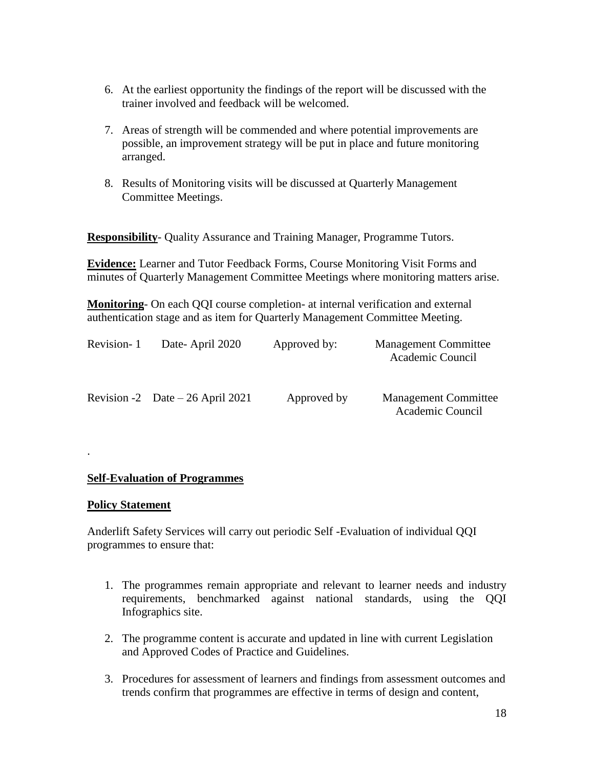6. At the earliest opportunity the findings of the report will be discussed with the trainer involved and feedback will be welcomed.

7. Areas of strength will be commended and where potential improvements are possible, an improvement strategy will be put in place and future monitoring arranged.

8. Results of Monitoring visits will be discussed at Quarterly Management Committee Meetings.

**Responsibility**- Quality Assurance and Training Manager, Programme Tutors.

**Evidence:** Learner and Tutor Feedback Forms, Course Monitoring Visit Forms and minutes of Quarterly Management Committee Meetings where monitoring matters arise.

**Monitoring**- On each QQI course completion- at internal verification and external authentication stage and as item for Quarterly Management Committee Meeting.

| Revision- 1 | Date- April 2020 | Approved by: | Management Committee<br>Academic Council |
|---|---|---|---|
| Revision -2 | Date – 26 April 2021 | Approved by | Management Committee<br>Academic Council |

.

**Self-Evaluation of Programmes**

**Policy Statement**

Anderlift Safety Services will carry out periodic Self -Evaluation of individual QQI programmes to ensure that:

1. The programmes remain appropriate and relevant to learner needs and industry requirements, benchmarked against national standards, using the QQI Infographics site.

2. The programme content is accurate and updated in line with current Legislation and Approved Codes of Practice and Guidelines.

3. Procedures for assessment of learners and findings from assessment outcomes and trends confirm that programmes are effective in terms of design and content,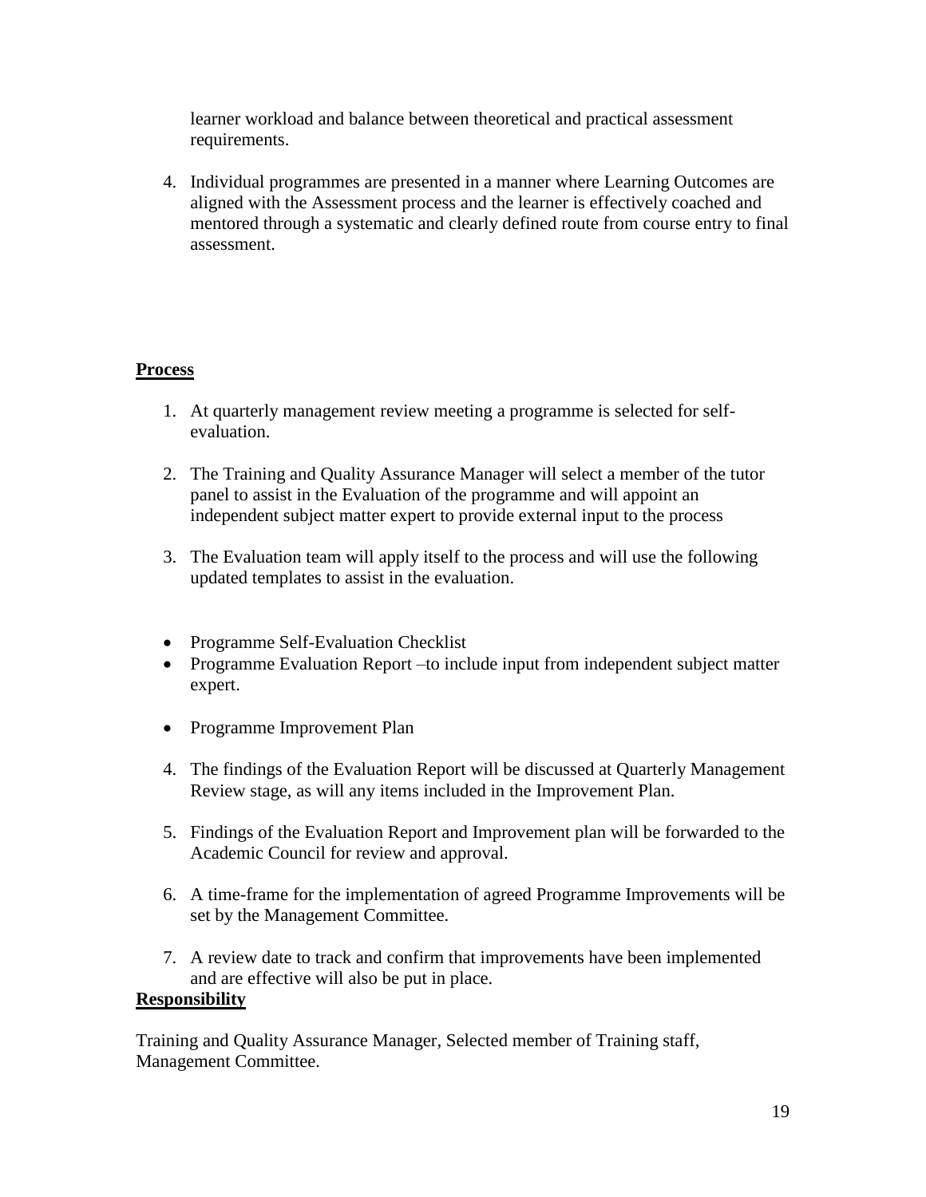learner workload and balance between theoretical and practical assessment requirements.

4. Individual programmes are presented in a manner where Learning Outcomes are aligned with the Assessment process and the learner is effectively coached and mentored through a systematic and clearly defined route from course entry to final assessment.

**Process**

1. At quarterly management review meeting a programme is selected for self-evaluation.

2. The Training and Quality Assurance Manager will select a member of the tutor panel to assist in the Evaluation of the programme and will appoint an independent subject matter expert to provide external input to the process

3. The Evaluation team will apply itself to the process and will use the following updated templates to assist in the evaluation.

- Programme Self-Evaluation Checklist
- Programme Evaluation Report –to include input from independent subject matter expert.
- Programme Improvement Plan

4. The findings of the Evaluation Report will be discussed at Quarterly Management Review stage, as will any items included in the Improvement Plan.

5. Findings of the Evaluation Report and Improvement plan will be forwarded to the Academic Council for review and approval.

6. A time-frame for the implementation of agreed Programme Improvements will be set by the Management Committee.

7. A review date to track and confirm that improvements have been implemented and are effective will also be put in place.

**Responsibility**

Training and Quality Assurance Manager, Selected member of Training staff, Management Committee.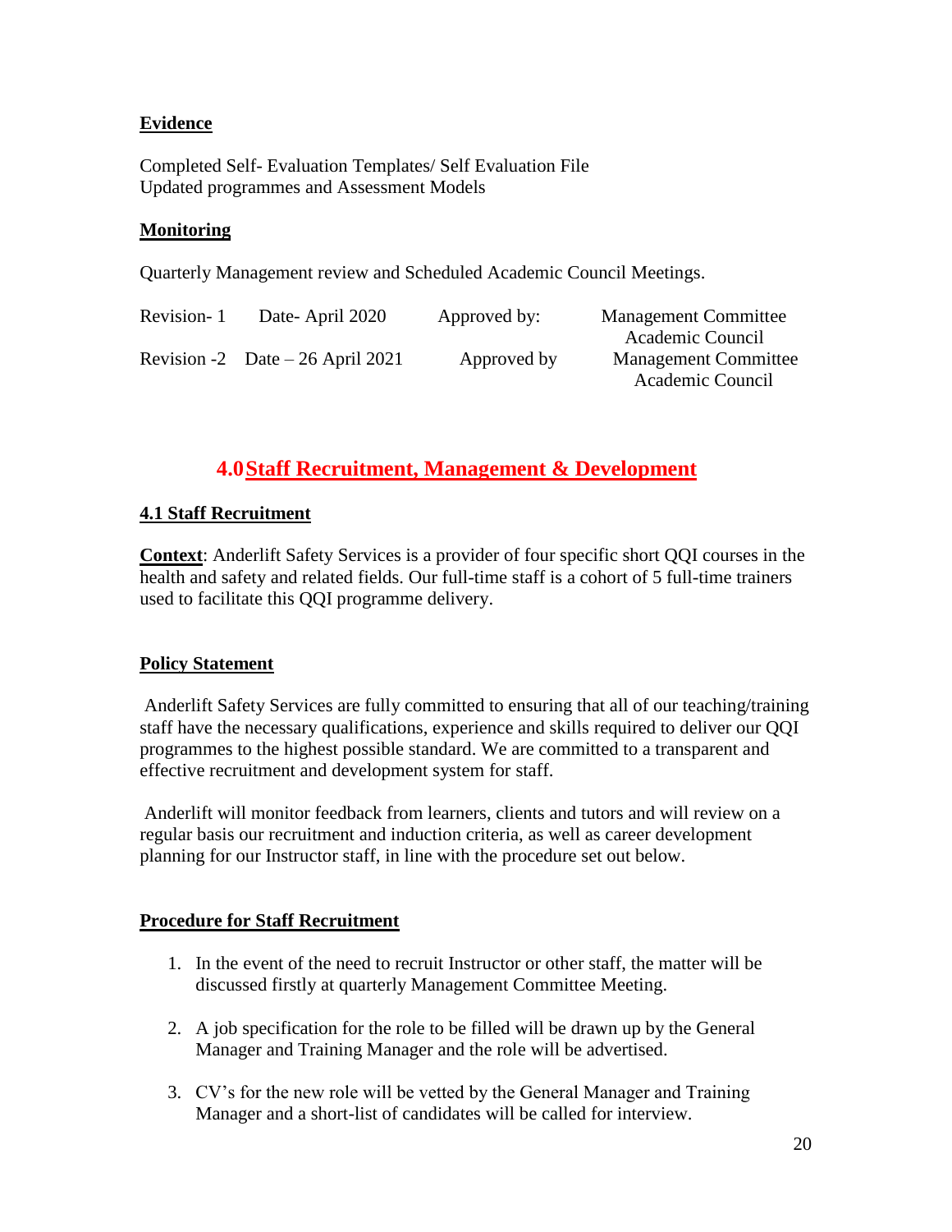**Evidence**

Completed Self- Evaluation Templates/ Self Evaluation File
Updated programmes and Assessment Models

**Monitoring**

Quarterly Management review and Scheduled Academic Council Meetings.

| | | | |
|---|---|---|---|
| Revision- 1 | Date- April 2020 | Approved by: | Management Committee<br>Academic Council |
| Revision -2 | Date – 26 April 2021 | Approved by | Management Committee<br>Academic Council |

## 4.0 Staff Recruitment, Management & Development

### 4.1 Staff Recruitment

**Context**: Anderlift Safety Services is a provider of four specific short QQI courses in the health and safety and related fields. Our full-time staff is a cohort of 5 full-time trainers used to facilitate this QQI programme delivery.

**Policy Statement**

Anderlift Safety Services are fully committed to ensuring that all of our teaching/training staff have the necessary qualifications, experience and skills required to deliver our QQI programmes to the highest possible standard. We are committed to a transparent and effective recruitment and development system for staff.

Anderlift will monitor feedback from learners, clients and tutors and will review on a regular basis our recruitment and induction criteria, as well as career development planning for our Instructor staff, in line with the procedure set out below.

**Procedure for Staff Recruitment**

1. In the event of the need to recruit Instructor or other staff, the matter will be discussed firstly at quarterly Management Committee Meeting.

2. A job specification for the role to be filled will be drawn up by the General Manager and Training Manager and the role will be advertised.

3. CV's for the new role will be vetted by the General Manager and Training Manager and a short-list of candidates will be called for interview.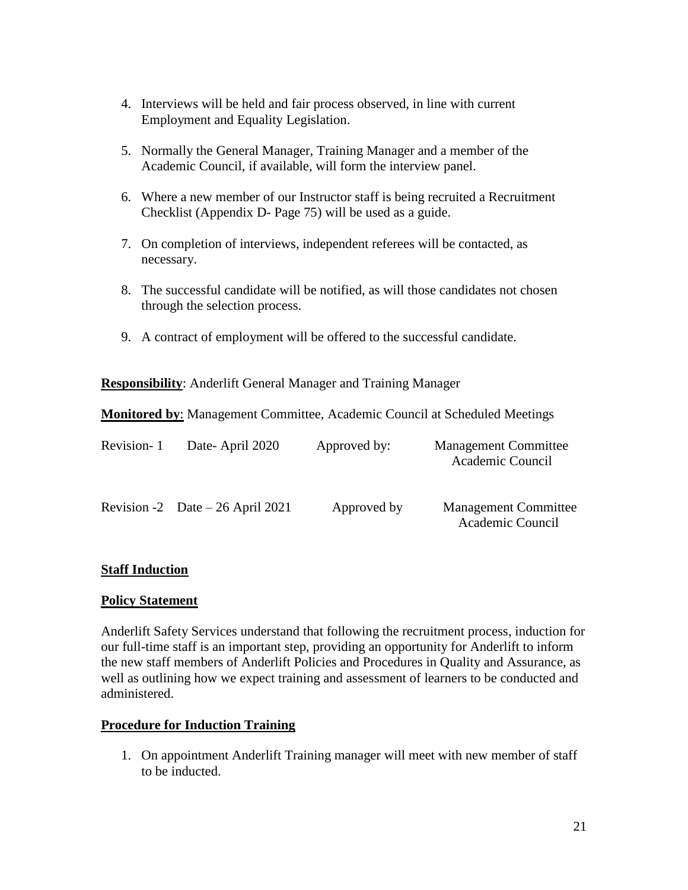4. Interviews will be held and fair process observed, in line with current Employment and Equality Legislation.

5. Normally the General Manager, Training Manager and a member of the Academic Council, if available, will form the interview panel.

6. Where a new member of our Instructor staff is being recruited a Recruitment Checklist (Appendix D- Page 75) will be used as a guide.

7. On completion of interviews, independent referees will be contacted, as necessary.

8. The successful candidate will be notified, as will those candidates not chosen through the selection process.

9. A contract of employment will be offered to the successful candidate.

**Responsibility**: Anderlift General Manager and Training Manager

**Monitored by**: Management Committee, Academic Council at Scheduled Meetings

| | | | |
|---|---|---|---|
| Revision- 1 | Date- April 2020 | Approved by: | Management Committee Academic Council |
| Revision -2 | Date – 26 April 2021 | Approved by | Management Committee Academic Council |

**Staff Induction**

**Policy Statement**

Anderlift Safety Services understand that following the recruitment process, induction for our full-time staff is an important step, providing an opportunity for Anderlift to inform the new staff members of Anderlift Policies and Procedures in Quality and Assurance, as well as outlining how we expect training and assessment of learners to be conducted and administered.

**Procedure for Induction Training**

1. On appointment Anderlift Training manager will meet with new member of staff to be inducted.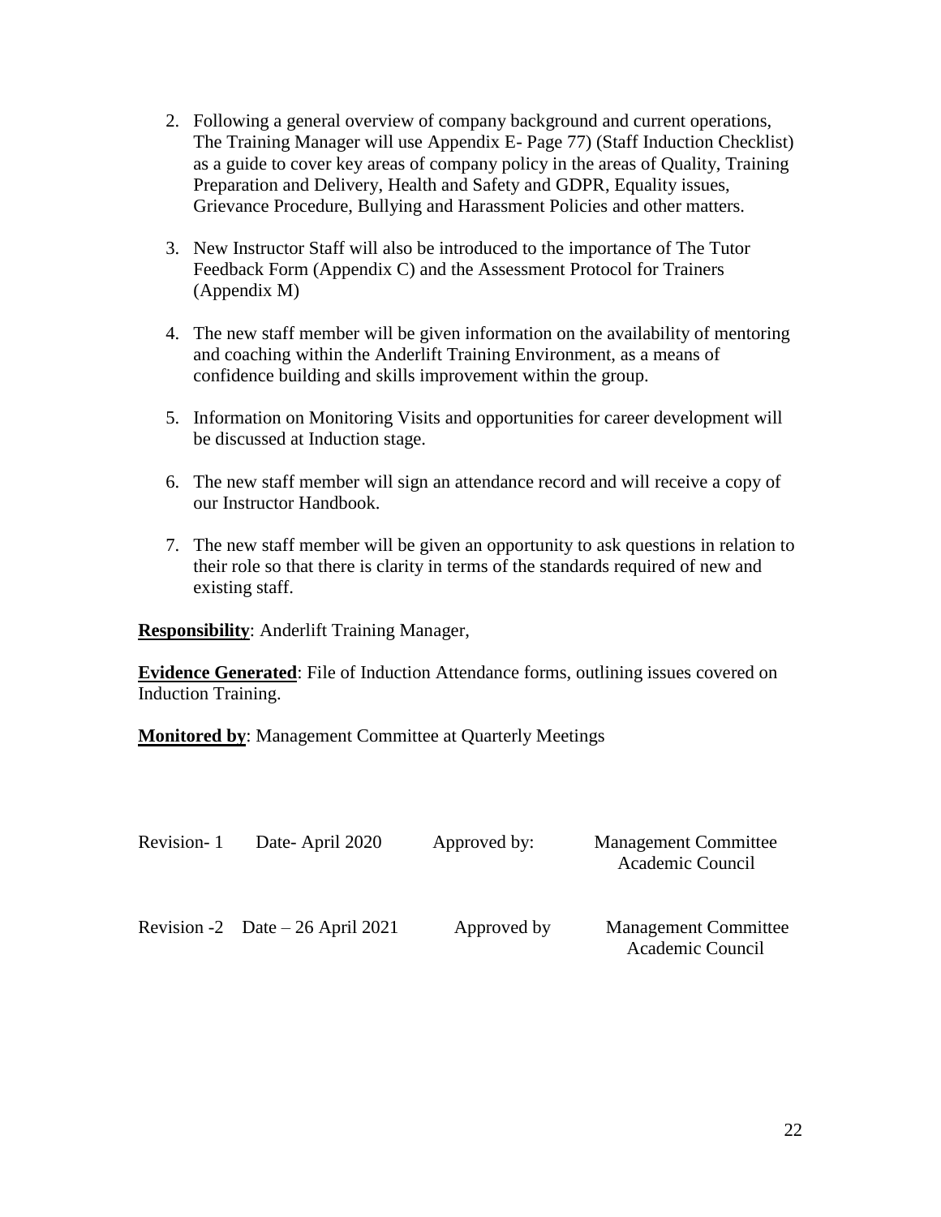2. Following a general overview of company background and current operations, The Training Manager will use Appendix E- Page 77) (Staff Induction Checklist) as a guide to cover key areas of company policy in the areas of Quality, Training Preparation and Delivery, Health and Safety and GDPR, Equality issues, Grievance Procedure, Bullying and Harassment Policies and other matters.

3. New Instructor Staff will also be introduced to the importance of The Tutor Feedback Form (Appendix C) and the Assessment Protocol for Trainers (Appendix M)

4. The new staff member will be given information on the availability of mentoring and coaching within the Anderlift Training Environment, as a means of confidence building and skills improvement within the group.

5. Information on Monitoring Visits and opportunities for career development will be discussed at Induction stage.

6. The new staff member will sign an attendance record and will receive a copy of our Instructor Handbook.

7. The new staff member will be given an opportunity to ask questions in relation to their role so that there is clarity in terms of the standards required of new and existing staff.

**Responsibility**: Anderlift Training Manager,

**Evidence Generated**: File of Induction Attendance forms, outlining issues covered on Induction Training.

**Monitored by**: Management Committee at Quarterly Meetings

| Revision- 1 | Date- April 2020 | Approved by: | Management Committee Academic Council |
|---|---|---|---|
| Revision -2 | Date – 26 April 2021 | Approved by | Management Committee Academic Council |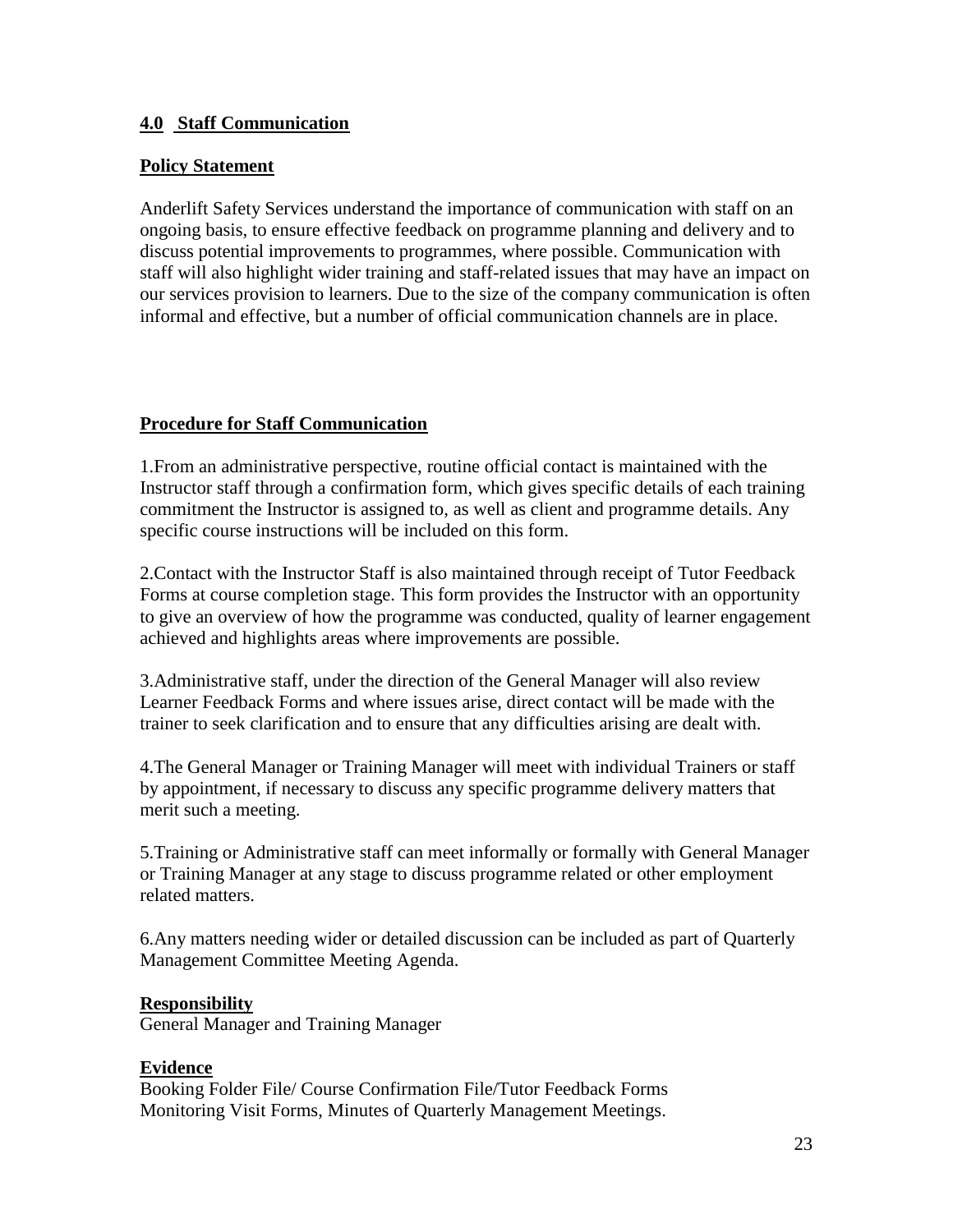## 4.0 Staff Communication

### Policy Statement

Anderlift Safety Services understand the importance of communication with staff on an ongoing basis, to ensure effective feedback on programme planning and delivery and to discuss potential improvements to programmes, where possible. Communication with staff will also highlight wider training and staff-related issues that may have an impact on our services provision to learners. Due to the size of the company communication is often informal and effective, but a number of official communication channels are in place.

### Procedure for Staff Communication

1.From an administrative perspective, routine official contact is maintained with the Instructor staff through a confirmation form, which gives specific details of each training commitment the Instructor is assigned to, as well as client and programme details. Any specific course instructions will be included on this form.

2.Contact with the Instructor Staff is also maintained through receipt of Tutor Feedback Forms at course completion stage. This form provides the Instructor with an opportunity to give an overview of how the programme was conducted, quality of learner engagement achieved and highlights areas where improvements are possible.

3.Administrative staff, under the direction of the General Manager will also review Learner Feedback Forms and where issues arise, direct contact will be made with the trainer to seek clarification and to ensure that any difficulties arising are dealt with.

4.The General Manager or Training Manager will meet with individual Trainers or staff by appointment, if necessary to discuss any specific programme delivery matters that merit such a meeting.

5.Training or Administrative staff can meet informally or formally with General Manager or Training Manager at any stage to discuss programme related or other employment related matters.

6.Any matters needing wider or detailed discussion can be included as part of Quarterly Management Committee Meeting Agenda.

**Responsibility**
General Manager and Training Manager

**Evidence**
Booking Folder File/ Course Confirmation File/Tutor Feedback Forms
Monitoring Visit Forms, Minutes of Quarterly Management Meetings.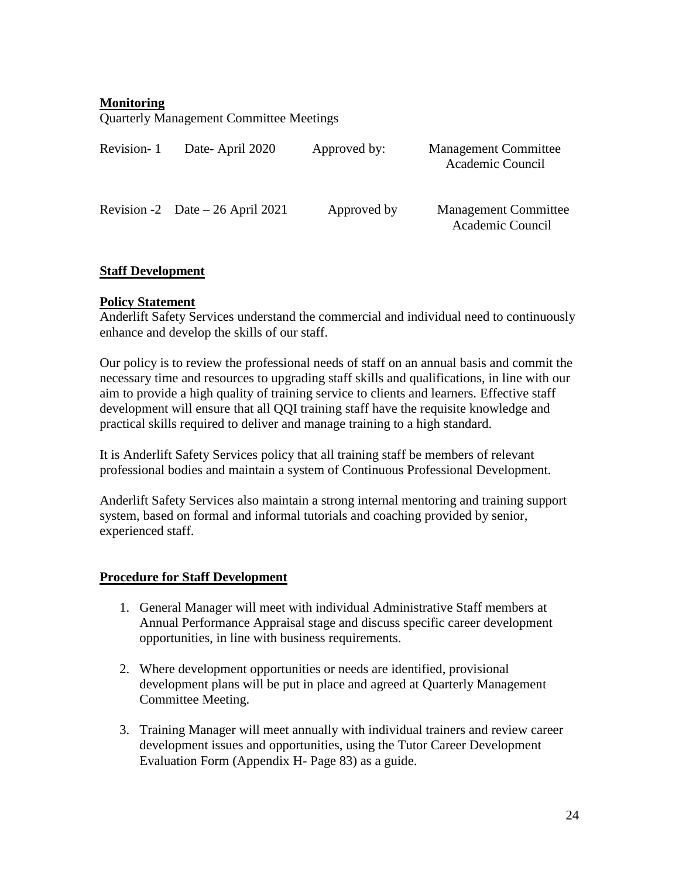**Monitoring**

Quarterly Management Committee Meetings

| | | | |
|---|---|---|---|
| Revision- 1 | Date- April 2020 | Approved by: | Management Committee<br>Academic Council |
| Revision -2 | Date – 26 April 2021 | Approved by | Management Committee<br>Academic Council |

## **Staff Development**

### **Policy Statement**

Anderlift Safety Services understand the commercial and individual need to continuously enhance and develop the skills of our staff.

Our policy is to review the professional needs of staff on an annual basis and commit the necessary time and resources to upgrading staff skills and qualifications, in line with our aim to provide a high quality of training service to clients and learners. Effective staff development will ensure that all QQI training staff have the requisite knowledge and practical skills required to deliver and manage training to a high standard.

It is Anderlift Safety Services policy that all training staff be members of relevant professional bodies and maintain a system of Continuous Professional Development.

Anderlift Safety Services also maintain a strong internal mentoring and training support system, based on formal and informal tutorials and coaching provided by senior, experienced staff.

### **Procedure for Staff Development**

1. General Manager will meet with individual Administrative Staff members at Annual Performance Appraisal stage and discuss specific career development opportunities, in line with business requirements.

2. Where development opportunities or needs are identified, provisional development plans will be put in place and agreed at Quarterly Management Committee Meeting.

3. Training Manager will meet annually with individual trainers and review career development issues and opportunities, using the Tutor Career Development Evaluation Form (Appendix H- Page 83) as a guide.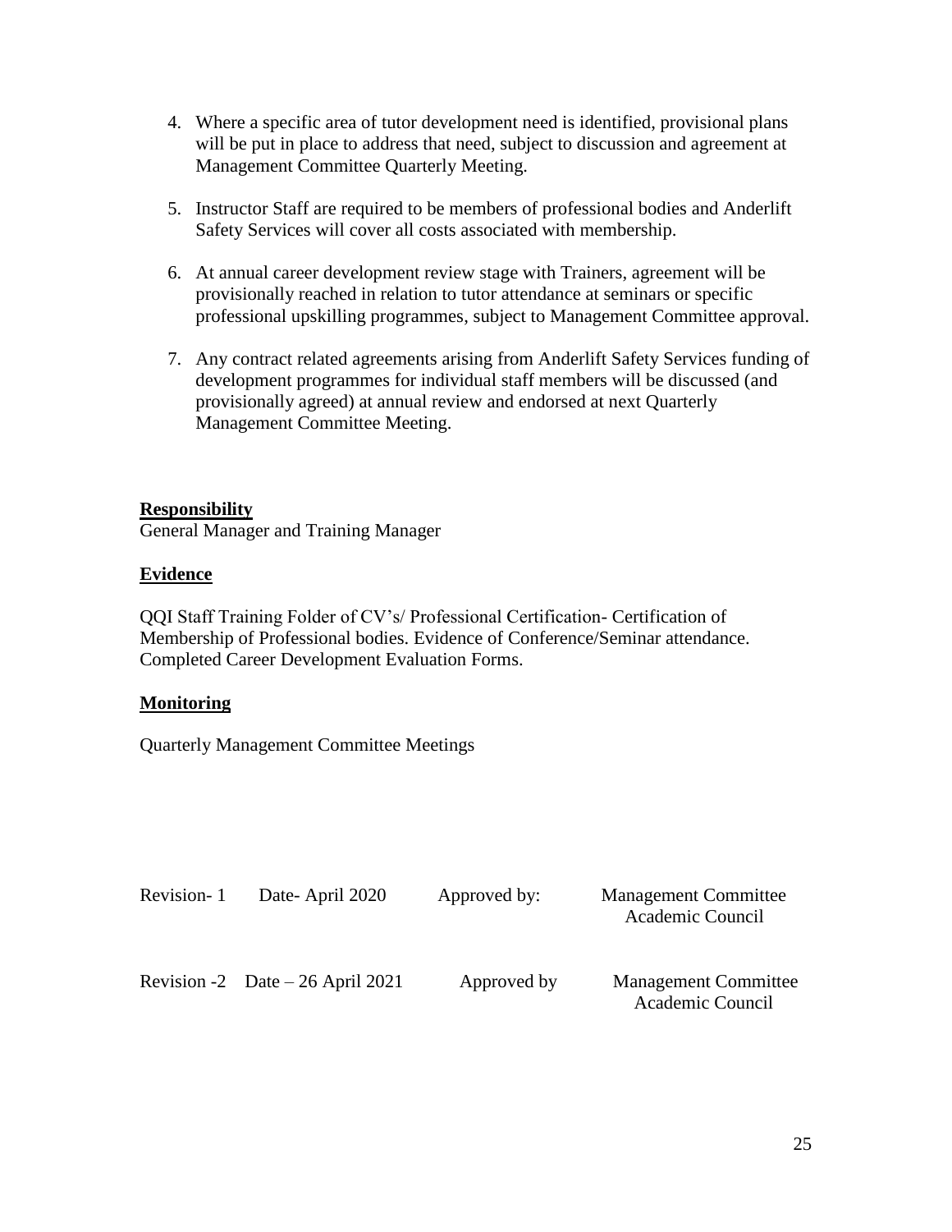4. Where a specific area of tutor development need is identified, provisional plans will be put in place to address that need, subject to discussion and agreement at Management Committee Quarterly Meeting.

5. Instructor Staff are required to be members of professional bodies and Anderlift Safety Services will cover all costs associated with membership.

6. At annual career development review stage with Trainers, agreement will be provisionally reached in relation to tutor attendance at seminars or specific professional upskilling programmes, subject to Management Committee approval.

7. Any contract related agreements arising from Anderlift Safety Services funding of development programmes for individual staff members will be discussed (and provisionally agreed) at annual review and endorsed at next Quarterly Management Committee Meeting.

**Responsibility**
General Manager and Training Manager

**Evidence**

QQI Staff Training Folder of CV's/ Professional Certification- Certification of Membership of Professional bodies. Evidence of Conference/Seminar attendance. Completed Career Development Evaluation Forms.

**Monitoring**

Quarterly Management Committee Meetings

| | | | |
|---|---|---|---|
| Revision- 1 | Date- April 2020 | Approved by: | Management Committee Academic Council |
| Revision -2 | Date – 26 April 2021 | Approved by | Management Committee Academic Council |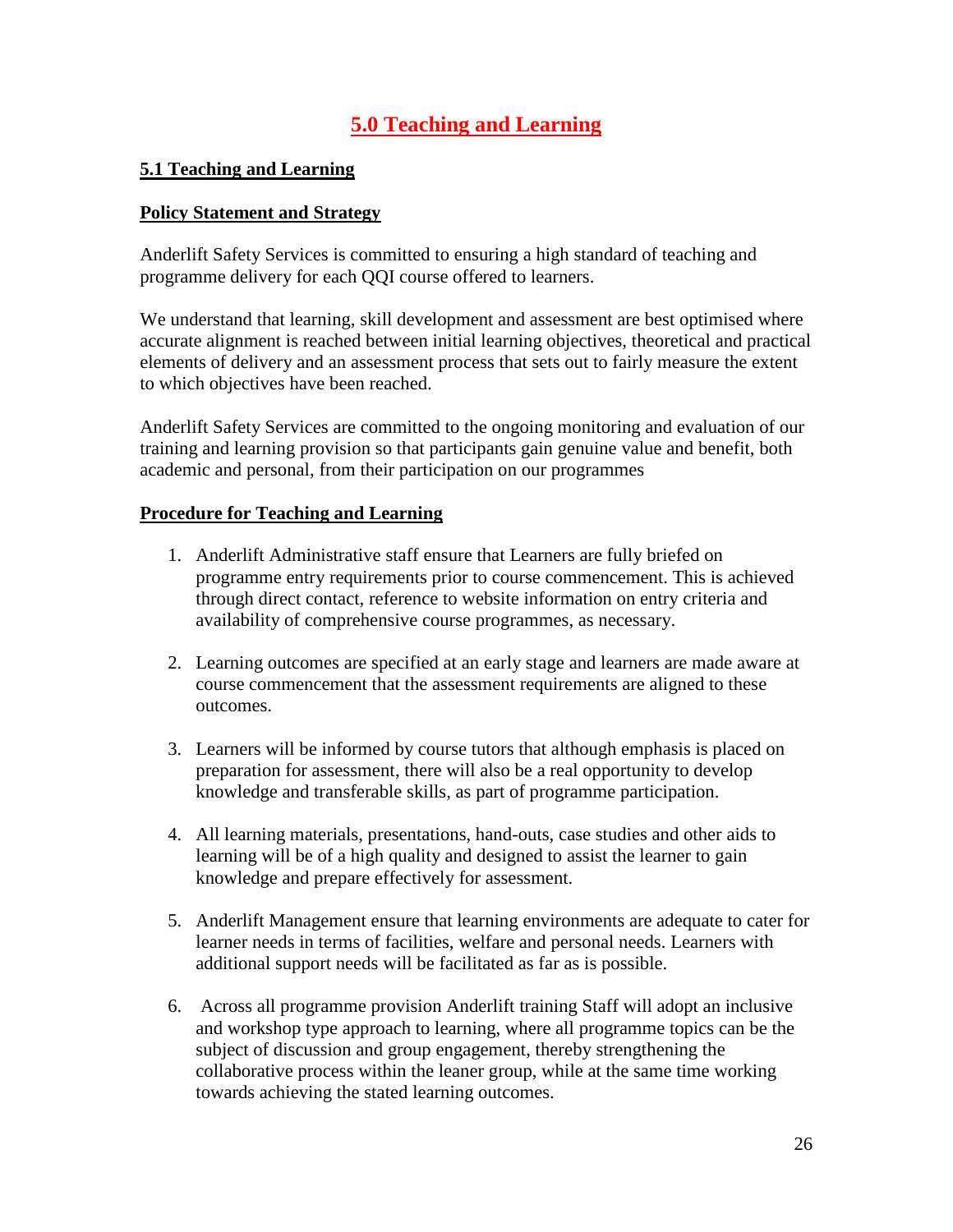# 5.0 Teaching and Learning

## 5.1 Teaching and Learning

### Policy Statement and Strategy

Anderlift Safety Services is committed to ensuring a high standard of teaching and programme delivery for each QQI course offered to learners.

We understand that learning, skill development and assessment are best optimised where accurate alignment is reached between initial learning objectives, theoretical and practical elements of delivery and an assessment process that sets out to fairly measure the extent to which objectives have been reached.

Anderlift Safety Services are committed to the ongoing monitoring and evaluation of our training and learning provision so that participants gain genuine value and benefit, both academic and personal, from their participation on our programmes

### Procedure for Teaching and Learning

1. Anderlift Administrative staff ensure that Learners are fully briefed on programme entry requirements prior to course commencement. This is achieved through direct contact, reference to website information on entry criteria and availability of comprehensive course programmes, as necessary.

2. Learning outcomes are specified at an early stage and learners are made aware at course commencement that the assessment requirements are aligned to these outcomes.

3. Learners will be informed by course tutors that although emphasis is placed on preparation for assessment, there will also be a real opportunity to develop knowledge and transferable skills, as part of programme participation.

4. All learning materials, presentations, hand-outs, case studies and other aids to learning will be of a high quality and designed to assist the learner to gain knowledge and prepare effectively for assessment.

5. Anderlift Management ensure that learning environments are adequate to cater for learner needs in terms of facilities, welfare and personal needs. Learners with additional support needs will be facilitated as far as is possible.

6. Across all programme provision Anderlift training Staff will adopt an inclusive and workshop type approach to learning, where all programme topics can be the subject of discussion and group engagement, thereby strengthening the collaborative process within the leaner group, while at the same time working towards achieving the stated learning outcomes.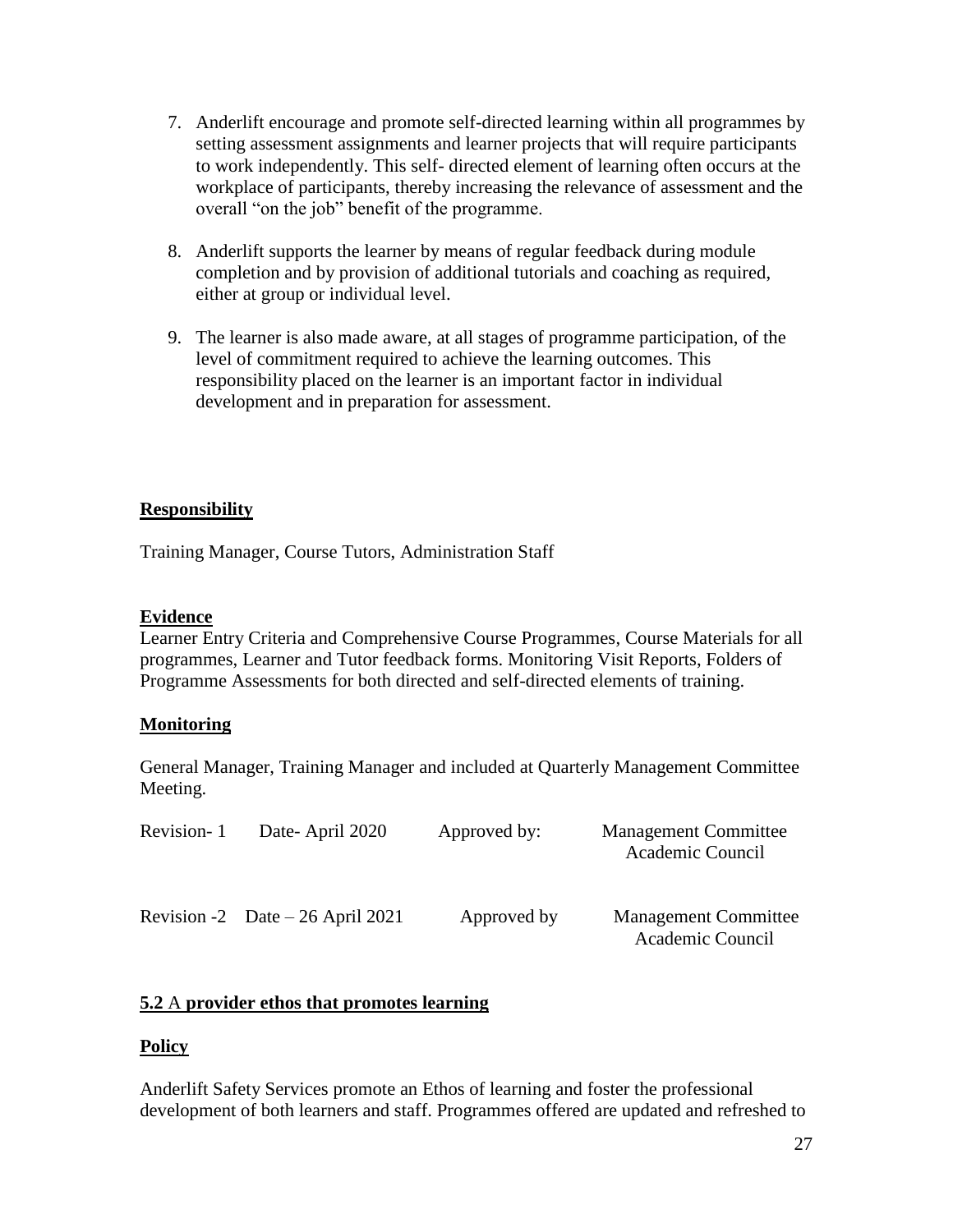7. Anderlift encourage and promote self-directed learning within all programmes by setting assessment assignments and learner projects that will require participants to work independently. This self- directed element of learning often occurs at the workplace of participants, thereby increasing the relevance of assessment and the overall "on the job" benefit of the programme.

8. Anderlift supports the learner by means of regular feedback during module completion and by provision of additional tutorials and coaching as required, either at group or individual level.

9. The learner is also made aware, at all stages of programme participation, of the level of commitment required to achieve the learning outcomes. This responsibility placed on the learner is an important factor in individual development and in preparation for assessment.

**Responsibility**

Training Manager, Course Tutors, Administration Staff

**Evidence**

Learner Entry Criteria and Comprehensive Course Programmes, Course Materials for all programmes, Learner and Tutor feedback forms. Monitoring Visit Reports, Folders of Programme Assessments for both directed and self-directed elements of training.

**Monitoring**

General Manager, Training Manager and included at Quarterly Management Committee Meeting.

| Revision- 1 | Date- April 2020 | Approved by: | Management Committee Academic Council |
|---|---|---|---|
| Revision -2 | Date – 26 April 2021 | Approved by | Management Committee Academic Council |

## 5.2 A provider ethos that promotes learning

**Policy**

Anderlift Safety Services promote an Ethos of learning and foster the professional development of both learners and staff. Programmes offered are updated and refreshed to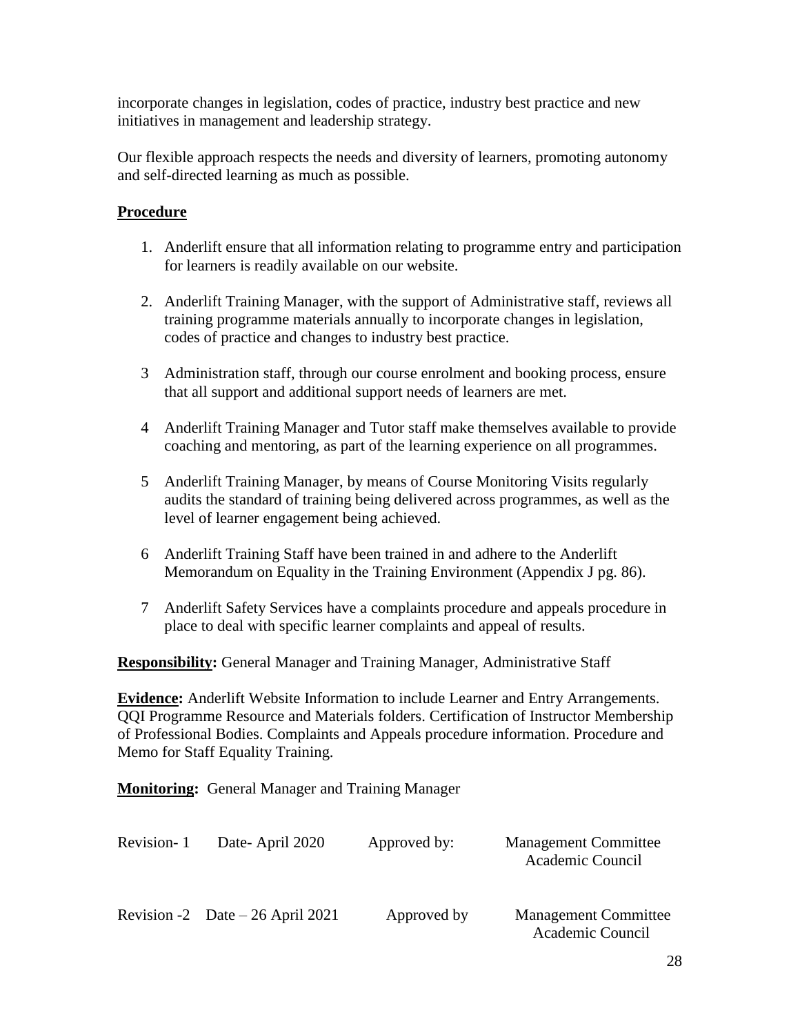incorporate changes in legislation, codes of practice, industry best practice and new initiatives in management and leadership strategy.

Our flexible approach respects the needs and diversity of learners, promoting autonomy and self-directed learning as much as possible.

**Procedure**

1. Anderlift ensure that all information relating to programme entry and participation for learners is readily available on our website.

2. Anderlift Training Manager, with the support of Administrative staff, reviews all training programme materials annually to incorporate changes in legislation, codes of practice and changes to industry best practice.

3. Administration staff, through our course enrolment and booking process, ensure that all support and additional support needs of learners are met.

4. Anderlift Training Manager and Tutor staff make themselves available to provide coaching and mentoring, as part of the learning experience on all programmes.

5. Anderlift Training Manager, by means of Course Monitoring Visits regularly audits the standard of training being delivered across programmes, as well as the level of learner engagement being achieved.

6. Anderlift Training Staff have been trained in and adhere to the Anderlift Memorandum on Equality in the Training Environment (Appendix J pg. 86).

7. Anderlift Safety Services have a complaints procedure and appeals procedure in place to deal with specific learner complaints and appeal of results.

**Responsibility:** General Manager and Training Manager, Administrative Staff

**Evidence:** Anderlift Website Information to include Learner and Entry Arrangements. QQI Programme Resource and Materials folders. Certification of Instructor Membership of Professional Bodies. Complaints and Appeals procedure information. Procedure and Memo for Staff Equality Training.

**Monitoring:** General Manager and Training Manager

| Revision- 1 | Date- April 2020 | Approved by: | Management Committee Academic Council |
|---|---|---|---|
| Revision -2 | Date – 26 April 2021 | Approved by | Management Committee Academic Council |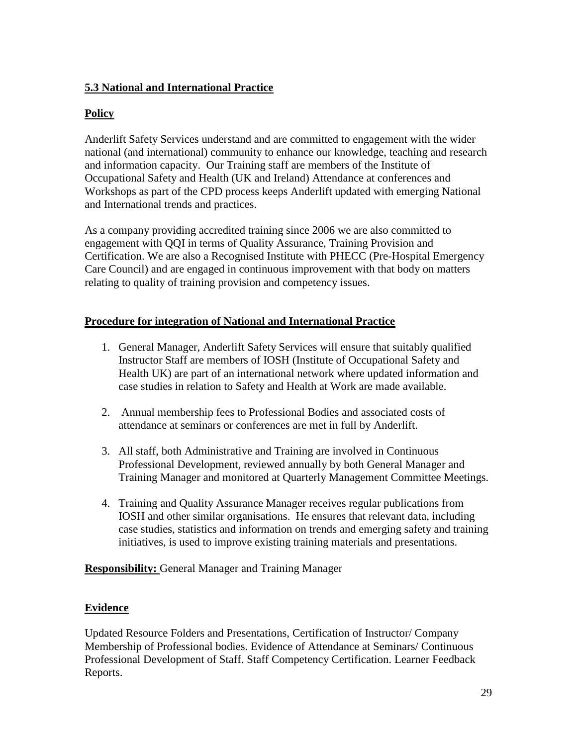## 5.3 National and International Practice

### Policy

Anderlift Safety Services understand and are committed to engagement with the wider national (and international) community to enhance our knowledge, teaching and research and information capacity. Our Training staff are members of the Institute of Occupational Safety and Health (UK and Ireland) Attendance at conferences and Workshops as part of the CPD process keeps Anderlift updated with emerging National and International trends and practices.

As a company providing accredited training since 2006 we are also committed to engagement with QQI in terms of Quality Assurance, Training Provision and Certification. We are also a Recognised Institute with PHECC (Pre-Hospital Emergency Care Council) and are engaged in continuous improvement with that body on matters relating to quality of training provision and competency issues.

### Procedure for integration of National and International Practice

1. General Manager, Anderlift Safety Services will ensure that suitably qualified Instructor Staff are members of IOSH (Institute of Occupational Safety and Health UK) are part of an international network where updated information and case studies in relation to Safety and Health at Work are made available.
2. Annual membership fees to Professional Bodies and associated costs of attendance at seminars or conferences are met in full by Anderlift.
3. All staff, both Administrative and Training are involved in Continuous Professional Development, reviewed annually by both General Manager and Training Manager and monitored at Quarterly Management Committee Meetings.
4. Training and Quality Assurance Manager receives regular publications from IOSH and other similar organisations. He ensures that relevant data, including case studies, statistics and information on trends and emerging safety and training initiatives, is used to improve existing training materials and presentations.

**Responsibility:** General Manager and Training Manager

### Evidence

Updated Resource Folders and Presentations, Certification of Instructor/ Company Membership of Professional bodies. Evidence of Attendance at Seminars/ Continuous Professional Development of Staff. Staff Competency Certification. Learner Feedback Reports.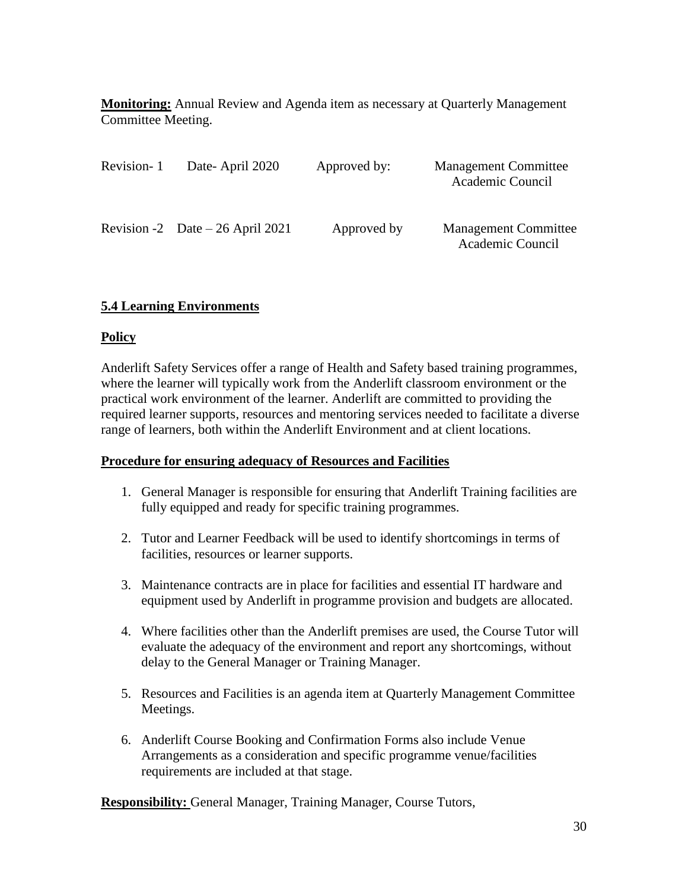**Monitoring:** Annual Review and Agenda item as necessary at Quarterly Management Committee Meeting.

| Revision- 1 | Date- April 2020 | Approved by: | Management Committee Academic Council |
|---|---|---|---|
| Revision -2 | Date – 26 April 2021 | Approved by | Management Committee Academic Council |

## 5.4 Learning Environments

### Policy

Anderlift Safety Services offer a range of Health and Safety based training programmes, where the learner will typically work from the Anderlift classroom environment or the practical work environment of the learner. Anderlift are committed to providing the required learner supports, resources and mentoring services needed to facilitate a diverse range of learners, both within the Anderlift Environment and at client locations.

### Procedure for ensuring adequacy of Resources and Facilities

1. General Manager is responsible for ensuring that Anderlift Training facilities are fully equipped and ready for specific training programmes.

2. Tutor and Learner Feedback will be used to identify shortcomings in terms of facilities, resources or learner supports.

3. Maintenance contracts are in place for facilities and essential IT hardware and equipment used by Anderlift in programme provision and budgets are allocated.

4. Where facilities other than the Anderlift premises are used, the Course Tutor will evaluate the adequacy of the environment and report any shortcomings, without delay to the General Manager or Training Manager.

5. Resources and Facilities is an agenda item at Quarterly Management Committee Meetings.

6. Anderlift Course Booking and Confirmation Forms also include Venue Arrangements as a consideration and specific programme venue/facilities requirements are included at that stage.

**Responsibility:** General Manager, Training Manager, Course Tutors,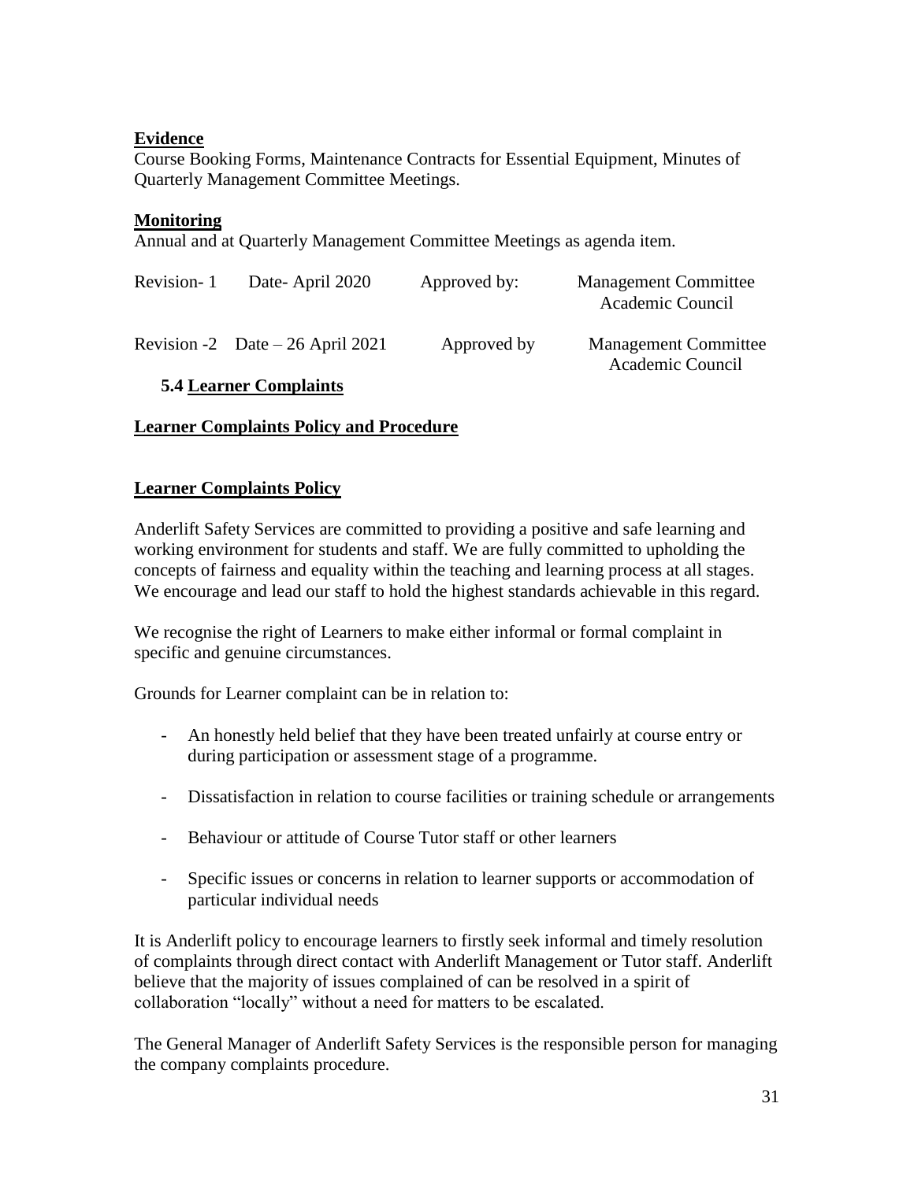**Evidence**

Course Booking Forms, Maintenance Contracts for Essential Equipment, Minutes of Quarterly Management Committee Meetings.

**Monitoring**

Annual and at Quarterly Management Committee Meetings as agenda item.

| Revision- 1 | Date- April 2020 | Approved by: | Management Committee Academic Council |
|---|---|---|---|
| Revision -2 | Date – 26 April 2021 | Approved by | Management Committee Academic Council |

### 5.4 Learner Complaints

**Learner Complaints Policy and Procedure**

**Learner Complaints Policy**

Anderlift Safety Services are committed to providing a positive and safe learning and working environment for students and staff. We are fully committed to upholding the concepts of fairness and equality within the teaching and learning process at all stages. We encourage and lead our staff to hold the highest standards achievable in this regard.

We recognise the right of Learners to make either informal or formal complaint in specific and genuine circumstances.

Grounds for Learner complaint can be in relation to:

- An honestly held belief that they have been treated unfairly at course entry or during participation or assessment stage of a programme.
- Dissatisfaction in relation to course facilities or training schedule or arrangements
- Behaviour or attitude of Course Tutor staff or other learners
- Specific issues or concerns in relation to learner supports or accommodation of particular individual needs

It is Anderlift policy to encourage learners to firstly seek informal and timely resolution of complaints through direct contact with Anderlift Management or Tutor staff. Anderlift believe that the majority of issues complained of can be resolved in a spirit of collaboration "locally" without a need for matters to be escalated.

The General Manager of Anderlift Safety Services is the responsible person for managing the company complaints procedure.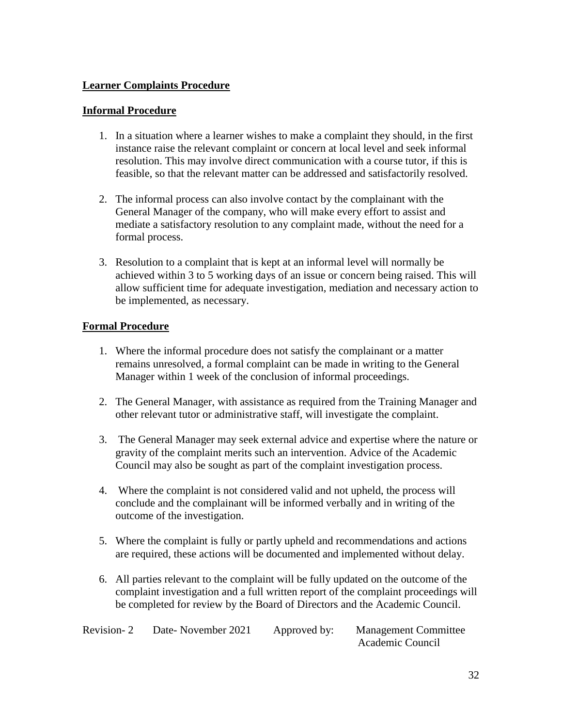## Learner Complaints Procedure

### Informal Procedure

1. In a situation where a learner wishes to make a complaint they should, in the first instance raise the relevant complaint or concern at local level and seek informal resolution. This may involve direct communication with a course tutor, if this is feasible, so that the relevant matter can be addressed and satisfactorily resolved.

2. The informal process can also involve contact by the complainant with the General Manager of the company, who will make every effort to assist and mediate a satisfactory resolution to any complaint made, without the need for a formal process.

3. Resolution to a complaint that is kept at an informal level will normally be achieved within 3 to 5 working days of an issue or concern being raised. This will allow sufficient time for adequate investigation, mediation and necessary action to be implemented, as necessary.

### Formal Procedure

1. Where the informal procedure does not satisfy the complainant or a matter remains unresolved, a formal complaint can be made in writing to the General Manager within 1 week of the conclusion of informal proceedings.

2. The General Manager, with assistance as required from the Training Manager and other relevant tutor or administrative staff, will investigate the complaint.

3. The General Manager may seek external advice and expertise where the nature or gravity of the complaint merits such an intervention. Advice of the Academic Council may also be sought as part of the complaint investigation process.

4. Where the complaint is not considered valid and not upheld, the process will conclude and the complainant will be informed verbally and in writing of the outcome of the investigation.

5. Where the complaint is fully or partly upheld and recommendations and actions are required, these actions will be documented and implemented without delay.

6. All parties relevant to the complaint will be fully updated on the outcome of the complaint investigation and a full written report of the complaint proceedings will be completed for review by the Board of Directors and the Academic Council.

Revision- 2 Date- November 2021 Approved by: Management Committee
Academic Council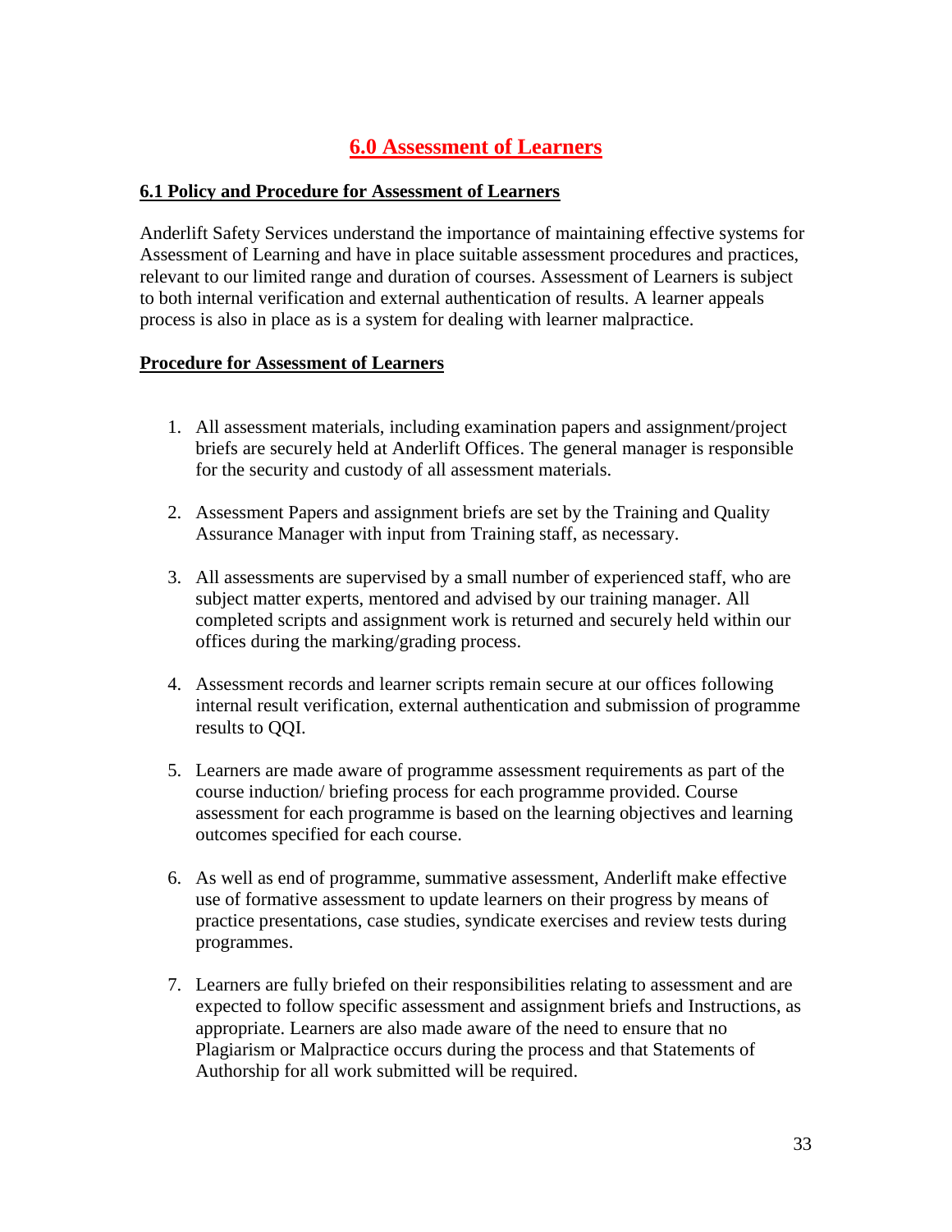# 6.0 Assessment of Learners

## 6.1 Policy and Procedure for Assessment of Learners

Anderlift Safety Services understand the importance of maintaining effective systems for Assessment of Learning and have in place suitable assessment procedures and practices, relevant to our limited range and duration of courses. Assessment of Learners is subject to both internal verification and external authentication of results. A learner appeals process is also in place as is a system for dealing with learner malpractice.

### Procedure for Assessment of Learners

1. All assessment materials, including examination papers and assignment/project briefs are securely held at Anderlift Offices. The general manager is responsible for the security and custody of all assessment materials.

2. Assessment Papers and assignment briefs are set by the Training and Quality Assurance Manager with input from Training staff, as necessary.

3. All assessments are supervised by a small number of experienced staff, who are subject matter experts, mentored and advised by our training manager. All completed scripts and assignment work is returned and securely held within our offices during the marking/grading process.

4. Assessment records and learner scripts remain secure at our offices following internal result verification, external authentication and submission of programme results to QQI.

5. Learners are made aware of programme assessment requirements as part of the course induction/ briefing process for each programme provided. Course assessment for each programme is based on the learning objectives and learning outcomes specified for each course.

6. As well as end of programme, summative assessment, Anderlift make effective use of formative assessment to update learners on their progress by means of practice presentations, case studies, syndicate exercises and review tests during programmes.

7. Learners are fully briefed on their responsibilities relating to assessment and are expected to follow specific assessment and assignment briefs and Instructions, as appropriate. Learners are also made aware of the need to ensure that no Plagiarism or Malpractice occurs during the process and that Statements of Authorship for all work submitted will be required.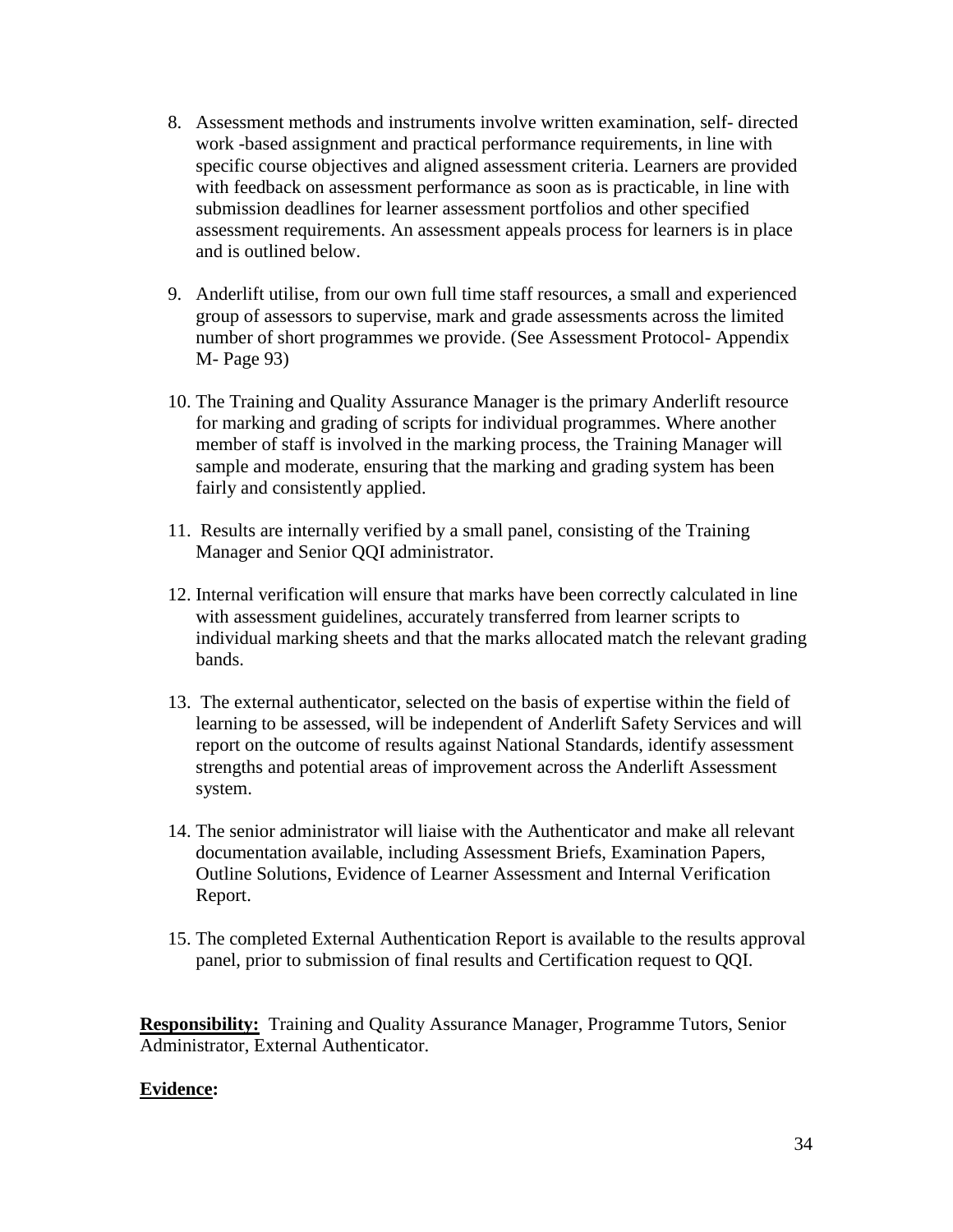8. Assessment methods and instruments involve written examination, self- directed work -based assignment and practical performance requirements, in line with specific course objectives and aligned assessment criteria. Learners are provided with feedback on assessment performance as soon as is practicable, in line with submission deadlines for learner assessment portfolios and other specified assessment requirements. An assessment appeals process for learners is in place and is outlined below.

9. Anderlift utilise, from our own full time staff resources, a small and experienced group of assessors to supervise, mark and grade assessments across the limited number of short programmes we provide. (See Assessment Protocol- Appendix M- Page 93)

10. The Training and Quality Assurance Manager is the primary Anderlift resource for marking and grading of scripts for individual programmes. Where another member of staff is involved in the marking process, the Training Manager will sample and moderate, ensuring that the marking and grading system has been fairly and consistently applied.

11. Results are internally verified by a small panel, consisting of the Training Manager and Senior QQI administrator.

12. Internal verification will ensure that marks have been correctly calculated in line with assessment guidelines, accurately transferred from learner scripts to individual marking sheets and that the marks allocated match the relevant grading bands.

13. The external authenticator, selected on the basis of expertise within the field of learning to be assessed, will be independent of Anderlift Safety Services and will report on the outcome of results against National Standards, identify assessment strengths and potential areas of improvement across the Anderlift Assessment system.

14. The senior administrator will liaise with the Authenticator and make all relevant documentation available, including Assessment Briefs, Examination Papers, Outline Solutions, Evidence of Learner Assessment and Internal Verification Report.

15. The completed External Authentication Report is available to the results approval panel, prior to submission of final results and Certification request to QQI.

**Responsibility:** Training and Quality Assurance Manager, Programme Tutors, Senior Administrator, External Authenticator.

**Evidence:**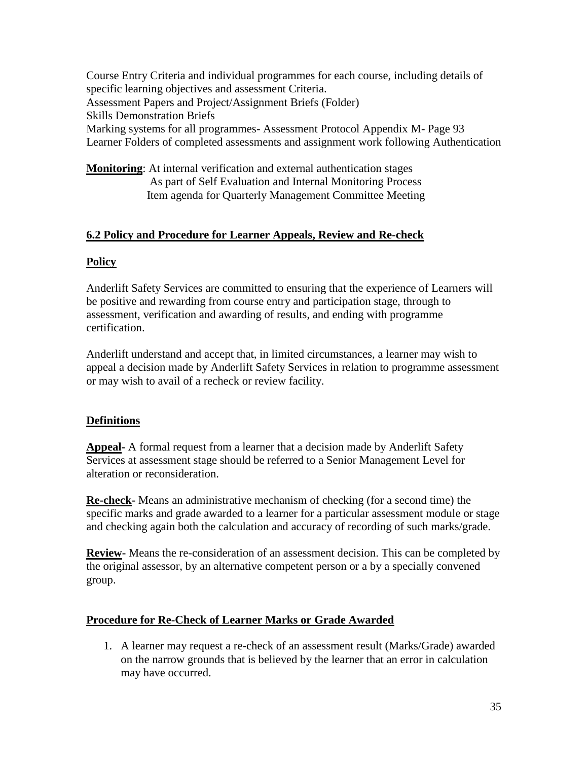Course Entry Criteria and individual programmes for each course, including details of specific learning objectives and assessment Criteria.
Assessment Papers and Project/Assignment Briefs (Folder)
Skills Demonstration Briefs
Marking systems for all programmes- Assessment Protocol Appendix M- Page 93
Learner Folders of completed assessments and assignment work following Authentication

**Monitoring**: At internal verification and external authentication stages
As part of Self Evaluation and Internal Monitoring Process
Item agenda for Quarterly Management Committee Meeting

## 6.2 Policy and Procedure for Learner Appeals, Review and Re-check

### Policy

Anderlift Safety Services are committed to ensuring that the experience of Learners will be positive and rewarding from course entry and participation stage, through to assessment, verification and awarding of results, and ending with programme certification.

Anderlift understand and accept that, in limited circumstances, a learner may wish to appeal a decision made by Anderlift Safety Services in relation to programme assessment or may wish to avail of a recheck or review facility.

### Definitions

**Appeal-** A formal request from a learner that a decision made by Anderlift Safety Services at assessment stage should be referred to a Senior Management Level for alteration or reconsideration.

**Re-check-** Means an administrative mechanism of checking (for a second time) the specific marks and grade awarded to a learner for a particular assessment module or stage and checking again both the calculation and accuracy of recording of such marks/grade.

**Review-** Means the re-consideration of an assessment decision. This can be completed by the original assessor, by an alternative competent person or a by a specially convened group.

### Procedure for Re-Check of Learner Marks or Grade Awarded

1. A learner may request a re-check of an assessment result (Marks/Grade) awarded on the narrow grounds that is believed by the learner that an error in calculation may have occurred.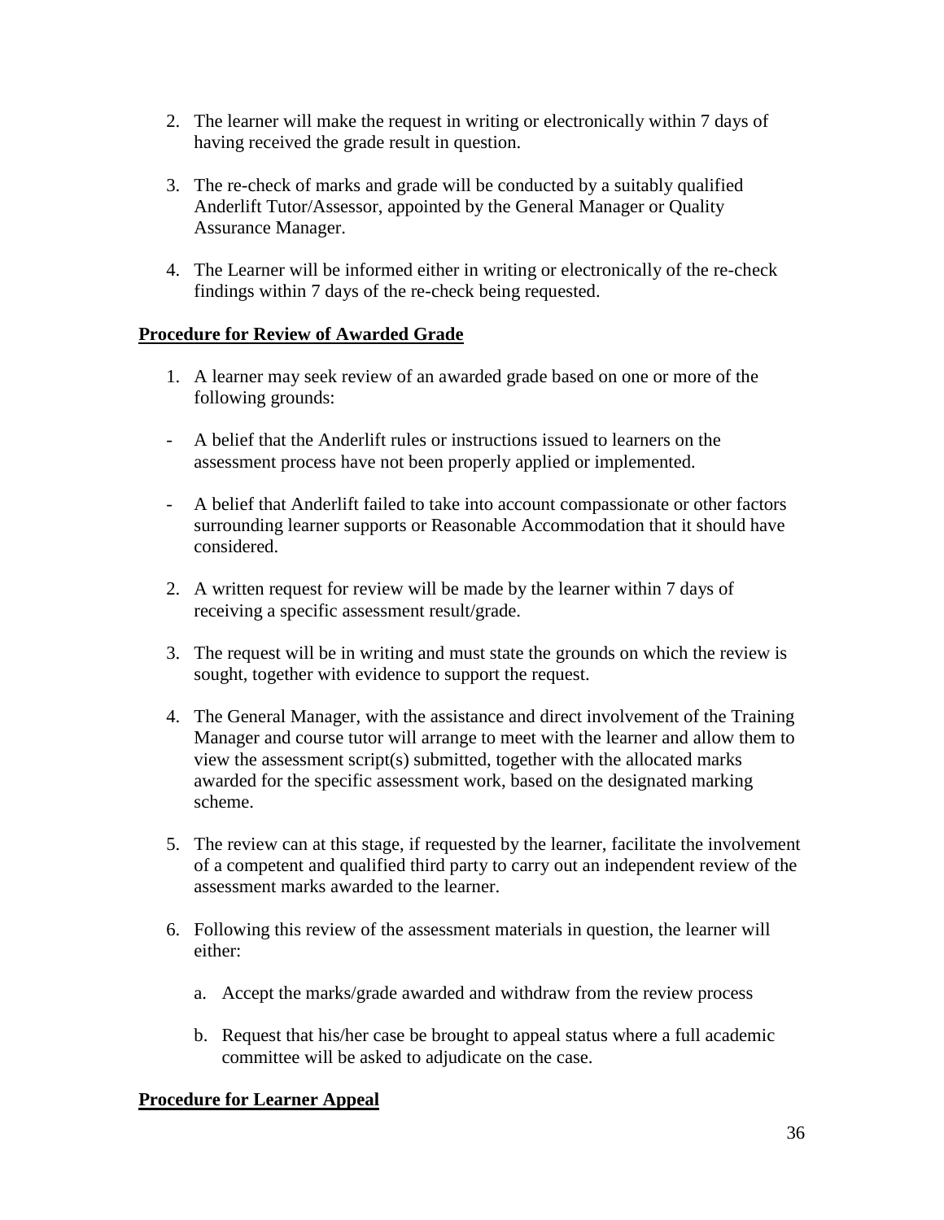2. The learner will make the request in writing or electronically within 7 days of having received the grade result in question.

3. The re-check of marks and grade will be conducted by a suitably qualified Anderlift Tutor/Assessor, appointed by the General Manager or Quality Assurance Manager.

4. The Learner will be informed either in writing or electronically of the re-check findings within 7 days of the re-check being requested.

**Procedure for Review of Awarded Grade**

1. A learner may seek review of an awarded grade based on one or more of the following grounds:

- A belief that the Anderlift rules or instructions issued to learners on the assessment process have not been properly applied or implemented.

- A belief that Anderlift failed to take into account compassionate or other factors surrounding learner supports or Reasonable Accommodation that it should have considered.

2. A written request for review will be made by the learner within 7 days of receiving a specific assessment result/grade.

3. The request will be in writing and must state the grounds on which the review is sought, together with evidence to support the request.

4. The General Manager, with the assistance and direct involvement of the Training Manager and course tutor will arrange to meet with the learner and allow them to view the assessment script(s) submitted, together with the allocated marks awarded for the specific assessment work, based on the designated marking scheme.

5. The review can at this stage, if requested by the learner, facilitate the involvement of a competent and qualified third party to carry out an independent review of the assessment marks awarded to the learner.

6. Following this review of the assessment materials in question, the learner will either:

   a. Accept the marks/grade awarded and withdraw from the review process

   b. Request that his/her case be brought to appeal status where a full academic committee will be asked to adjudicate on the case.

**Procedure for Learner Appeal**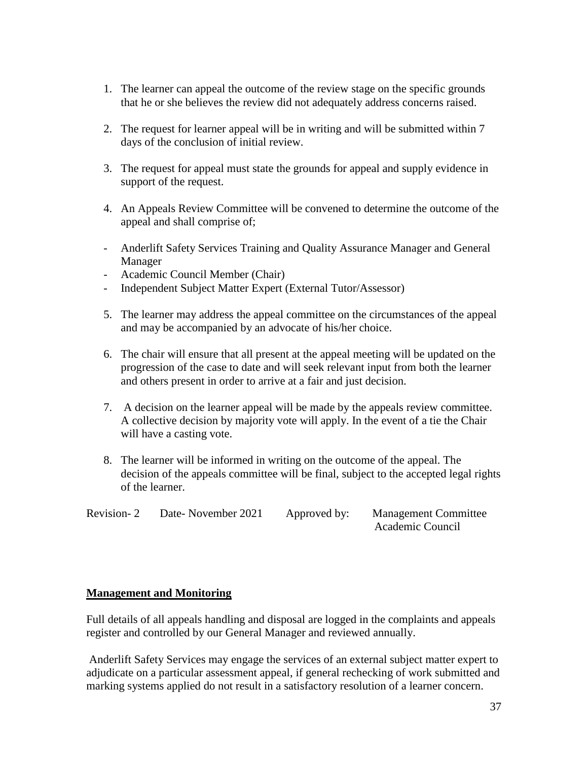1. The learner can appeal the outcome of the review stage on the specific grounds that he or she believes the review did not adequately address concerns raised.

2. The request for learner appeal will be in writing and will be submitted within 7 days of the conclusion of initial review.

3. The request for appeal must state the grounds for appeal and supply evidence in support of the request.

4. An Appeals Review Committee will be convened to determine the outcome of the appeal and shall comprise of;

- Anderlift Safety Services Training and Quality Assurance Manager and General Manager
- Academic Council Member (Chair)
- Independent Subject Matter Expert (External Tutor/Assessor)

5. The learner may address the appeal committee on the circumstances of the appeal and may be accompanied by an advocate of his/her choice.

6. The chair will ensure that all present at the appeal meeting will be updated on the progression of the case to date and will seek relevant input from both the learner and others present in order to arrive at a fair and just decision.

7. A decision on the learner appeal will be made by the appeals review committee. A collective decision by majority vote will apply. In the event of a tie the Chair will have a casting vote.

8. The learner will be informed in writing on the outcome of the appeal. The decision of the appeals committee will be final, subject to the accepted legal rights of the learner.

Revision- 2 Date- November 2021 Approved by: Management Committee
Academic Council

**Management and Monitoring**

Full details of all appeals handling and disposal are logged in the complaints and appeals register and controlled by our General Manager and reviewed annually.

Anderlift Safety Services may engage the services of an external subject matter expert to adjudicate on a particular assessment appeal, if general rechecking of work submitted and marking systems applied do not result in a satisfactory resolution of a learner concern.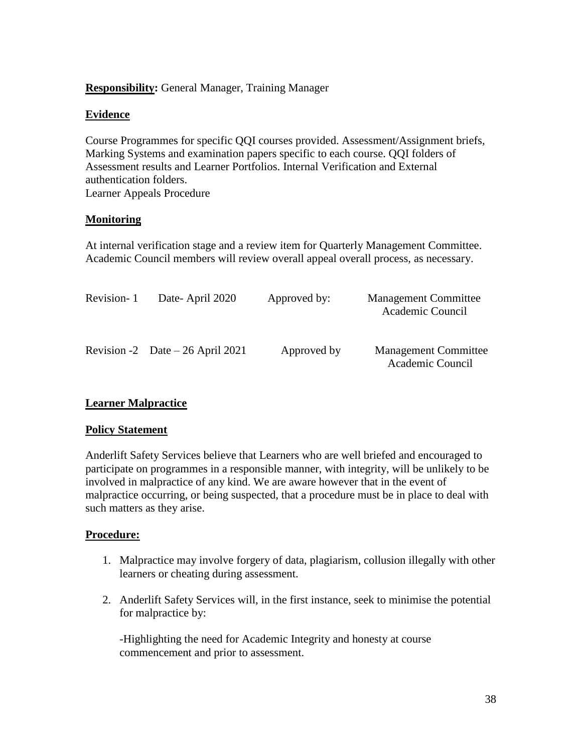**Responsibility:** General Manager, Training Manager

**Evidence**

Course Programmes for specific QQI courses provided. Assessment/Assignment briefs, Marking Systems and examination papers specific to each course. QQI folders of Assessment results and Learner Portfolios. Internal Verification and External authentication folders.
Learner Appeals Procedure

**Monitoring**

At internal verification stage and a review item for Quarterly Management Committee. Academic Council members will review overall appeal overall process, as necessary.

| Revision- 1 | Date- April 2020 | Approved by: | Management Committee<br>Academic Council |
|---|---|---|---|
| Revision -2 | Date – 26 April 2021 | Approved by | Management Committee<br>Academic Council |

**Learner Malpractice**

**Policy Statement**

Anderlift Safety Services believe that Learners who are well briefed and encouraged to participate on programmes in a responsible manner, with integrity, will be unlikely to be involved in malpractice of any kind. We are aware however that in the event of malpractice occurring, or being suspected, that a procedure must be in place to deal with such matters as they arise.

**Procedure:**

1. Malpractice may involve forgery of data, plagiarism, collusion illegally with other learners or cheating during assessment.

2. Anderlift Safety Services will, in the first instance, seek to minimise the potential for malpractice by:

   -Highlighting the need for Academic Integrity and honesty at course commencement and prior to assessment.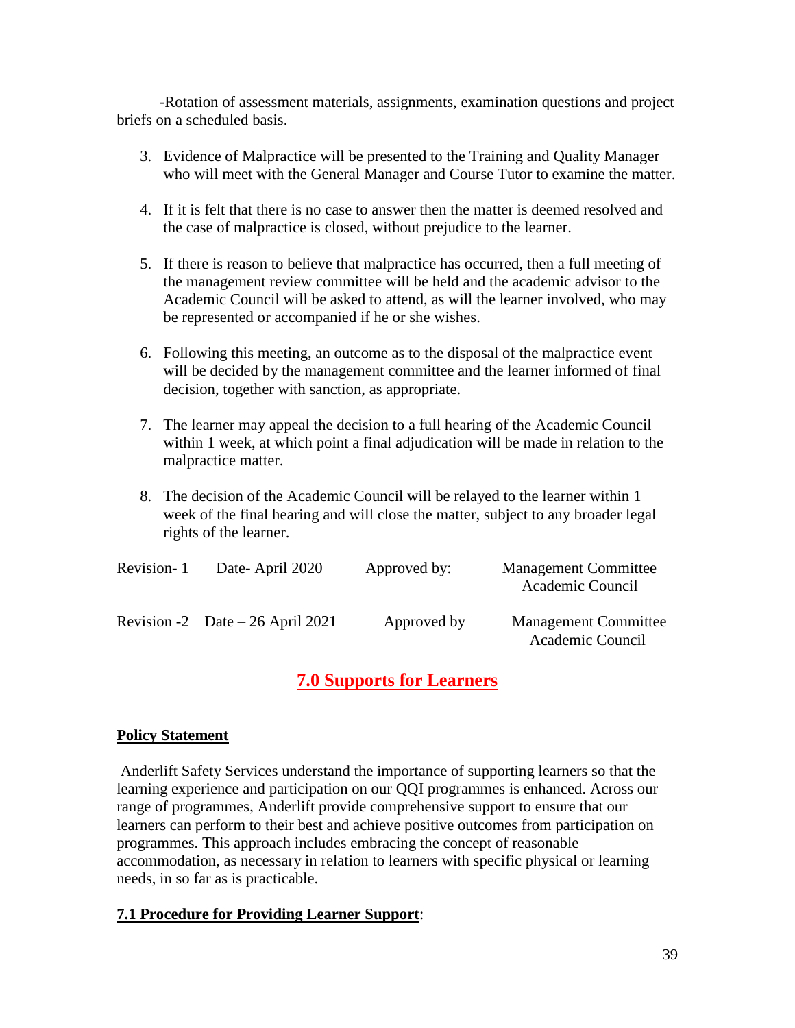-Rotation of assessment materials, assignments, examination questions and project briefs on a scheduled basis.

3. Evidence of Malpractice will be presented to the Training and Quality Manager who will meet with the General Manager and Course Tutor to examine the matter.

4. If it is felt that there is no case to answer then the matter is deemed resolved and the case of malpractice is closed, without prejudice to the learner.

5. If there is reason to believe that malpractice has occurred, then a full meeting of the management review committee will be held and the academic advisor to the Academic Council will be asked to attend, as will the learner involved, who may be represented or accompanied if he or she wishes.

6. Following this meeting, an outcome as to the disposal of the malpractice event will be decided by the management committee and the learner informed of final decision, together with sanction, as appropriate.

7. The learner may appeal the decision to a full hearing of the Academic Council within 1 week, at which point a final adjudication will be made in relation to the malpractice matter.

8. The decision of the Academic Council will be relayed to the learner within 1 week of the final hearing and will close the matter, subject to any broader legal rights of the learner.

| | | | |
|---|---|---|---|
| Revision- 1 | Date- April 2020 | Approved by: | Management Committee Academic Council |
| Revision -2 | Date – 26 April 2021 | Approved by | Management Committee Academic Council |

## 7.0 Supports for Learners

**Policy Statement**

Anderlift Safety Services understand the importance of supporting learners so that the learning experience and participation on our QQI programmes is enhanced. Across our range of programmes, Anderlift provide comprehensive support to ensure that our learners can perform to their best and achieve positive outcomes from participation on programmes. This approach includes embracing the concept of reasonable accommodation, as necessary in relation to learners with specific physical or learning needs, in so far as is practicable.

**7.1 Procedure for Providing Learner Support**: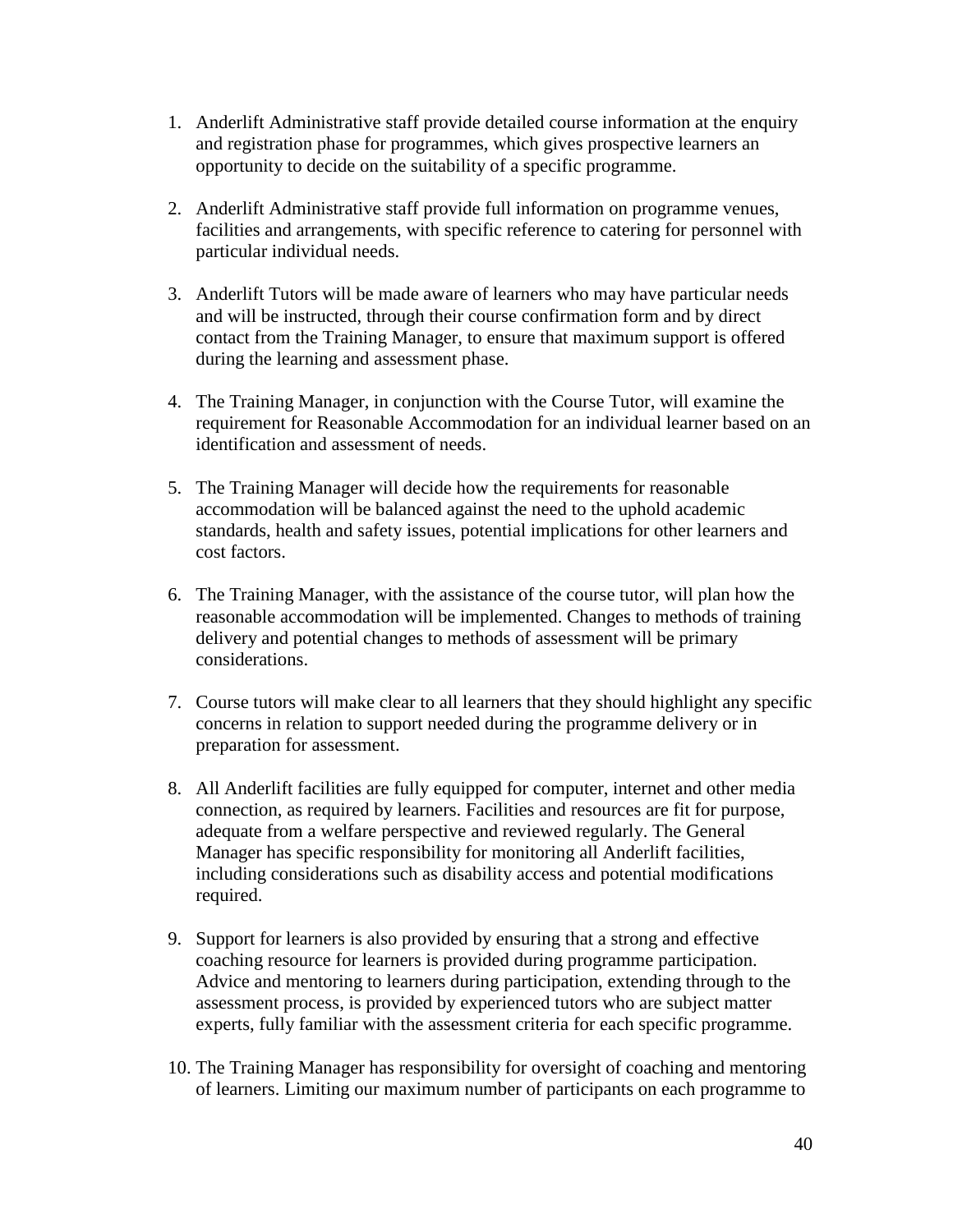1. Anderlift Administrative staff provide detailed course information at the enquiry and registration phase for programmes, which gives prospective learners an opportunity to decide on the suitability of a specific programme.

2. Anderlift Administrative staff provide full information on programme venues, facilities and arrangements, with specific reference to catering for personnel with particular individual needs.

3. Anderlift Tutors will be made aware of learners who may have particular needs and will be instructed, through their course confirmation form and by direct contact from the Training Manager, to ensure that maximum support is offered during the learning and assessment phase.

4. The Training Manager, in conjunction with the Course Tutor, will examine the requirement for Reasonable Accommodation for an individual learner based on an identification and assessment of needs.

5. The Training Manager will decide how the requirements for reasonable accommodation will be balanced against the need to the uphold academic standards, health and safety issues, potential implications for other learners and cost factors.

6. The Training Manager, with the assistance of the course tutor, will plan how the reasonable accommodation will be implemented. Changes to methods of training delivery and potential changes to methods of assessment will be primary considerations.

7. Course tutors will make clear to all learners that they should highlight any specific concerns in relation to support needed during the programme delivery or in preparation for assessment.

8. All Anderlift facilities are fully equipped for computer, internet and other media connection, as required by learners. Facilities and resources are fit for purpose, adequate from a welfare perspective and reviewed regularly. The General Manager has specific responsibility for monitoring all Anderlift facilities, including considerations such as disability access and potential modifications required.

9. Support for learners is also provided by ensuring that a strong and effective coaching resource for learners is provided during programme participation. Advice and mentoring to learners during participation, extending through to the assessment process, is provided by experienced tutors who are subject matter experts, fully familiar with the assessment criteria for each specific programme.

10. The Training Manager has responsibility for oversight of coaching and mentoring of learners. Limiting our maximum number of participants on each programme to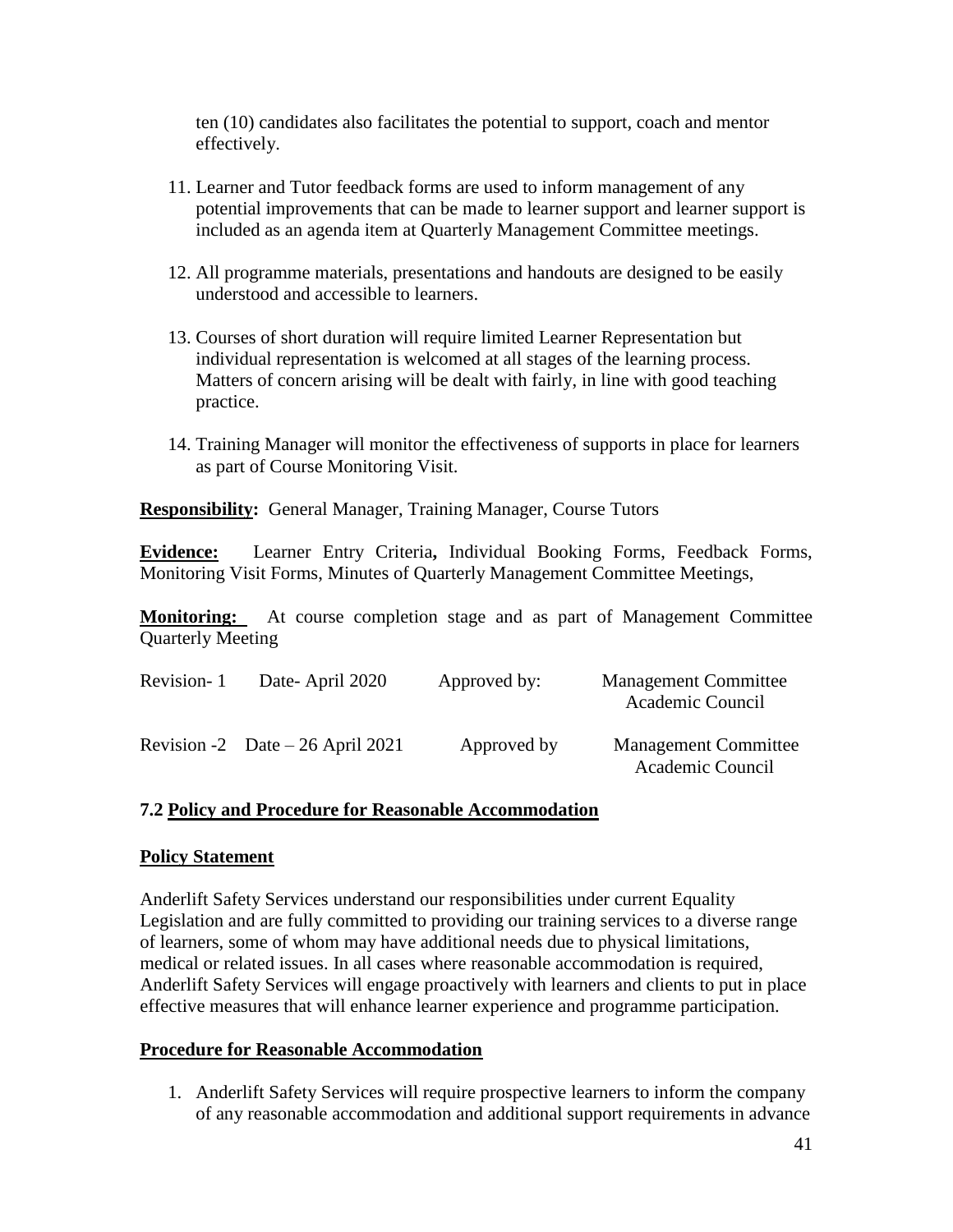ten (10) candidates also facilitates the potential to support, coach and mentor effectively.

11. Learner and Tutor feedback forms are used to inform management of any potential improvements that can be made to learner support and learner support is included as an agenda item at Quarterly Management Committee meetings.

12. All programme materials, presentations and handouts are designed to be easily understood and accessible to learners.

13. Courses of short duration will require limited Learner Representation but individual representation is welcomed at all stages of the learning process. Matters of concern arising will be dealt with fairly, in line with good teaching practice.

14. Training Manager will monitor the effectiveness of supports in place for learners as part of Course Monitoring Visit.

**Responsibility:** General Manager, Training Manager, Course Tutors

**Evidence:** Learner Entry Criteria**,** Individual Booking Forms, Feedback Forms, Monitoring Visit Forms, Minutes of Quarterly Management Committee Meetings,

**Monitoring:** At course completion stage and as part of Management Committee Quarterly Meeting

| Revision- 1 | Date- April 2020 | Approved by: | Management Committee Academic Council |
|---|---|---|---|
| Revision -2 | Date – 26 April 2021 | Approved by | Management Committee Academic Council |

### 7.2 Policy and Procedure for Reasonable Accommodation

**Policy Statement**

Anderlift Safety Services understand our responsibilities under current Equality Legislation and are fully committed to providing our training services to a diverse range of learners, some of whom may have additional needs due to physical limitations, medical or related issues. In all cases where reasonable accommodation is required, Anderlift Safety Services will engage proactively with learners and clients to put in place effective measures that will enhance learner experience and programme participation.

**Procedure for Reasonable Accommodation**

1. Anderlift Safety Services will require prospective learners to inform the company of any reasonable accommodation and additional support requirements in advance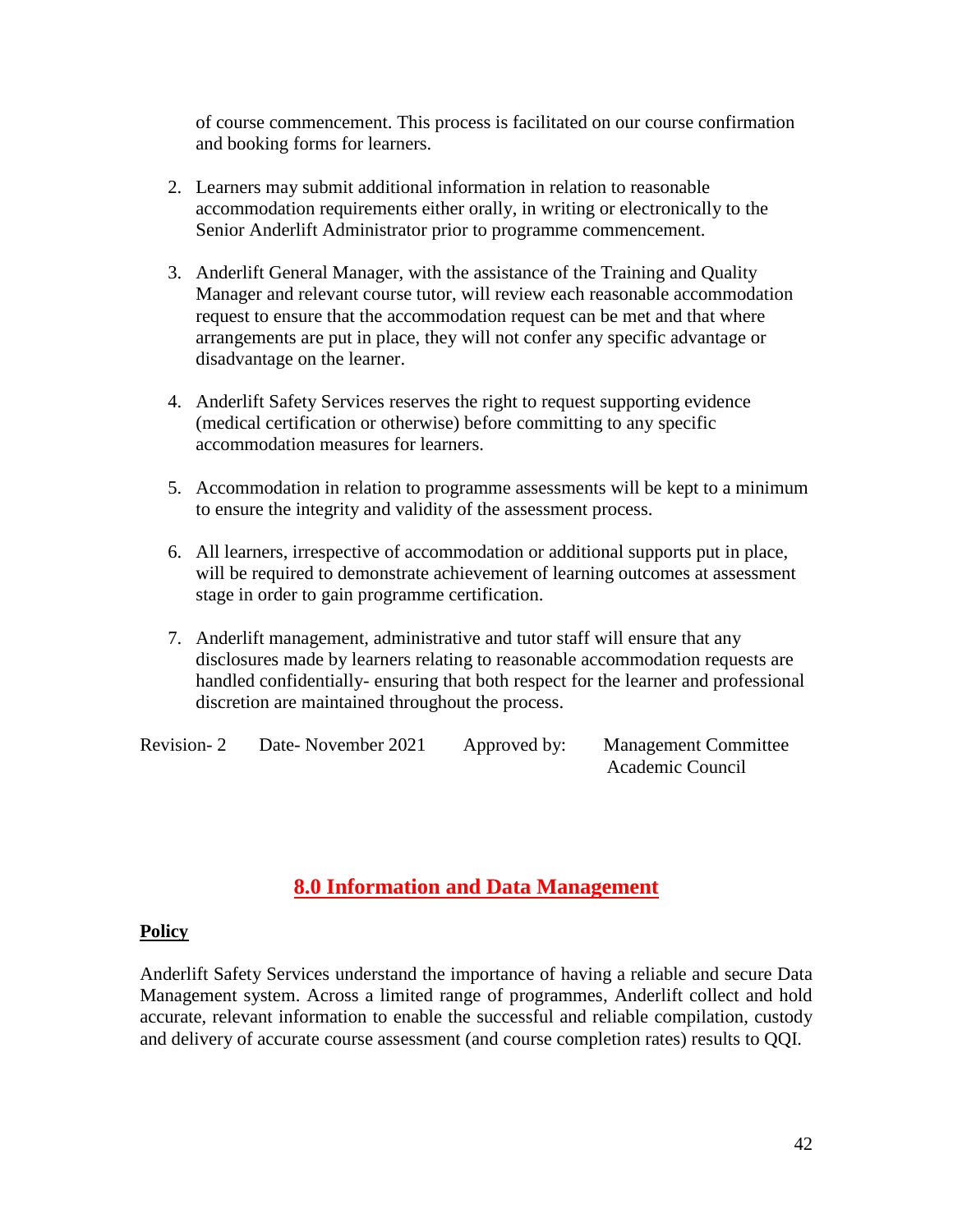of course commencement. This process is facilitated on our course confirmation and booking forms for learners.

2. Learners may submit additional information in relation to reasonable accommodation requirements either orally, in writing or electronically to the Senior Anderlift Administrator prior to programme commencement.

3. Anderlift General Manager, with the assistance of the Training and Quality Manager and relevant course tutor, will review each reasonable accommodation request to ensure that the accommodation request can be met and that where arrangements are put in place, they will not confer any specific advantage or disadvantage on the learner.

4. Anderlift Safety Services reserves the right to request supporting evidence (medical certification or otherwise) before committing to any specific accommodation measures for learners.

5. Accommodation in relation to programme assessments will be kept to a minimum to ensure the integrity and validity of the assessment process.

6. All learners, irrespective of accommodation or additional supports put in place, will be required to demonstrate achievement of learning outcomes at assessment stage in order to gain programme certification.

7. Anderlift management, administrative and tutor staff will ensure that any disclosures made by learners relating to reasonable accommodation requests are handled confidentially- ensuring that both respect for the learner and professional discretion are maintained throughout the process.

Revision- 2 Date- November 2021 Approved by: Management Committee
Academic Council

## 8.0 Information and Data Management

**Policy**

Anderlift Safety Services understand the importance of having a reliable and secure Data Management system. Across a limited range of programmes, Anderlift collect and hold accurate, relevant information to enable the successful and reliable compilation, custody and delivery of accurate course assessment (and course completion rates) results to QQI.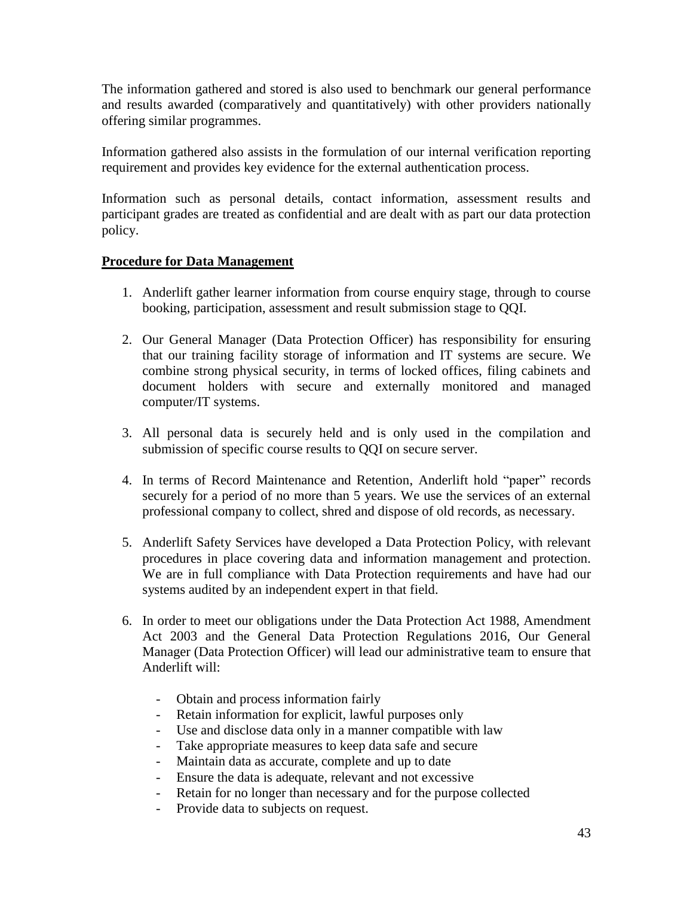The information gathered and stored is also used to benchmark our general performance and results awarded (comparatively and quantitatively) with other providers nationally offering similar programmes.

Information gathered also assists in the formulation of our internal verification reporting requirement and provides key evidence for the external authentication process.

Information such as personal details, contact information, assessment results and participant grades are treated as confidential and are dealt with as part our data protection policy.

**Procedure for Data Management**

1. Anderlift gather learner information from course enquiry stage, through to course booking, participation, assessment and result submission stage to QQI.

2. Our General Manager (Data Protection Officer) has responsibility for ensuring that our training facility storage of information and IT systems are secure. We combine strong physical security, in terms of locked offices, filing cabinets and document holders with secure and externally monitored and managed computer/IT systems.

3. All personal data is securely held and is only used in the compilation and submission of specific course results to QQI on secure server.

4. In terms of Record Maintenance and Retention, Anderlift hold "paper" records securely for a period of no more than 5 years. We use the services of an external professional company to collect, shred and dispose of old records, as necessary.

5. Anderlift Safety Services have developed a Data Protection Policy, with relevant procedures in place covering data and information management and protection. We are in full compliance with Data Protection requirements and have had our systems audited by an independent expert in that field.

6. In order to meet our obligations under the Data Protection Act 1988, Amendment Act 2003 and the General Data Protection Regulations 2016, Our General Manager (Data Protection Officer) will lead our administrative team to ensure that Anderlift will:

   - Obtain and process information fairly
   - Retain information for explicit, lawful purposes only
   - Use and disclose data only in a manner compatible with law
   - Take appropriate measures to keep data safe and secure
   - Maintain data as accurate, complete and up to date
   - Ensure the data is adequate, relevant and not excessive
   - Retain for no longer than necessary and for the purpose collected
   - Provide data to subjects on request.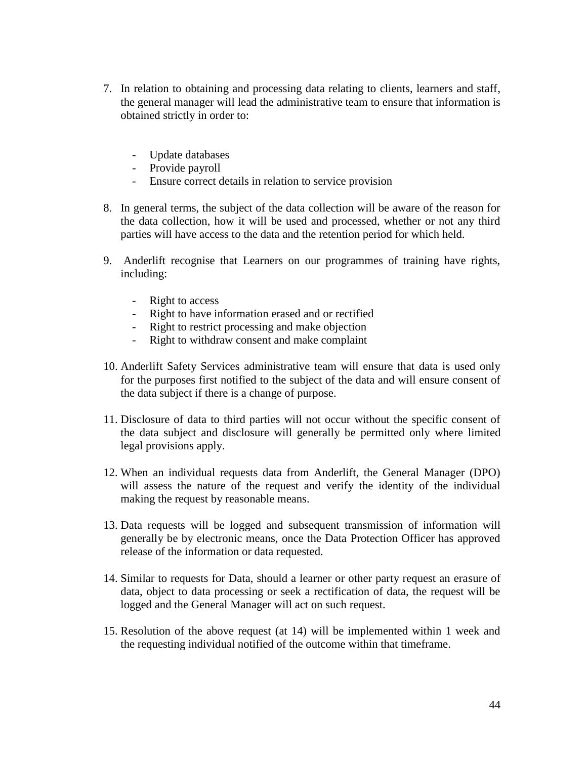7. In relation to obtaining and processing data relating to clients, learners and staff, the general manager will lead the administrative team to ensure that information is obtained strictly in order to:

   - Update databases
   - Provide payroll
   - Ensure correct details in relation to service provision

8. In general terms, the subject of the data collection will be aware of the reason for the data collection, how it will be used and processed, whether or not any third parties will have access to the data and the retention period for which held.

9. Anderlift recognise that Learners on our programmes of training have rights, including:

   - Right to access
   - Right to have information erased and or rectified
   - Right to restrict processing and make objection
   - Right to withdraw consent and make complaint

10. Anderlift Safety Services administrative team will ensure that data is used only for the purposes first notified to the subject of the data and will ensure consent of the data subject if there is a change of purpose.

11. Disclosure of data to third parties will not occur without the specific consent of the data subject and disclosure will generally be permitted only where limited legal provisions apply.

12. When an individual requests data from Anderlift, the General Manager (DPO) will assess the nature of the request and verify the identity of the individual making the request by reasonable means.

13. Data requests will be logged and subsequent transmission of information will generally be by electronic means, once the Data Protection Officer has approved release of the information or data requested.

14. Similar to requests for Data, should a learner or other party request an erasure of data, object to data processing or seek a rectification of data, the request will be logged and the General Manager will act on such request.

15. Resolution of the above request (at 14) will be implemented within 1 week and the requesting individual notified of the outcome within that timeframe.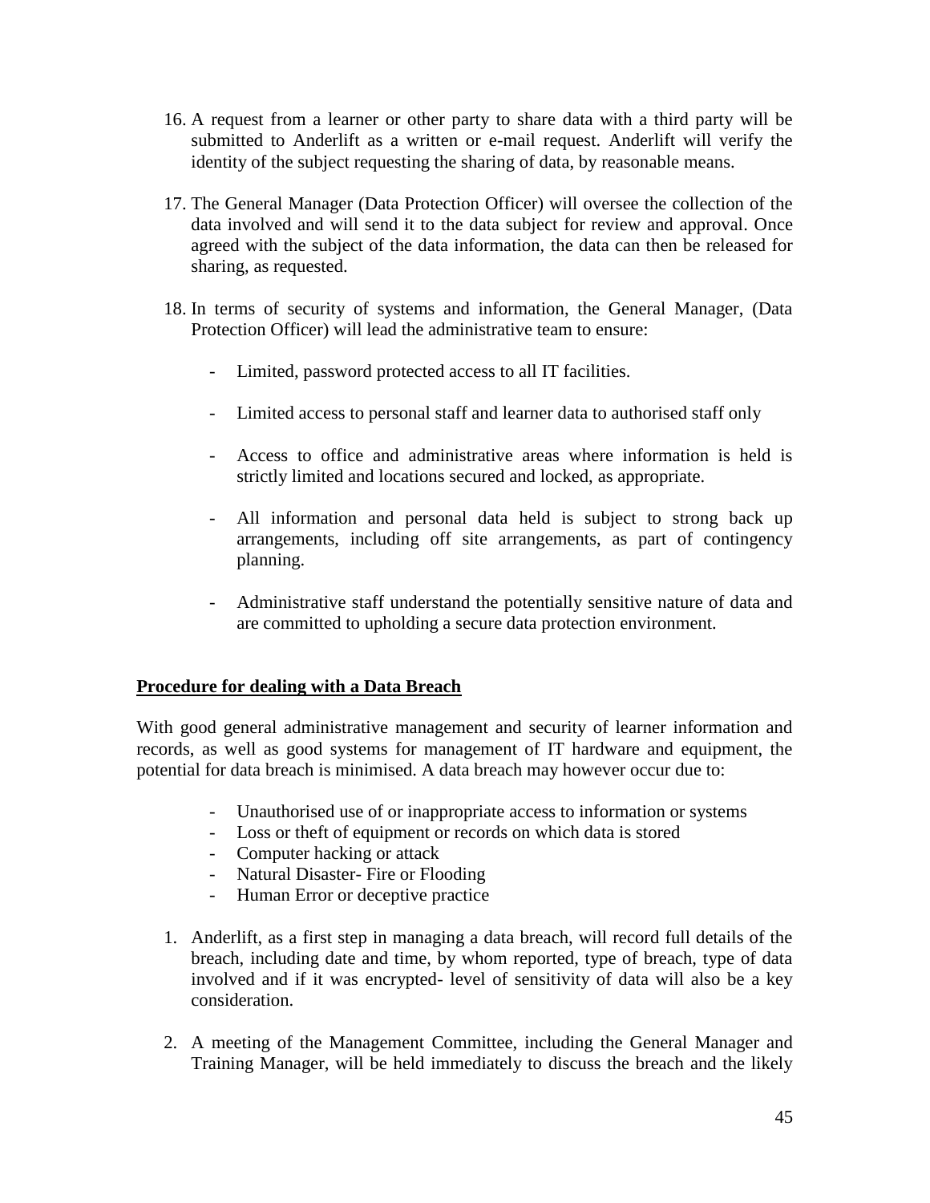16. A request from a learner or other party to share data with a third party will be submitted to Anderlift as a written or e-mail request. Anderlift will verify the identity of the subject requesting the sharing of data, by reasonable means.

17. The General Manager (Data Protection Officer) will oversee the collection of the data involved and will send it to the data subject for review and approval. Once agreed with the subject of the data information, the data can then be released for sharing, as requested.

18. In terms of security of systems and information, the General Manager, (Data Protection Officer) will lead the administrative team to ensure:

    - Limited, password protected access to all IT facilities.

    - Limited access to personal staff and learner data to authorised staff only

    - Access to office and administrative areas where information is held is strictly limited and locations secured and locked, as appropriate.

    - All information and personal data held is subject to strong back up arrangements, including off site arrangements, as part of contingency planning.

    - Administrative staff understand the potentially sensitive nature of data and are committed to upholding a secure data protection environment.

**Procedure for dealing with a Data Breach**

With good general administrative management and security of learner information and records, as well as good systems for management of IT hardware and equipment, the potential for data breach is minimised. A data breach may however occur due to:

- Unauthorised use of or inappropriate access to information or systems
- Loss or theft of equipment or records on which data is stored
- Computer hacking or attack
- Natural Disaster- Fire or Flooding
- Human Error or deceptive practice

1. Anderlift, as a first step in managing a data breach, will record full details of the breach, including date and time, by whom reported, type of breach, type of data involved and if it was encrypted- level of sensitivity of data will also be a key consideration.

2. A meeting of the Management Committee, including the General Manager and Training Manager, will be held immediately to discuss the breach and the likely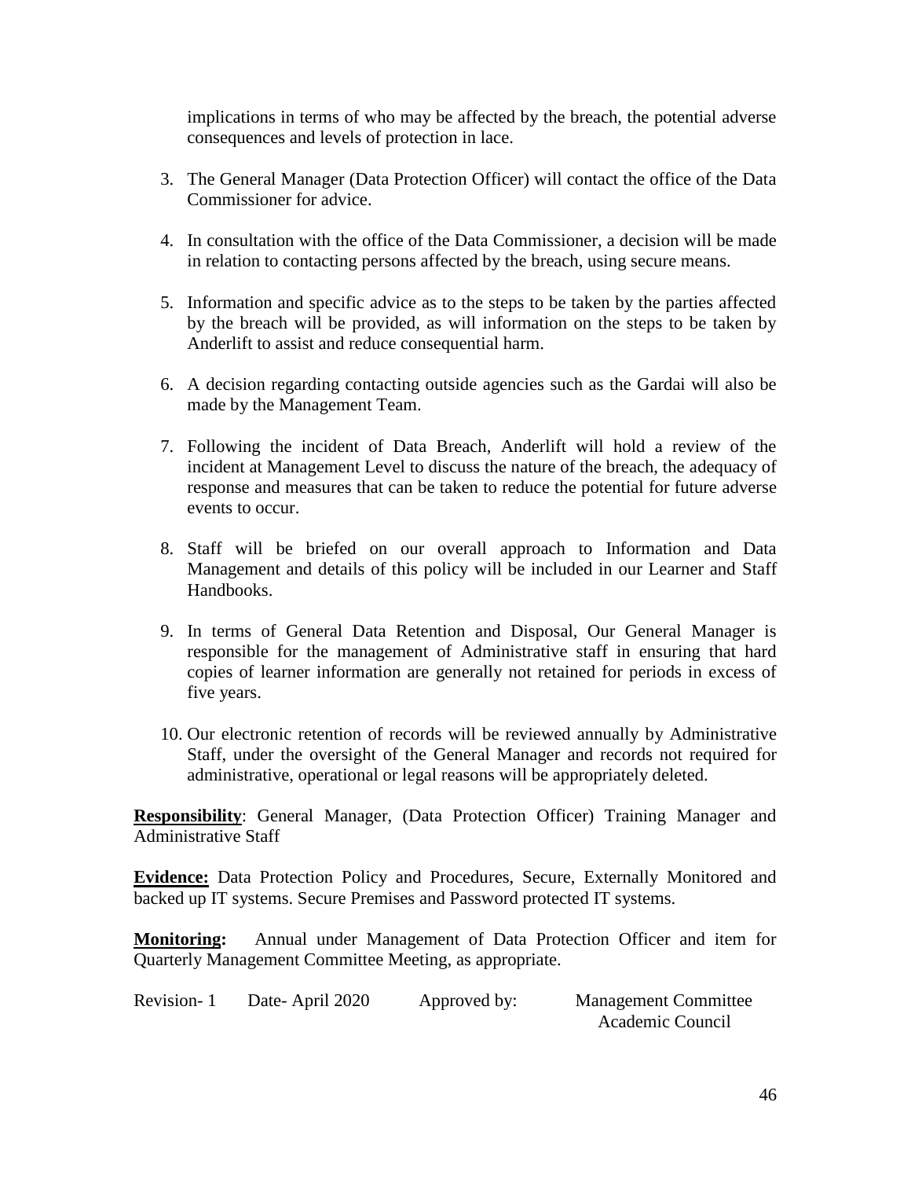implications in terms of who may be affected by the breach, the potential adverse consequences and levels of protection in lace.

3. The General Manager (Data Protection Officer) will contact the office of the Data Commissioner for advice.
4. In consultation with the office of the Data Commissioner, a decision will be made in relation to contacting persons affected by the breach, using secure means.
5. Information and specific advice as to the steps to be taken by the parties affected by the breach will be provided, as will information on the steps to be taken by Anderlift to assist and reduce consequential harm.
6. A decision regarding contacting outside agencies such as the Gardai will also be made by the Management Team.
7. Following the incident of Data Breach, Anderlift will hold a review of the incident at Management Level to discuss the nature of the breach, the adequacy of response and measures that can be taken to reduce the potential for future adverse events to occur.
8. Staff will be briefed on our overall approach to Information and Data Management and details of this policy will be included in our Learner and Staff Handbooks.
9. In terms of General Data Retention and Disposal, Our General Manager is responsible for the management of Administrative staff in ensuring that hard copies of learner information are generally not retained for periods in excess of five years.
10. Our electronic retention of records will be reviewed annually by Administrative Staff, under the oversight of the General Manager and records not required for administrative, operational or legal reasons will be appropriately deleted.

**Responsibility**: General Manager, (Data Protection Officer) Training Manager and Administrative Staff

**Evidence:** Data Protection Policy and Procedures, Secure, Externally Monitored and backed up IT systems. Secure Premises and Password protected IT systems.

**Monitoring:** Annual under Management of Data Protection Officer and item for Quarterly Management Committee Meeting, as appropriate.

Revision- 1 Date- April 2020 Approved by: Management Committee
Academic Council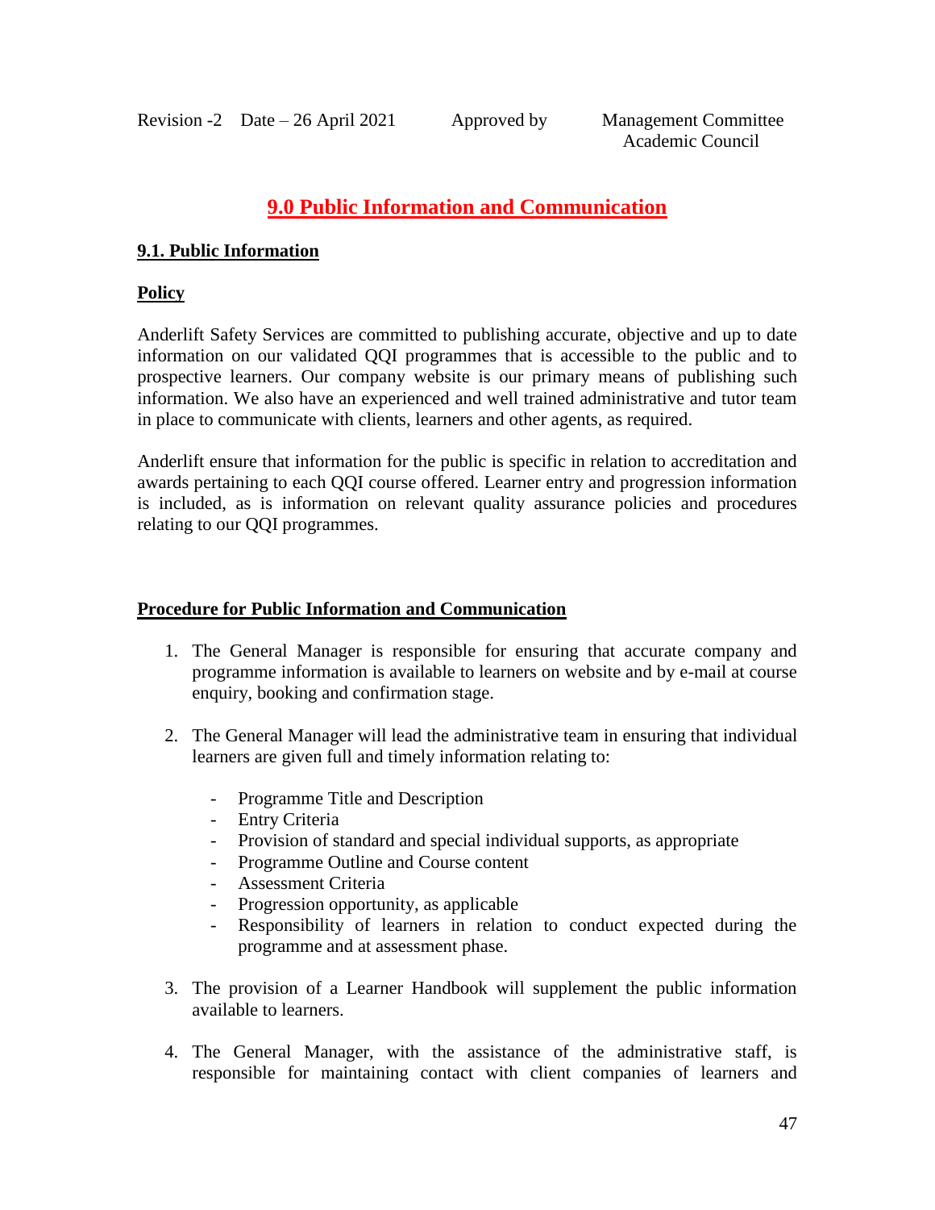Revision -2 Date – 26 April 2021 Approved by Management Committee
Academic Council

# 9.0 Public Information and Communication

## 9.1. Public Information

**Policy**

Anderlift Safety Services are committed to publishing accurate, objective and up to date information on our validated QQI programmes that is accessible to the public and to prospective learners. Our company website is our primary means of publishing such information. We also have an experienced and well trained administrative and tutor team in place to communicate with clients, learners and other agents, as required.

Anderlift ensure that information for the public is specific in relation to accreditation and awards pertaining to each QQI course offered. Learner entry and progression information is included, as is information on relevant quality assurance policies and procedures relating to our QQI programmes.

**Procedure for Public Information and Communication**

1. The General Manager is responsible for ensuring that accurate company and programme information is available to learners on website and by e-mail at course enquiry, booking and confirmation stage.

2. The General Manager will lead the administrative team in ensuring that individual learners are given full and timely information relating to:

   - Programme Title and Description
   - Entry Criteria
   - Provision of standard and special individual supports, as appropriate
   - Programme Outline and Course content
   - Assessment Criteria
   - Progression opportunity, as applicable
   - Responsibility of learners in relation to conduct expected during the programme and at assessment phase.

3. The provision of a Learner Handbook will supplement the public information available to learners.

4. The General Manager, with the assistance of the administrative staff, is responsible for maintaining contact with client companies of learners and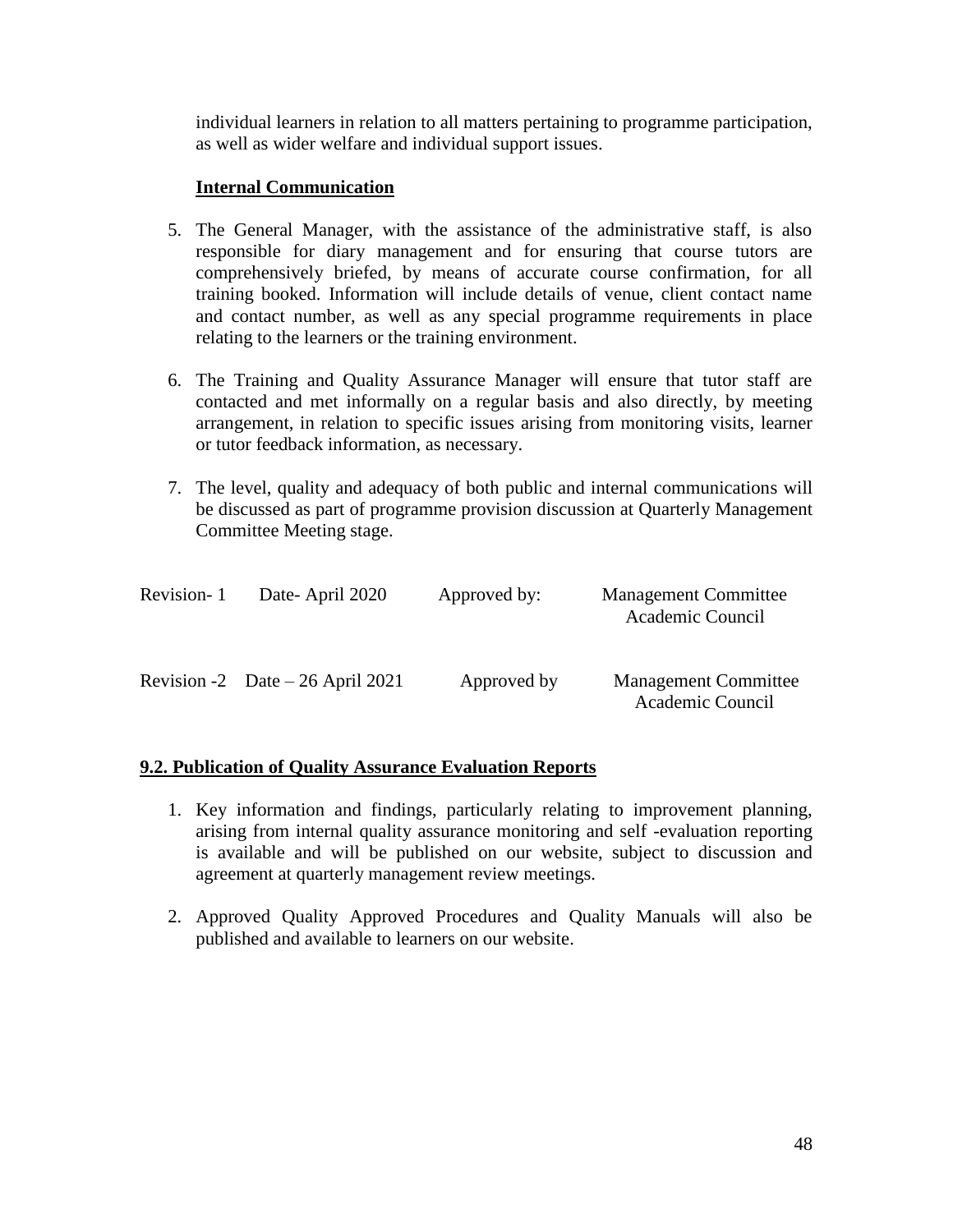individual learners in relation to all matters pertaining to programme participation, as well as wider welfare and individual support issues.

**Internal Communication**

5. The General Manager, with the assistance of the administrative staff, is also responsible for diary management and for ensuring that course tutors are comprehensively briefed, by means of accurate course confirmation, for all training booked. Information will include details of venue, client contact name and contact number, as well as any special programme requirements in place relating to the learners or the training environment.

6. The Training and Quality Assurance Manager will ensure that tutor staff are contacted and met informally on a regular basis and also directly, by meeting arrangement, in relation to specific issues arising from monitoring visits, learner or tutor feedback information, as necessary.

7. The level, quality and adequacy of both public and internal communications will be discussed as part of programme provision discussion at Quarterly Management Committee Meeting stage.

| | | | |
|---|---|---|---|
| Revision- 1 | Date- April 2020 | Approved by: | Management Committee<br>Academic Council |
| Revision -2 | Date – 26 April 2021 | Approved by | Management Committee<br>Academic Council |

## 9.2. Publication of Quality Assurance Evaluation Reports

1. Key information and findings, particularly relating to improvement planning, arising from internal quality assurance monitoring and self -evaluation reporting is available and will be published on our website, subject to discussion and agreement at quarterly management review meetings.

2. Approved Quality Approved Procedures and Quality Manuals will also be published and available to learners on our website.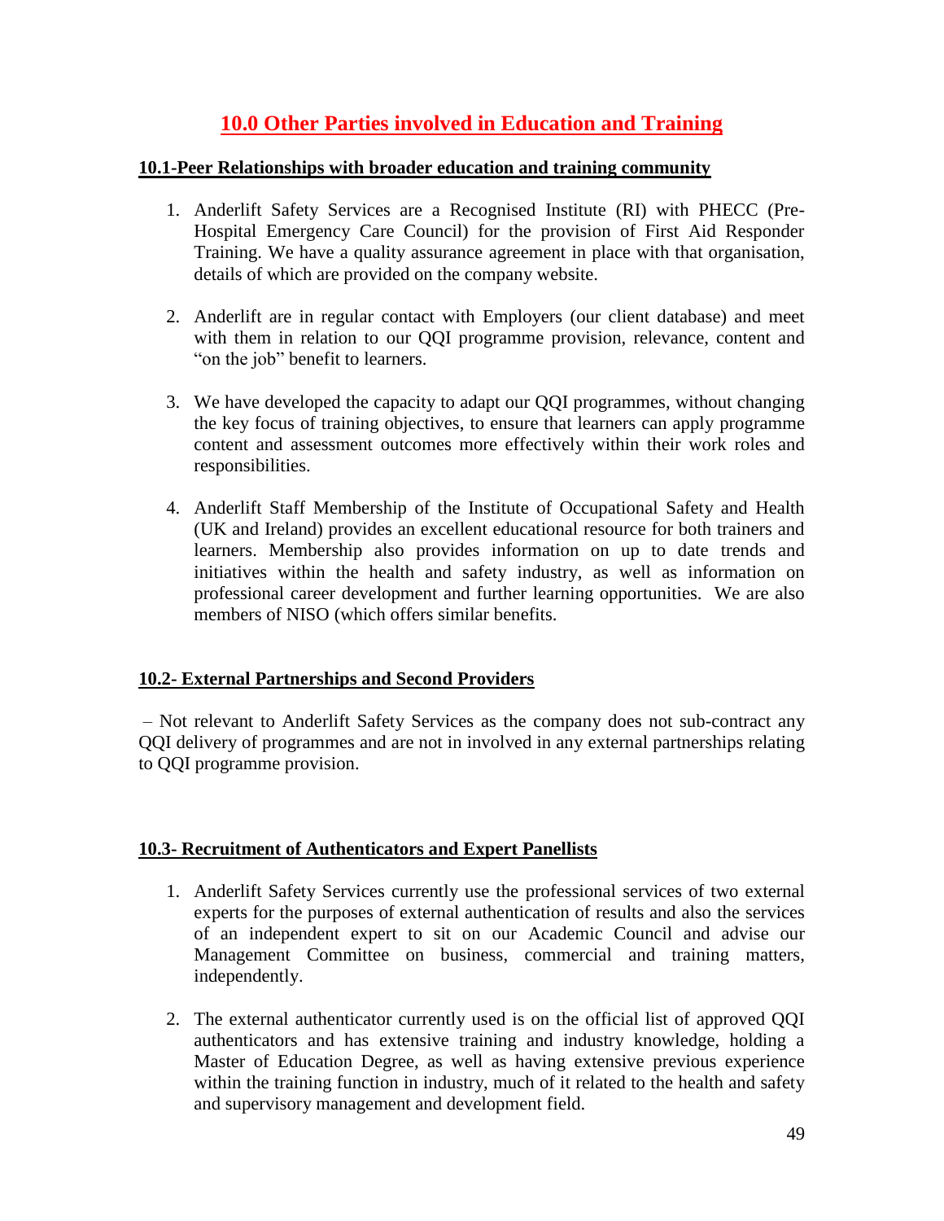# 10.0 Other Parties involved in Education and Training

## 10.1-Peer Relationships with broader education and training community

1. Anderlift Safety Services are a Recognised Institute (RI) with PHECC (Pre-Hospital Emergency Care Council) for the provision of First Aid Responder Training. We have a quality assurance agreement in place with that organisation, details of which are provided on the company website.

2. Anderlift are in regular contact with Employers (our client database) and meet with them in relation to our QQI programme provision, relevance, content and "on the job" benefit to learners.

3. We have developed the capacity to adapt our QQI programmes, without changing the key focus of training objectives, to ensure that learners can apply programme content and assessment outcomes more effectively within their work roles and responsibilities.

4. Anderlift Staff Membership of the Institute of Occupational Safety and Health (UK and Ireland) provides an excellent educational resource for both trainers and learners. Membership also provides information on up to date trends and initiatives within the health and safety industry, as well as information on professional career development and further learning opportunities. We are also members of NISO (which offers similar benefits.

## 10.2- External Partnerships and Second Providers

– Not relevant to Anderlift Safety Services as the company does not sub-contract any QQI delivery of programmes and are not in involved in any external partnerships relating to QQI programme provision.

## 10.3- Recruitment of Authenticators and Expert Panellists

1. Anderlift Safety Services currently use the professional services of two external experts for the purposes of external authentication of results and also the services of an independent expert to sit on our Academic Council and advise our Management Committee on business, commercial and training matters, independently.

2. The external authenticator currently used is on the official list of approved QQI authenticators and has extensive training and industry knowledge, holding a Master of Education Degree, as well as having extensive previous experience within the training function in industry, much of it related to the health and safety and supervisory management and development field.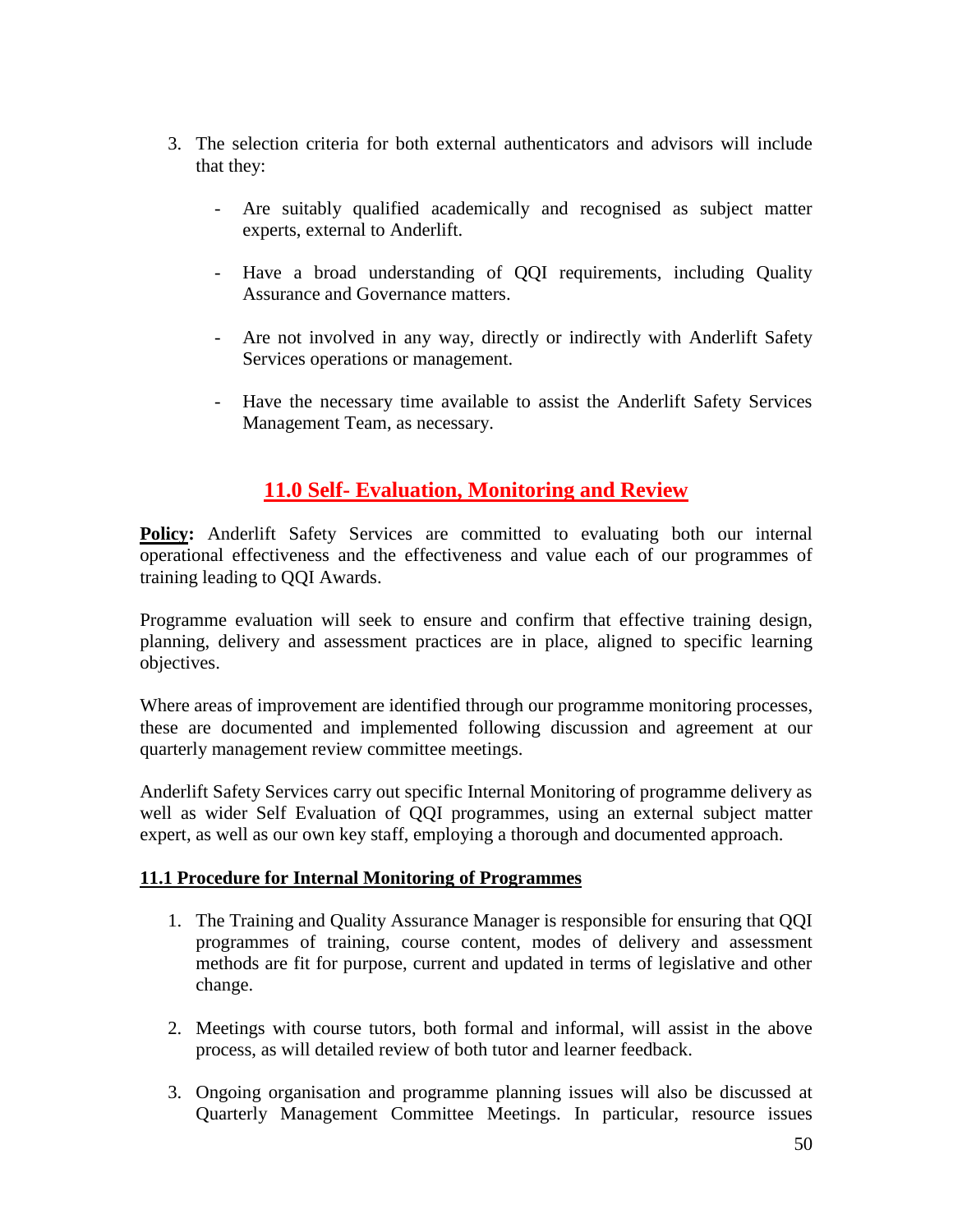3. The selection criteria for both external authenticators and advisors will include that they:

    - Are suitably qualified academically and recognised as subject matter experts, external to Anderlift.

    - Have a broad understanding of QQI requirements, including Quality Assurance and Governance matters.

    - Are not involved in any way, directly or indirectly with Anderlift Safety Services operations or management.

    - Have the necessary time available to assist the Anderlift Safety Services Management Team, as necessary.

## 11.0 Self- Evaluation, Monitoring and Review

**Policy:** Anderlift Safety Services are committed to evaluating both our internal operational effectiveness and the effectiveness and value each of our programmes of training leading to QQI Awards.

Programme evaluation will seek to ensure and confirm that effective training design, planning, delivery and assessment practices are in place, aligned to specific learning objectives.

Where areas of improvement are identified through our programme monitoring processes, these are documented and implemented following discussion and agreement at our quarterly management review committee meetings.

Anderlift Safety Services carry out specific Internal Monitoring of programme delivery as well as wider Self Evaluation of QQI programmes, using an external subject matter expert, as well as our own key staff, employing a thorough and documented approach.

### 11.1 Procedure for Internal Monitoring of Programmes

1. The Training and Quality Assurance Manager is responsible for ensuring that QQI programmes of training, course content, modes of delivery and assessment methods are fit for purpose, current and updated in terms of legislative and other change.

2. Meetings with course tutors, both formal and informal, will assist in the above process, as will detailed review of both tutor and learner feedback.

3. Ongoing organisation and programme planning issues will also be discussed at Quarterly Management Committee Meetings. In particular, resource issues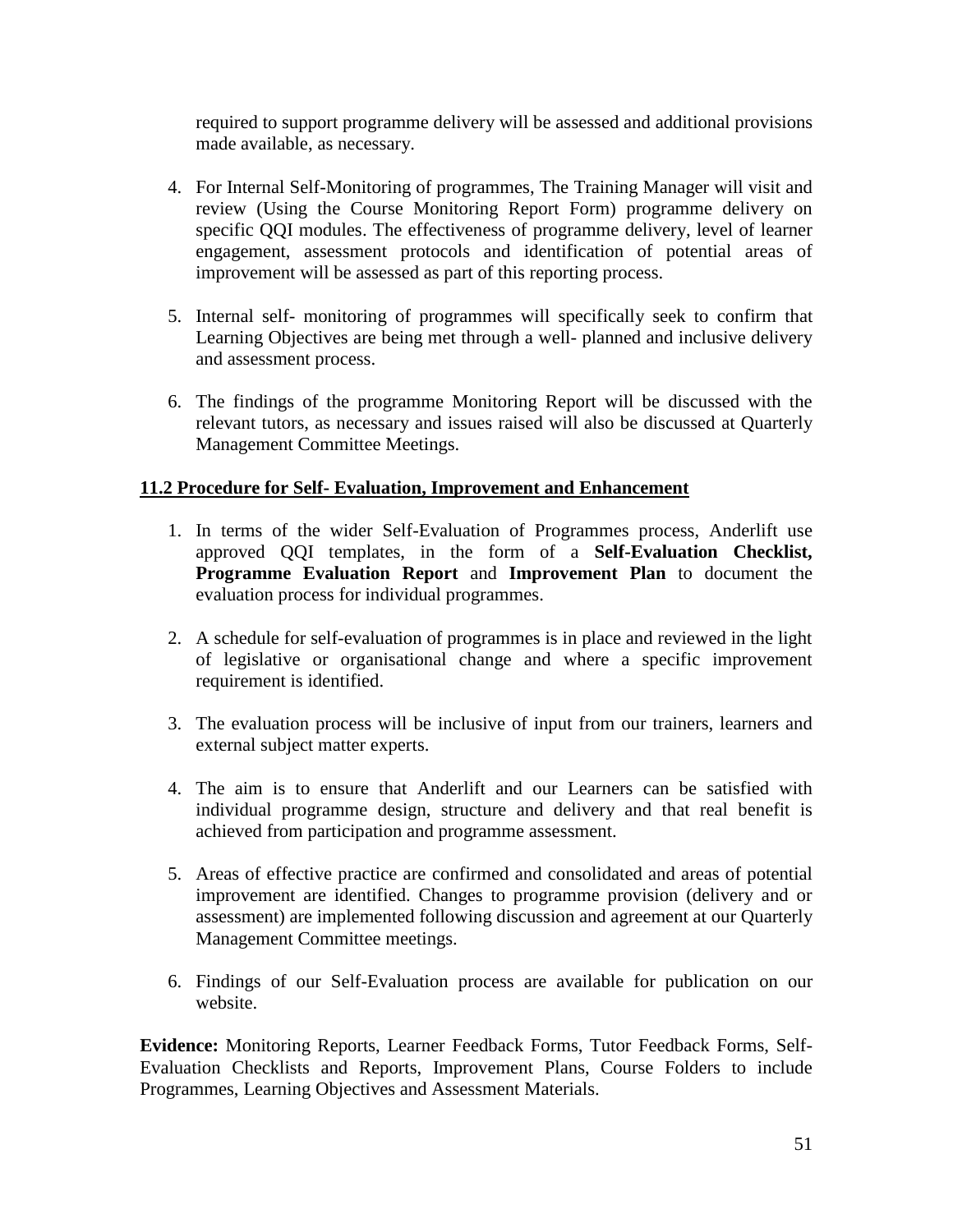required to support programme delivery will be assessed and additional provisions made available, as necessary.

4. For Internal Self-Monitoring of programmes, The Training Manager will visit and review (Using the Course Monitoring Report Form) programme delivery on specific QQI modules. The effectiveness of programme delivery, level of learner engagement, assessment protocols and identification of potential areas of improvement will be assessed as part of this reporting process.

5. Internal self- monitoring of programmes will specifically seek to confirm that Learning Objectives are being met through a well- planned and inclusive delivery and assessment process.

6. The findings of the programme Monitoring Report will be discussed with the relevant tutors, as necessary and issues raised will also be discussed at Quarterly Management Committee Meetings.

**11.2 Procedure for Self- Evaluation, Improvement and Enhancement**

1. In terms of the wider Self-Evaluation of Programmes process, Anderlift use approved QQI templates, in the form of a **Self-Evaluation Checklist, Programme Evaluation Report** and **Improvement Plan** to document the evaluation process for individual programmes.

2. A schedule for self-evaluation of programmes is in place and reviewed in the light of legislative or organisational change and where a specific improvement requirement is identified.

3. The evaluation process will be inclusive of input from our trainers, learners and external subject matter experts.

4. The aim is to ensure that Anderlift and our Learners can be satisfied with individual programme design, structure and delivery and that real benefit is achieved from participation and programme assessment.

5. Areas of effective practice are confirmed and consolidated and areas of potential improvement are identified. Changes to programme provision (delivery and or assessment) are implemented following discussion and agreement at our Quarterly Management Committee meetings.

6. Findings of our Self-Evaluation process are available for publication on our website.

**Evidence:** Monitoring Reports, Learner Feedback Forms, Tutor Feedback Forms, Self-Evaluation Checklists and Reports, Improvement Plans, Course Folders to include Programmes, Learning Objectives and Assessment Materials.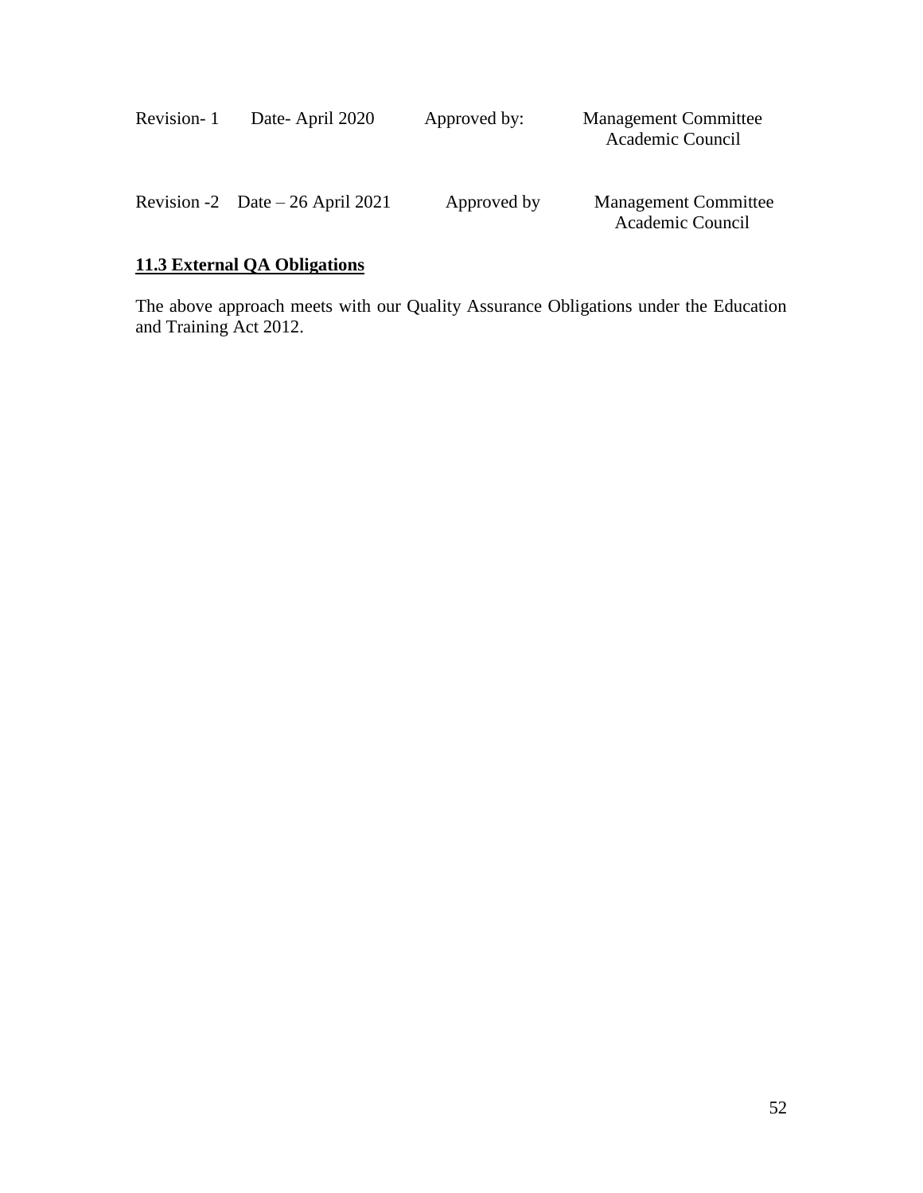| | | | |
|---|---|---|---|
| Revision- 1 | Date- April 2020 | Approved by: | Management Committee<br>Academic Council |
| Revision -2 | Date – 26 April 2021 | Approved by | Management Committee<br>Academic Council |

## 11.3 External QA Obligations

The above approach meets with our Quality Assurance Obligations under the Education and Training Act 2012.